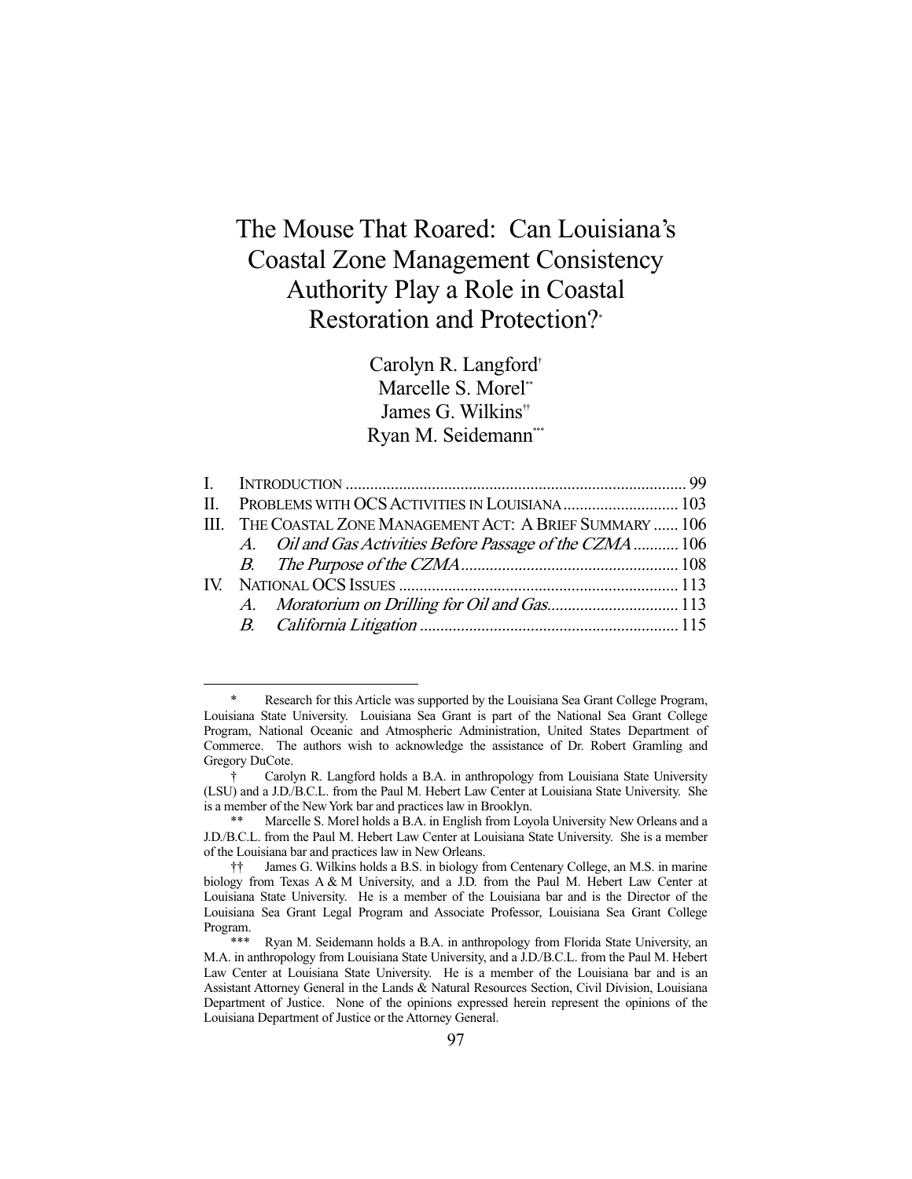# The Mouse That Roared: Can Louisiana's Coastal Zone Management Consistency Authority Play a Role in Coastal Restoration and Protection?[*]

Carolyn R. Langford[†]
Marcelle S. Morel[**]
James G. Wilkins[††]
Ryan M. Seidemann[***]

| | | |
|---|---|---|
| I. | INTRODUCTION | 99 |
| II. | PROBLEMS WITH OCS ACTIVITIES IN LOUISIANA | 103 |
| III. | THE COASTAL ZONE MANAGEMENT ACT: A BRIEF SUMMARY | 106 |
| | *A. Oil and Gas Activities Before Passage of the CZMA* | 106 |
| | *B. The Purpose of the CZMA* | 108 |
| IV. | NATIONAL OCS ISSUES | 113 |
| | *A. Moratorium on Drilling for Oil and Gas* | 113 |
| | *B. California Litigation* | 115 |

---

\* Research for this Article was supported by the Louisiana Sea Grant College Program, Louisiana State University. Louisiana Sea Grant is part of the National Sea Grant College Program, National Oceanic and Atmospheric Administration, United States Department of Commerce. The authors wish to acknowledge the assistance of Dr. Robert Gramling and Gregory DuCote.

† Carolyn R. Langford holds a B.A. in anthropology from Louisiana State University (LSU) and a J.D./B.C.L. from the Paul M. Hebert Law Center at Louisiana State University. She is a member of the New York bar and practices law in Brooklyn.

\** Marcelle S. Morel holds a B.A. in English from Loyola University New Orleans and a J.D./B.C.L. from the Paul M. Hebert Law Center at Louisiana State University. She is a member of the Louisiana bar and practices law in New Orleans.

†† James G. Wilkins holds a B.S. in biology from Centenary College, an M.S. in marine biology from Texas A & M University, and a J.D. from the Paul M. Hebert Law Center at Louisiana State University. He is a member of the Louisiana bar and is the Director of the Louisiana Sea Grant Legal Program and Associate Professor, Louisiana Sea Grant College Program.

\*** Ryan M. Seidemann holds a B.A. in anthropology from Florida State University, an M.A. in anthropology from Louisiana State University, and a J.D./B.C.L. from the Paul M. Hebert Law Center at Louisiana State University. He is a member of the Louisiana bar and is an Assistant Attorney General in the Lands & Natural Resources Section, Civil Division, Louisiana Department of Justice. None of the opinions expressed herein represent the opinions of the Louisiana Department of Justice or the Attorney General.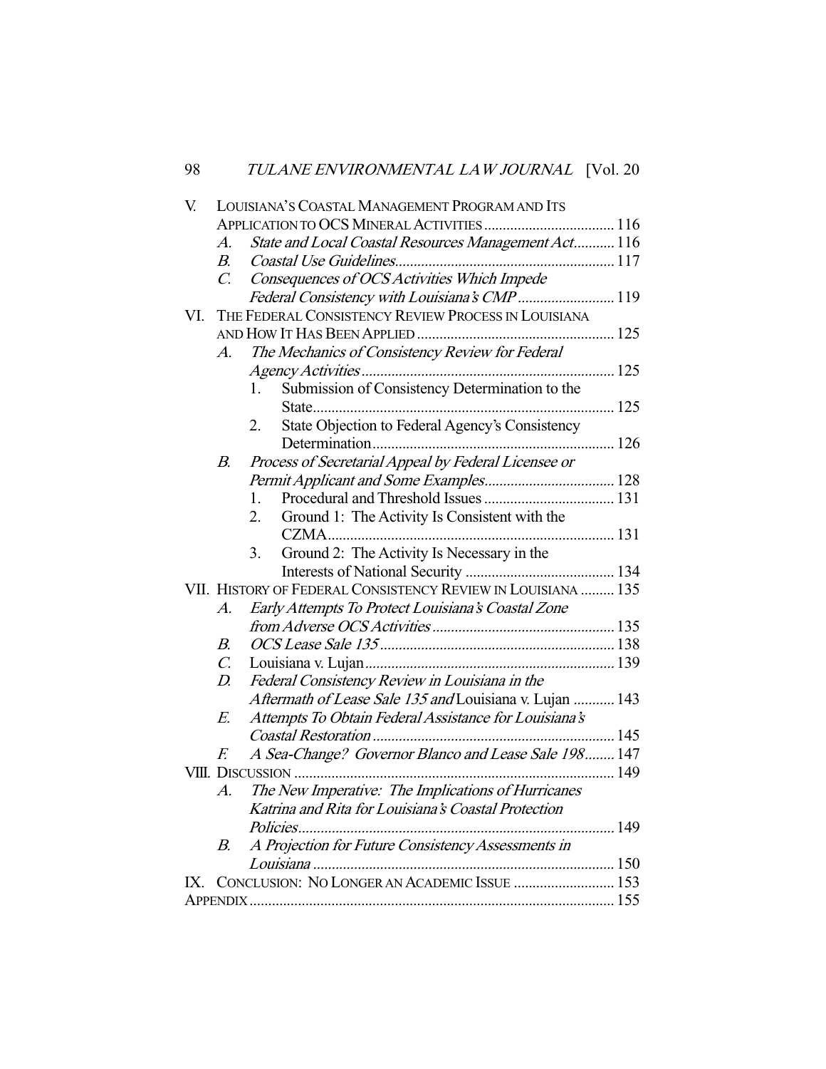V. LOUISIANA'S COASTAL MANAGEMENT PROGRAM AND ITS APPLICATION TO OCS MINERAL ACTIVITIES ................................... 116
   A. *State and Local Coastal Resources Management Act*........... 116
   B. *Coastal Use Guidelines*........................................................... 117
   C. *Consequences of OCS Activities Which Impede Federal Consistency with Louisiana's CMP* .......................... 119

VI. THE FEDERAL CONSISTENCY REVIEW PROCESS IN LOUISIANA AND HOW IT HAS BEEN APPLIED ..................................................... 125
   A. *The Mechanics of Consistency Review for Federal Agency Activities* .................................................................... 125
      1. Submission of Consistency Determination to the State................................................................................. 125
      2. State Objection to Federal Agency's Consistency Determination................................................................. 126
   B. *Process of Secretarial Appeal by Federal Licensee or Permit Applicant and Some Examples*................................... 128
      1. Procedural and Threshold Issues ................................... 131
      2. Ground 1: The Activity Is Consistent with the CZMA............................................................................. 131
      3. Ground 2: The Activity Is Necessary in the Interests of National Security ........................................ 134

VII. HISTORY OF FEDERAL CONSISTENCY REVIEW IN LOUISIANA ......... 135
   A. *Early Attempts To Protect Louisiana's Coastal Zone from Adverse OCS Activities* ................................................. 135
   B. *OCS Lease Sale 135* ............................................................... 138
   C. Louisiana v. Lujan................................................................... 139
   D. *Federal Consistency Review in Louisiana in the Aftermath of Lease Sale 135 and* Louisiana v. Lujan ........... 143
   E. *Attempts To Obtain Federal Assistance for Louisiana's Coastal Restoration* ................................................................. 145
   F. *A Sea-Change? Governor Blanco and Lease Sale 198*........ 147

VIII. DISCUSSION ...................................................................................... 149
   A. *The New Imperative: The Implications of Hurricanes Katrina and Rita for Louisiana's Coastal Protection Policies*..................................................................................... 149
   B. *A Projection for Future Consistency Assessments in Louisiana* ................................................................................. 150

IX. CONCLUSION: NO LONGER AN ACADEMIC ISSUE ........................... 153

APPENDIX.................................................................................................. 155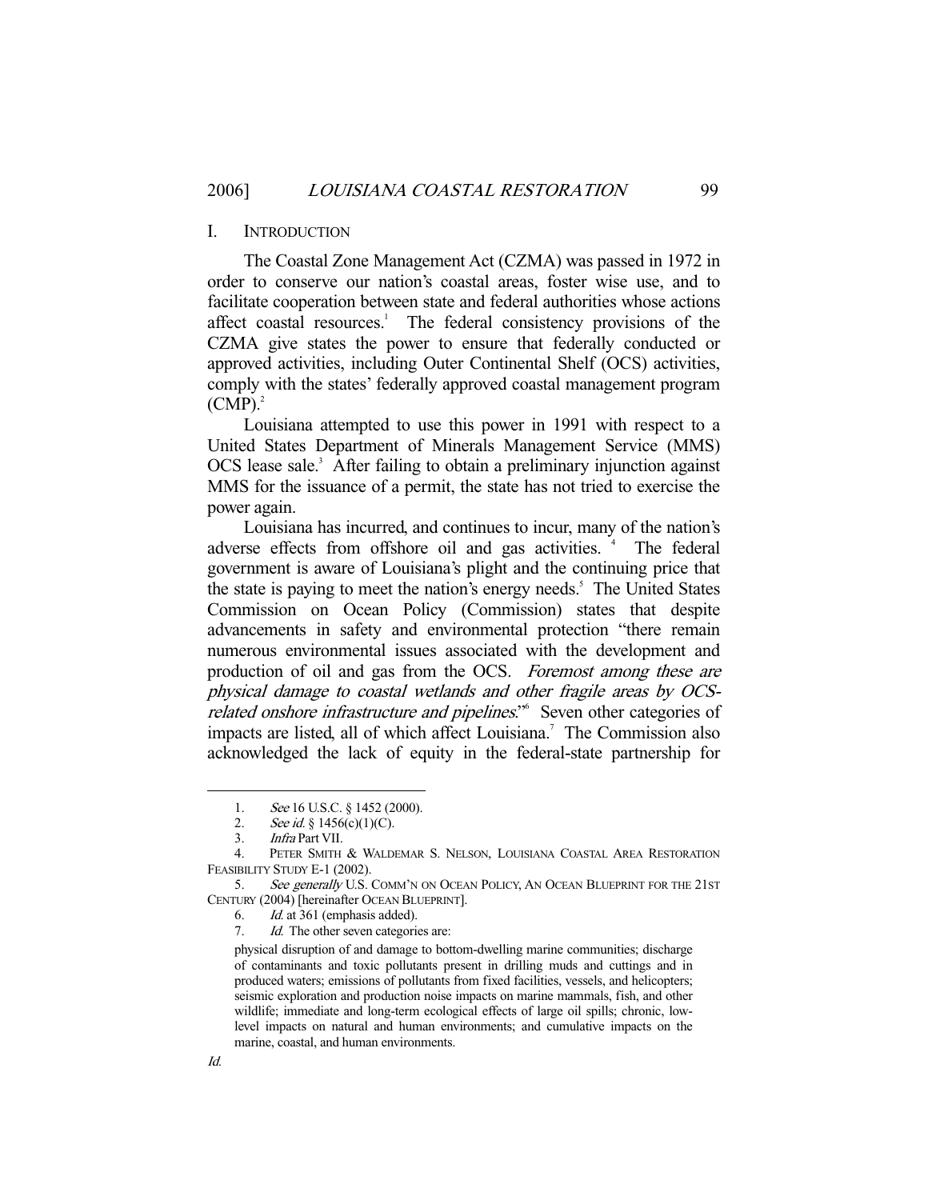## I. INTRODUCTION

The Coastal Zone Management Act (CZMA) was passed in 1972 in order to conserve our nation's coastal areas, foster wise use, and to facilitate cooperation between state and federal authorities whose actions affect coastal resources.[1] The federal consistency provisions of the CZMA give states the power to ensure that federally conducted or approved activities, including Outer Continental Shelf (OCS) activities, comply with the states' federally approved coastal management program (CMP).[2]

Louisiana attempted to use this power in 1991 with respect to a United States Department of Minerals Management Service (MMS) OCS lease sale.[3] After failing to obtain a preliminary injunction against MMS for the issuance of a permit, the state has not tried to exercise the power again.

Louisiana has incurred, and continues to incur, many of the nation's adverse effects from offshore oil and gas activities.[4] The federal government is aware of Louisiana's plight and the continuing price that the state is paying to meet the nation's energy needs.[5] The United States Commission on Ocean Policy (Commission) states that despite advancements in safety and environmental protection "there remain numerous environmental issues associated with the development and production of oil and gas from the OCS. *Foremost among these are physical damage to coastal wetlands and other fragile areas by OCS-related onshore infrastructure and pipelines*."[6] Seven other categories of impacts are listed, all of which affect Louisiana.[7] The Commission also acknowledged the lack of equity in the federal-state partnership for

---

1. *See* 16 U.S.C. § 1452 (2000).
2. *See id.* § 1456(c)(1)(C).
3. *Infra* Part VII.
4. PETER SMITH & WALDEMAR S. NELSON, LOUISIANA COASTAL AREA RESTORATION FEASIBILITY STUDY E-1 (2002).
5. *See generally* U.S. COMM'N ON OCEAN POLICY, AN OCEAN BLUEPRINT FOR THE 21ST CENTURY (2004) [hereinafter OCEAN BLUEPRINT].
6. *Id.* at 361 (emphasis added).
7. *Id.* The other seven categories are:

   physical disruption of and damage to bottom-dwelling marine communities; discharge of contaminants and toxic pollutants present in drilling muds and cuttings and in produced waters; emissions of pollutants from fixed facilities, vessels, and helicopters; seismic exploration and production noise impacts on marine mammals, fish, and other wildlife; immediate and long-term ecological effects of large oil spills; chronic, low-level impacts on natural and human environments; and cumulative impacts on the marine, coastal, and human environments.

   *Id.*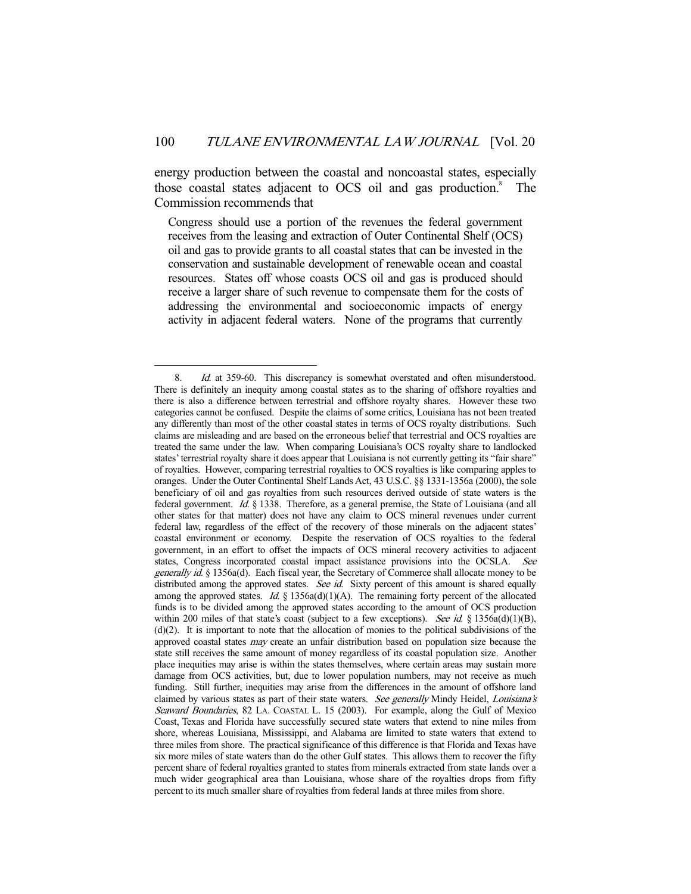energy production between the coastal and noncoastal states, especially those coastal states adjacent to OCS oil and gas production.[8] The Commission recommends that

> Congress should use a portion of the revenues the federal government receives from the leasing and extraction of Outer Continental Shelf (OCS) oil and gas to provide grants to all coastal states that can be invested in the conservation and sustainable development of renewable ocean and coastal resources. States off whose coasts OCS oil and gas is produced should receive a larger share of such revenue to compensate them for the costs of addressing the environmental and socioeconomic impacts of energy activity in adjacent federal waters. None of the programs that currently

---

8. *Id.* at 359-60. This discrepancy is somewhat overstated and often misunderstood. There is definitely an inequity among coastal states as to the sharing of offshore royalties and there is also a difference between terrestrial and offshore royalty shares. However these two categories cannot be confused. Despite the claims of some critics, Louisiana has not been treated any differently than most of the other coastal states in terms of OCS royalty distributions. Such claims are misleading and are based on the erroneous belief that terrestrial and OCS royalties are treated the same under the law. When comparing Louisiana's OCS royalty share to landlocked states' terrestrial royalty share it does appear that Louisiana is not currently getting its "fair share" of royalties. However, comparing terrestrial royalties to OCS royalties is like comparing apples to oranges. Under the Outer Continental Shelf Lands Act, 43 U.S.C. §§ 1331-1356a (2000), the sole beneficiary of oil and gas royalties from such resources derived outside of state waters is the federal government. *Id.* § 1338. Therefore, as a general premise, the State of Louisiana (and all other states for that matter) does not have any claim to OCS mineral revenues under current federal law, regardless of the effect of the recovery of those minerals on the adjacent states' coastal environment or economy. Despite the reservation of OCS royalties to the federal government, in an effort to offset the impacts of OCS mineral recovery activities to adjacent states, Congress incorporated coastal impact assistance provisions into the OCSLA. *See generally id.* § 1356a(d). Each fiscal year, the Secretary of Commerce shall allocate money to be distributed among the approved states. *See id.* Sixty percent of this amount is shared equally among the approved states. *Id.* § 1356a(d)(1)(A). The remaining forty percent of the allocated funds is to be divided among the approved states according to the amount of OCS production within 200 miles of that state's coast (subject to a few exceptions). *See id.* § 1356a(d)(1)(B), (d)(2). It is important to note that the allocation of monies to the political subdivisions of the approved coastal states *may* create an unfair distribution based on population size because the state still receives the same amount of money regardless of its coastal population size. Another place inequities may arise is within the states themselves, where certain areas may sustain more damage from OCS activities, but, due to lower population numbers, may not receive as much funding. Still further, inequities may arise from the differences in the amount of offshore land claimed by various states as part of their state waters. *See generally* Mindy Heidel, *Louisiana's Seaward Boundaries*, 82 LA. COASTAL L. 15 (2003). For example, along the Gulf of Mexico Coast, Texas and Florida have successfully secured state waters that extend to nine miles from shore, whereas Louisiana, Mississippi, and Alabama are limited to state waters that extend to three miles from shore. The practical significance of this difference is that Florida and Texas have six more miles of state waters than do the other Gulf states. This allows them to recover the fifty percent share of federal royalties granted to states from minerals extracted from state lands over a much wider geographical area than Louisiana, whose share of the royalties drops from fifty percent to its much smaller share of royalties from federal lands at three miles from shore.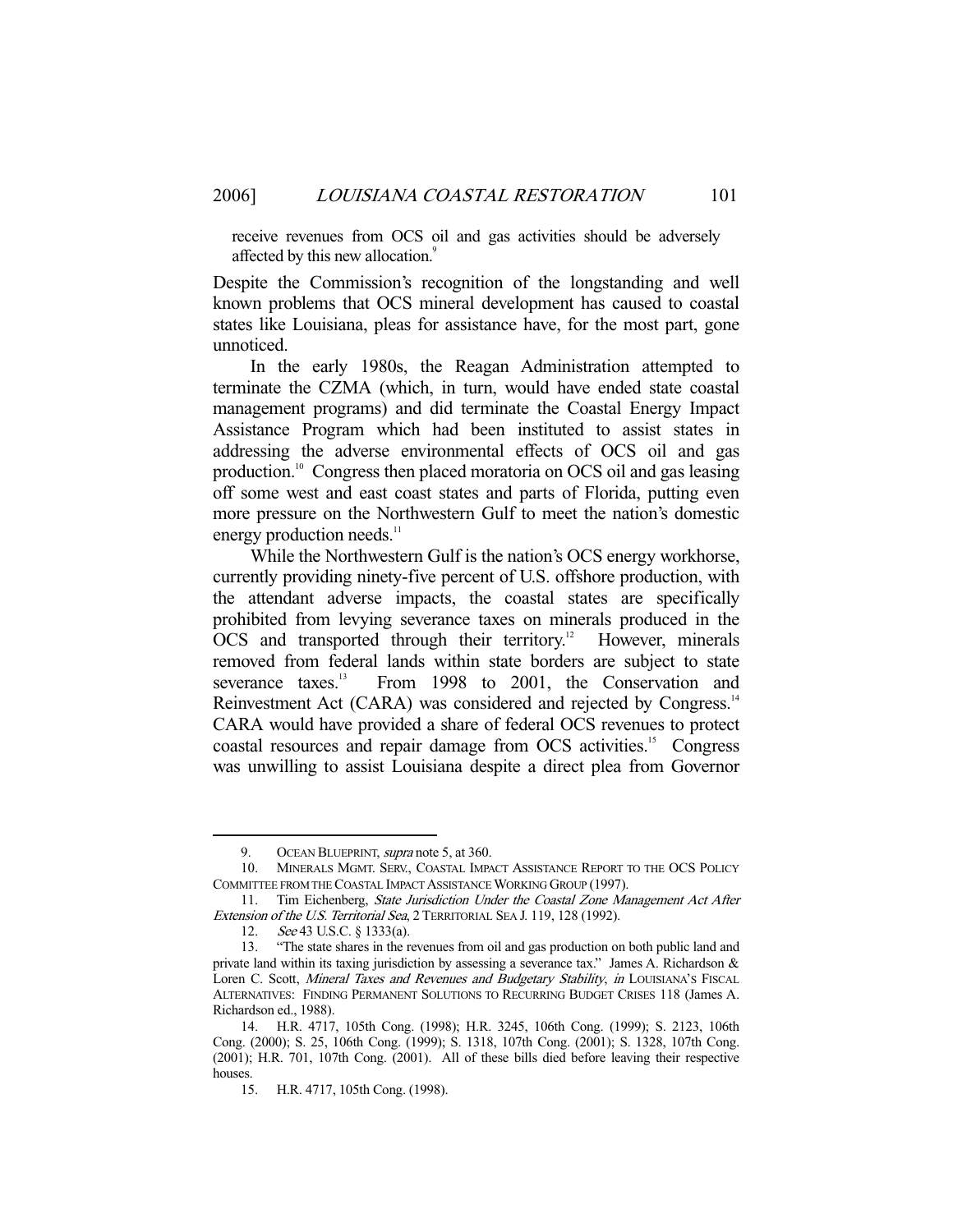receive revenues from OCS oil and gas activities should be adversely affected by this new allocation.[9]

Despite the Commission's recognition of the longstanding and well known problems that OCS mineral development has caused to coastal states like Louisiana, pleas for assistance have, for the most part, gone unnoticed.

In the early 1980s, the Reagan Administration attempted to terminate the CZMA (which, in turn, would have ended state coastal management programs) and did terminate the Coastal Energy Impact Assistance Program which had been instituted to assist states in addressing the adverse environmental effects of OCS oil and gas production.[10] Congress then placed moratoria on OCS oil and gas leasing off some west and east coast states and parts of Florida, putting even more pressure on the Northwestern Gulf to meet the nation's domestic energy production needs.[11]

While the Northwestern Gulf is the nation's OCS energy workhorse, currently providing ninety-five percent of U.S. offshore production, with the attendant adverse impacts, the coastal states are specifically prohibited from levying severance taxes on minerals produced in the OCS and transported through their territory.[12] However, minerals removed from federal lands within state borders are subject to state severance taxes.[13] From 1998 to 2001, the Conservation and Reinvestment Act (CARA) was considered and rejected by Congress.[14] CARA would have provided a share of federal OCS revenues to protect coastal resources and repair damage from OCS activities.[15] Congress was unwilling to assist Louisiana despite a direct plea from Governor

---

9. OCEAN BLUEPRINT, *supra* note 5, at 360.

10. MINERALS MGMT. SERV., COASTAL IMPACT ASSISTANCE REPORT TO THE OCS POLICY COMMITTEE FROM THE COASTAL IMPACT ASSISTANCE WORKING GROUP (1997).

11. Tim Eichenberg, *State Jurisdiction Under the Coastal Zone Management Act After Extension of the U.S. Territorial Sea*, 2 TERRITORIAL SEA J. 119, 128 (1992).

12. *See* 43 U.S.C. § 1333(a).

13. "The state shares in the revenues from oil and gas production on both public land and private land within its taxing jurisdiction by assessing a severance tax." James A. Richardson & Loren C. Scott, *Mineral Taxes and Revenues and Budgetary Stability*, *in* LOUISIANA'S FISCAL ALTERNATIVES: FINDING PERMANENT SOLUTIONS TO RECURRING BUDGET CRISES 118 (James A. Richardson ed., 1988).

14. H.R. 4717, 105th Cong. (1998); H.R. 3245, 106th Cong. (1999); S. 2123, 106th Cong. (2000); S. 25, 106th Cong. (1999); S. 1318, 107th Cong. (2001); S. 1328, 107th Cong. (2001); H.R. 701, 107th Cong. (2001). All of these bills died before leaving their respective houses.

15. H.R. 4717, 105th Cong. (1998).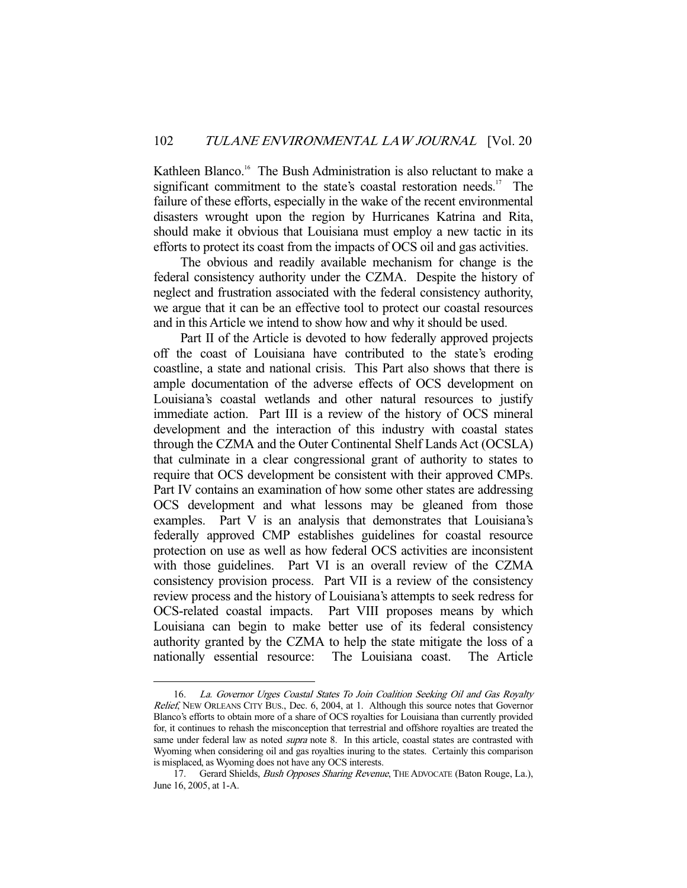Kathleen Blanco.[16] The Bush Administration is also reluctant to make a significant commitment to the state's coastal restoration needs.[17] The failure of these efforts, especially in the wake of the recent environmental disasters wrought upon the region by Hurricanes Katrina and Rita, should make it obvious that Louisiana must employ a new tactic in its efforts to protect its coast from the impacts of OCS oil and gas activities.

The obvious and readily available mechanism for change is the federal consistency authority under the CZMA. Despite the history of neglect and frustration associated with the federal consistency authority, we argue that it can be an effective tool to protect our coastal resources and in this Article we intend to show how and why it should be used.

Part II of the Article is devoted to how federally approved projects off the coast of Louisiana have contributed to the state's eroding coastline, a state and national crisis. This Part also shows that there is ample documentation of the adverse effects of OCS development on Louisiana's coastal wetlands and other natural resources to justify immediate action. Part III is a review of the history of OCS mineral development and the interaction of this industry with coastal states through the CZMA and the Outer Continental Shelf Lands Act (OCSLA) that culminate in a clear congressional grant of authority to states to require that OCS development be consistent with their approved CMPs. Part IV contains an examination of how some other states are addressing OCS development and what lessons may be gleaned from those examples. Part V is an analysis that demonstrates that Louisiana's federally approved CMP establishes guidelines for coastal resource protection on use as well as how federal OCS activities are inconsistent with those guidelines. Part VI is an overall review of the CZMA consistency provision process. Part VII is a review of the consistency review process and the history of Louisiana's attempts to seek redress for OCS-related coastal impacts. Part VIII proposes means by which Louisiana can begin to make better use of its federal consistency authority granted by the CZMA to help the state mitigate the loss of a nationally essential resource: The Louisiana coast. The Article

---

16. *La. Governor Urges Coastal States To Join Coalition Seeking Oil and Gas Royalty Relief*, NEW ORLEANS CITY BUS., Dec. 6, 2004, at 1. Although this source notes that Governor Blanco's efforts to obtain more of a share of OCS royalties for Louisiana than currently provided for, it continues to rehash the misconception that terrestrial and offshore royalties are treated the same under federal law as noted *supra* note 8. In this article, coastal states are contrasted with Wyoming when considering oil and gas royalties inuring to the states. Certainly this comparison is misplaced, as Wyoming does not have any OCS interests.

17. Gerard Shields, *Bush Opposes Sharing Revenue*, THE ADVOCATE (Baton Rouge, La.), June 16, 2005, at 1-A.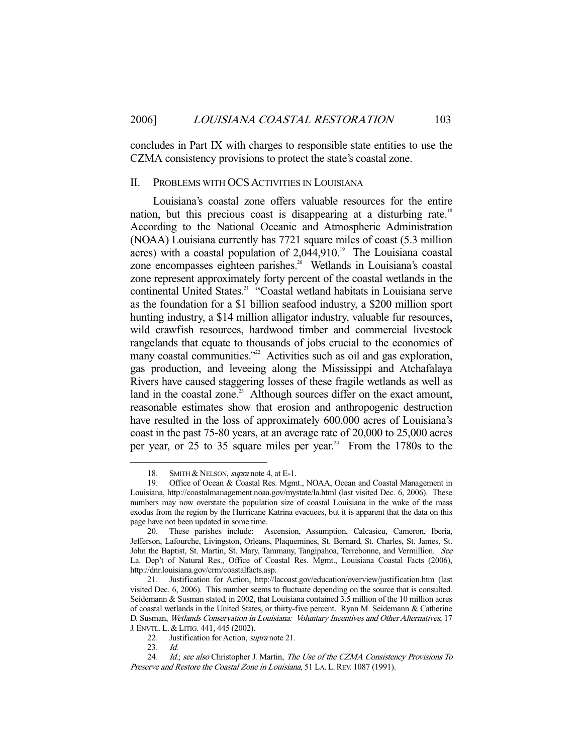concludes in Part IX with charges to responsible state entities to use the CZMA consistency provisions to protect the state's coastal zone.

## II. PROBLEMS WITH OCS ACTIVITIES IN LOUISIANA

Louisiana's coastal zone offers valuable resources for the entire nation, but this precious coast is disappearing at a disturbing rate.[18] According to the National Oceanic and Atmospheric Administration (NOAA) Louisiana currently has 7721 square miles of coast (5.3 million acres) with a coastal population of 2,044,910.[19] The Louisiana coastal zone encompasses eighteen parishes.[20] Wetlands in Louisiana's coastal zone represent approximately forty percent of the coastal wetlands in the continental United States.[21] "Coastal wetland habitats in Louisiana serve as the foundation for a $1 billion seafood industry, a $200 million sport hunting industry, a $14 million alligator industry, valuable fur resources, wild crawfish resources, hardwood timber and commercial livestock rangelands that equate to thousands of jobs crucial to the economies of many coastal communities."[22] Activities such as oil and gas exploration, gas production, and leveeing along the Mississippi and Atchafalaya Rivers have caused staggering losses of these fragile wetlands as well as land in the coastal zone.[23] Although sources differ on the exact amount, reasonable estimates show that erosion and anthropogenic destruction have resulted in the loss of approximately 600,000 acres of Louisiana's coast in the past 75-80 years, at an average rate of 20,000 to 25,000 acres per year, or 25 to 35 square miles per year.[24] From the 1780s to the

---

18. SMITH & NELSON, *supra* note 4, at E-1.

19. Office of Ocean & Coastal Res. Mgmt., NOAA, Ocean and Coastal Management in Louisiana, http://coastalmanagement.noaa.gov/mystate/la.html (last visited Dec. 6, 2006). These numbers may now overstate the population size of coastal Louisiana in the wake of the mass exodus from the region by the Hurricane Katrina evacuees, but it is apparent that the data on this page have not been updated in some time.

20. These parishes include: Ascension, Assumption, Calcasieu, Cameron, Iberia, Jefferson, Lafourche, Livingston, Orleans, Plaquemines, St. Bernard, St. Charles, St. James, St. John the Baptist, St. Martin, St. Mary, Tammany, Tangipahoa, Terrebonne, and Vermillion. *See* La. Dep't of Natural Res., Office of Coastal Res. Mgmt., Louisiana Coastal Facts (2006), http://dnr.louisiana.gov/crm/coastalfacts.asp.

21. Justification for Action, http://lacoast.gov/education/overview/justification.htm (last visited Dec. 6, 2006). This number seems to fluctuate depending on the source that is consulted. Seidemann & Susman stated, in 2002, that Louisiana contained 3.5 million of the 10 million acres of coastal wetlands in the United States, or thirty-five percent. Ryan M. Seidemann & Catherine D. Susman, *Wetlands Conservation in Louisiana: Voluntary Incentives and Other Alternatives*, 17 J. ENVTL. L. & LITIG. 441, 445 (2002).

22. Justification for Action, *supra* note 21.

23. *Id.*

24. *Id.*; *see also* Christopher J. Martin, *The Use of the CZMA Consistency Provisions To Preserve and Restore the Coastal Zone in Louisiana*, 51 LA. L. REV. 1087 (1991).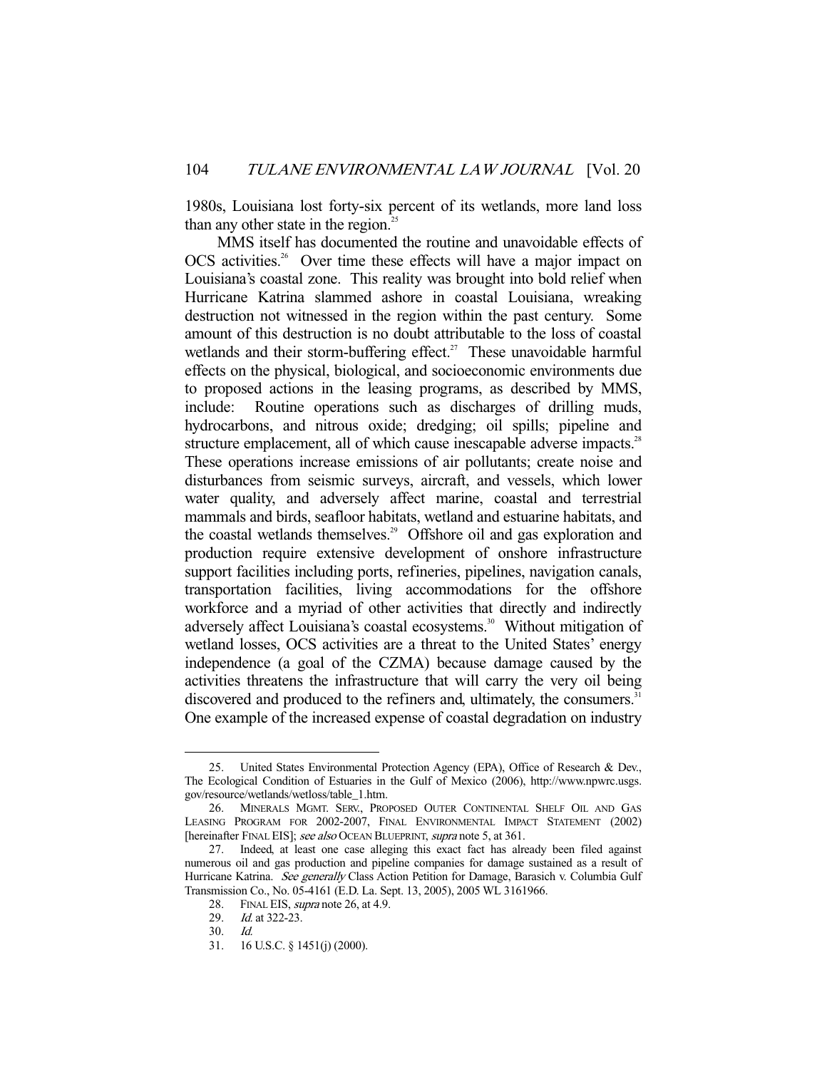1980s, Louisiana lost forty-six percent of its wetlands, more land loss than any other state in the region.[25]

MMS itself has documented the routine and unavoidable effects of OCS activities.[26] Over time these effects will have a major impact on Louisiana's coastal zone. This reality was brought into bold relief when Hurricane Katrina slammed ashore in coastal Louisiana, wreaking destruction not witnessed in the region within the past century. Some amount of this destruction is no doubt attributable to the loss of coastal wetlands and their storm-buffering effect.[27] These unavoidable harmful effects on the physical, biological, and socioeconomic environments due to proposed actions in the leasing programs, as described by MMS, include: Routine operations such as discharges of drilling muds, hydrocarbons, and nitrous oxide; dredging; oil spills; pipeline and structure emplacement, all of which cause inescapable adverse impacts.[28] These operations increase emissions of air pollutants; create noise and disturbances from seismic surveys, aircraft, and vessels, which lower water quality, and adversely affect marine, coastal and terrestrial mammals and birds, seafloor habitats, wetland and estuarine habitats, and the coastal wetlands themselves.[29] Offshore oil and gas exploration and production require extensive development of onshore infrastructure support facilities including ports, refineries, pipelines, navigation canals, transportation facilities, living accommodations for the offshore workforce and a myriad of other activities that directly and indirectly adversely affect Louisiana's coastal ecosystems.[30] Without mitigation of wetland losses, OCS activities are a threat to the United States' energy independence (a goal of the CZMA) because damage caused by the activities threatens the infrastructure that will carry the very oil being discovered and produced to the refiners and, ultimately, the consumers.[31] One example of the increased expense of coastal degradation on industry

---

25. United States Environmental Protection Agency (EPA), Office of Research & Dev., The Ecological Condition of Estuaries in the Gulf of Mexico (2006), http://www.npwrc.usgs.gov/resource/wetlands/wetloss/table_1.htm.

26. MINERALS MGMT. SERV., PROPOSED OUTER CONTINENTAL SHELF OIL AND GAS LEASING PROGRAM FOR 2002-2007, FINAL ENVIRONMENTAL IMPACT STATEMENT (2002) [hereinafter FINAL EIS]; *see also* OCEAN BLUEPRINT, *supra* note 5, at 361.

27. Indeed, at least one case alleging this exact fact has already been filed against numerous oil and gas production and pipeline companies for damage sustained as a result of Hurricane Katrina. *See generally* Class Action Petition for Damage, Barasich v. Columbia Gulf Transmission Co., No. 05-4161 (E.D. La. Sept. 13, 2005), 2005 WL 3161966.

28. FINAL EIS, *supra* note 26, at 4.9.

29. *Id.* at 322-23.

30. *Id.*

31. 16 U.S.C. § 1451(j) (2000).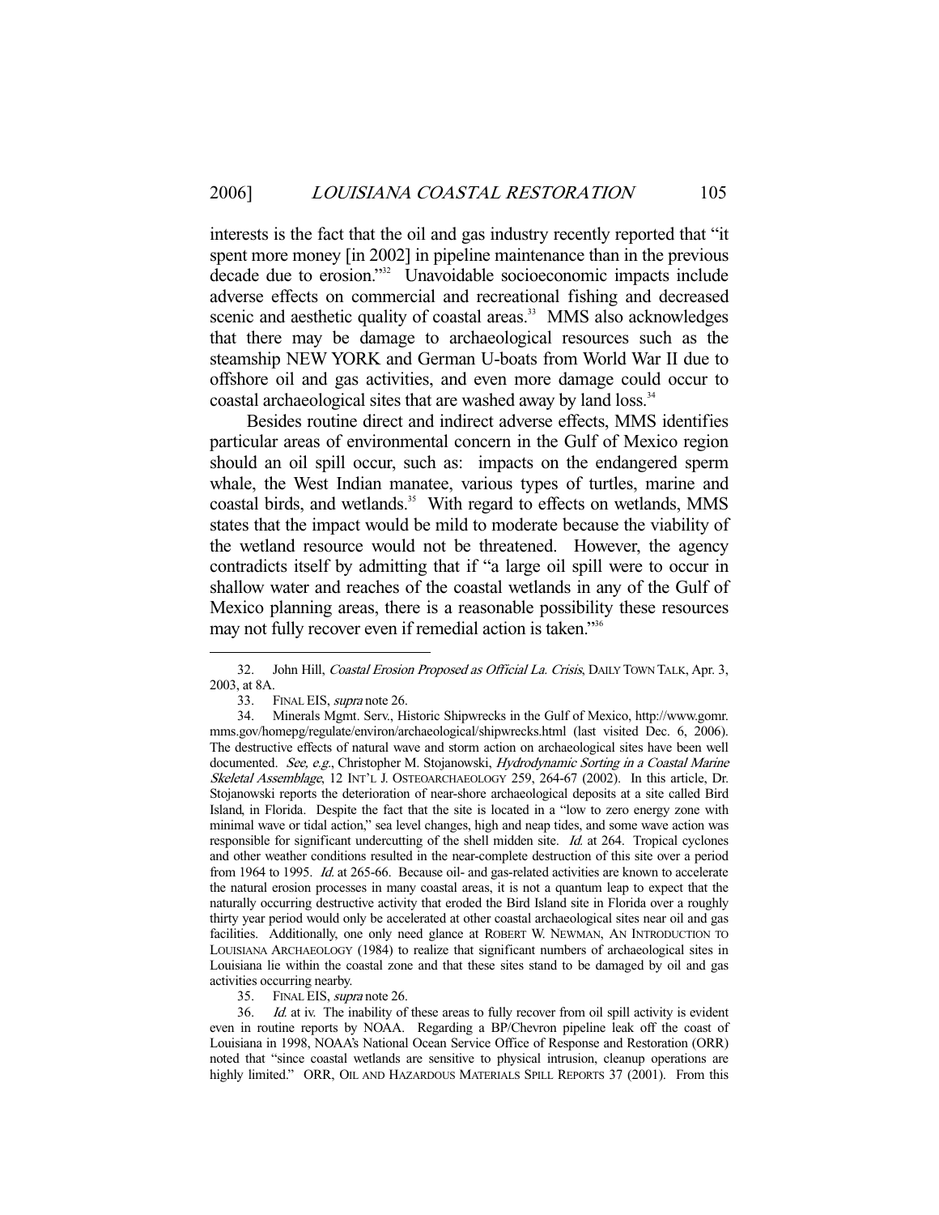interests is the fact that the oil and gas industry recently reported that "it spent more money [in 2002] in pipeline maintenance than in the previous decade due to erosion."[32] Unavoidable socioeconomic impacts include adverse effects on commercial and recreational fishing and decreased scenic and aesthetic quality of coastal areas.[33] MMS also acknowledges that there may be damage to archaeological resources such as the steamship NEW YORK and German U-boats from World War II due to offshore oil and gas activities, and even more damage could occur to coastal archaeological sites that are washed away by land loss.[34]

Besides routine direct and indirect adverse effects, MMS identifies particular areas of environmental concern in the Gulf of Mexico region should an oil spill occur, such as: impacts on the endangered sperm whale, the West Indian manatee, various types of turtles, marine and coastal birds, and wetlands.[35] With regard to effects on wetlands, MMS states that the impact would be mild to moderate because the viability of the wetland resource would not be threatened. However, the agency contradicts itself by admitting that if "a large oil spill were to occur in shallow water and reaches of the coastal wetlands in any of the Gulf of Mexico planning areas, there is a reasonable possibility these resources may not fully recover even if remedial action is taken."[36]

---

32. John Hill, *Coastal Erosion Proposed as Official La. Crisis*, DAILY TOWN TALK, Apr. 3, 2003, at 8A.

33. FINAL EIS, *supra* note 26.

34. Minerals Mgmt. Serv., Historic Shipwrecks in the Gulf of Mexico, http://www.gomr.mms.gov/homepg/regulate/environ/archaeological/shipwrecks.html (last visited Dec. 6, 2006). The destructive effects of natural wave and storm action on archaeological sites have been well documented. *See, e.g.*, Christopher M. Stojanowski, *Hydrodynamic Sorting in a Coastal Marine Skeletal Assemblage*, 12 INT'L J. OSTEOARCHAEOLOGY 259, 264-67 (2002). In this article, Dr. Stojanowski reports the deterioration of near-shore archaeological deposits at a site called Bird Island, in Florida. Despite the fact that the site is located in a "low to zero energy zone with minimal wave or tidal action," sea level changes, high and neap tides, and some wave action was responsible for significant undercutting of the shell midden site. *Id.* at 264. Tropical cyclones and other weather conditions resulted in the near-complete destruction of this site over a period from 1964 to 1995. *Id.* at 265-66. Because oil- and gas-related activities are known to accelerate the natural erosion processes in many coastal areas, it is not a quantum leap to expect that the naturally occurring destructive activity that eroded the Bird Island site in Florida over a roughly thirty year period would only be accelerated at other coastal archaeological sites near oil and gas facilities. Additionally, one only need glance at ROBERT W. NEWMAN, AN INTRODUCTION TO LOUISIANA ARCHAEOLOGY (1984) to realize that significant numbers of archaeological sites in Louisiana lie within the coastal zone and that these sites stand to be damaged by oil and gas activities occurring nearby.

35. FINAL EIS, *supra* note 26.

36. *Id.* at iv. The inability of these areas to fully recover from oil spill activity is evident even in routine reports by NOAA. Regarding a BP/Chevron pipeline leak off the coast of Louisiana in 1998, NOAA's National Ocean Service Office of Response and Restoration (ORR) noted that "since coastal wetlands are sensitive to physical intrusion, cleanup operations are highly limited." ORR, OIL AND HAZARDOUS MATERIALS SPILL REPORTS 37 (2001). From this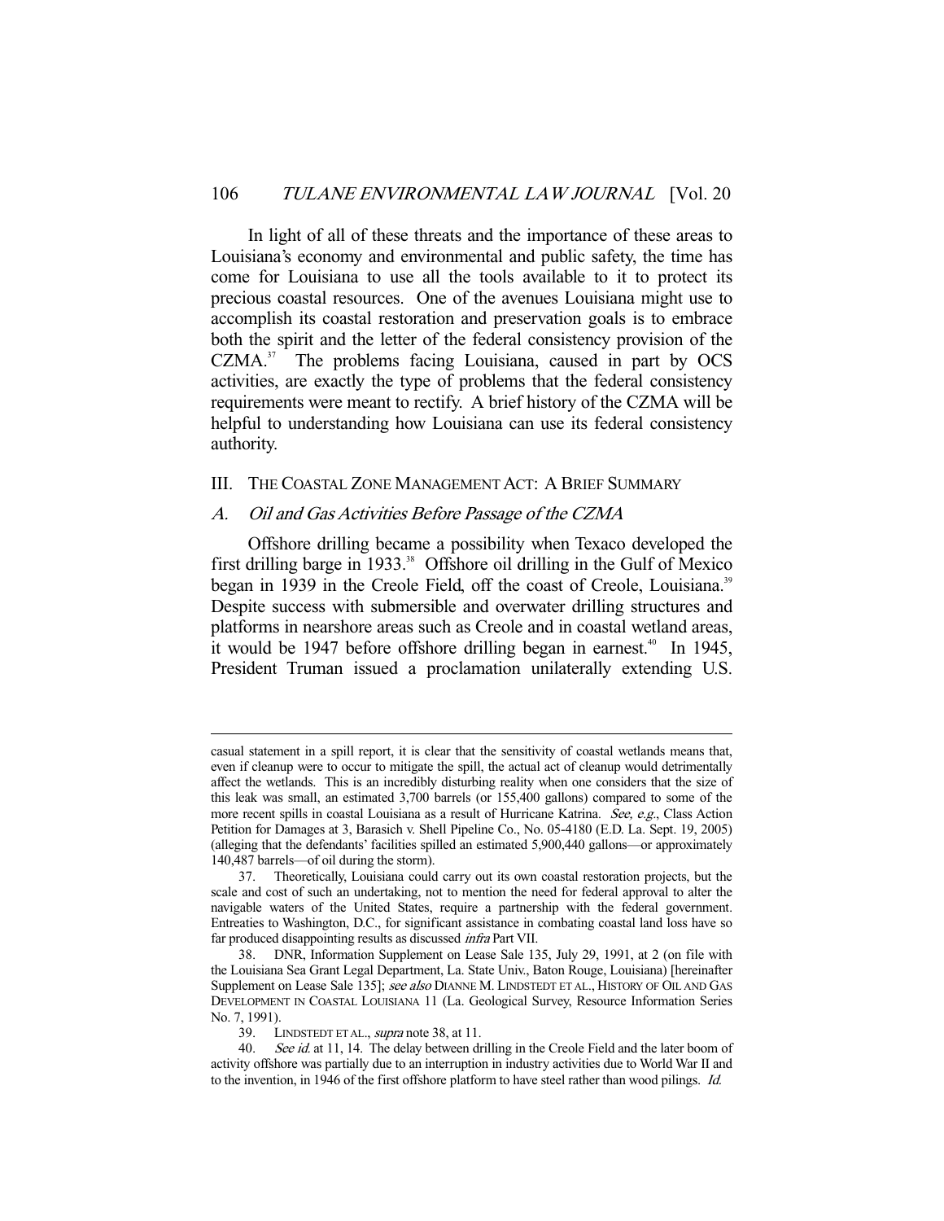In light of all of these threats and the importance of these areas to Louisiana's economy and environmental and public safety, the time has come for Louisiana to use all the tools available to it to protect its precious coastal resources. One of the avenues Louisiana might use to accomplish its coastal restoration and preservation goals is to embrace both the spirit and the letter of the federal consistency provision of the CZMA.[37] The problems facing Louisiana, caused in part by OCS activities, are exactly the type of problems that the federal consistency requirements were meant to rectify. A brief history of the CZMA will be helpful to understanding how Louisiana can use its federal consistency authority.

## III. THE COASTAL ZONE MANAGEMENT ACT: A BRIEF SUMMARY

### A. *Oil and Gas Activities Before Passage of the CZMA*

Offshore drilling became a possibility when Texaco developed the first drilling barge in 1933.[38] Offshore oil drilling in the Gulf of Mexico began in 1939 in the Creole Field, off the coast of Creole, Louisiana.[39] Despite success with submersible and overwater drilling structures and platforms in nearshore areas such as Creole and in coastal wetland areas, it would be 1947 before offshore drilling began in earnest.[40] In 1945, President Truman issued a proclamation unilaterally extending U.S.

---

casual statement in a spill report, it is clear that the sensitivity of coastal wetlands means that, even if cleanup were to occur to mitigate the spill, the actual act of cleanup would detrimentally affect the wetlands. This is an incredibly disturbing reality when one considers that the size of this leak was small, an estimated 3,700 barrels (or 155,400 gallons) compared to some of the more recent spills in coastal Louisiana as a result of Hurricane Katrina. *See, e.g.*, Class Action Petition for Damages at 3, Barasich v. Shell Pipeline Co., No. 05-4180 (E.D. La. Sept. 19, 2005) (alleging that the defendants' facilities spilled an estimated 5,900,440 gallons—or approximately 140,487 barrels—of oil during the storm).

37. Theoretically, Louisiana could carry out its own coastal restoration projects, but the scale and cost of such an undertaking, not to mention the need for federal approval to alter the navigable waters of the United States, require a partnership with the federal government. Entreaties to Washington, D.C., for significant assistance in combating coastal land loss have so far produced disappointing results as discussed *infra* Part VII.

38. DNR, Information Supplement on Lease Sale 135, July 29, 1991, at 2 (on file with the Louisiana Sea Grant Legal Department, La. State Univ., Baton Rouge, Louisiana) [hereinafter Supplement on Lease Sale 135]; *see also* DIANNE M. LINDSTEDT ET AL., HISTORY OF OIL AND GAS DEVELOPMENT IN COASTAL LOUISIANA 11 (La. Geological Survey, Resource Information Series No. 7, 1991).

39. LINDSTEDT ET AL., *supra* note 38, at 11.

40. *See id.* at 11, 14. The delay between drilling in the Creole Field and the later boom of activity offshore was partially due to an interruption in industry activities due to World War II and to the invention, in 1946 of the first offshore platform to have steel rather than wood pilings. *Id.*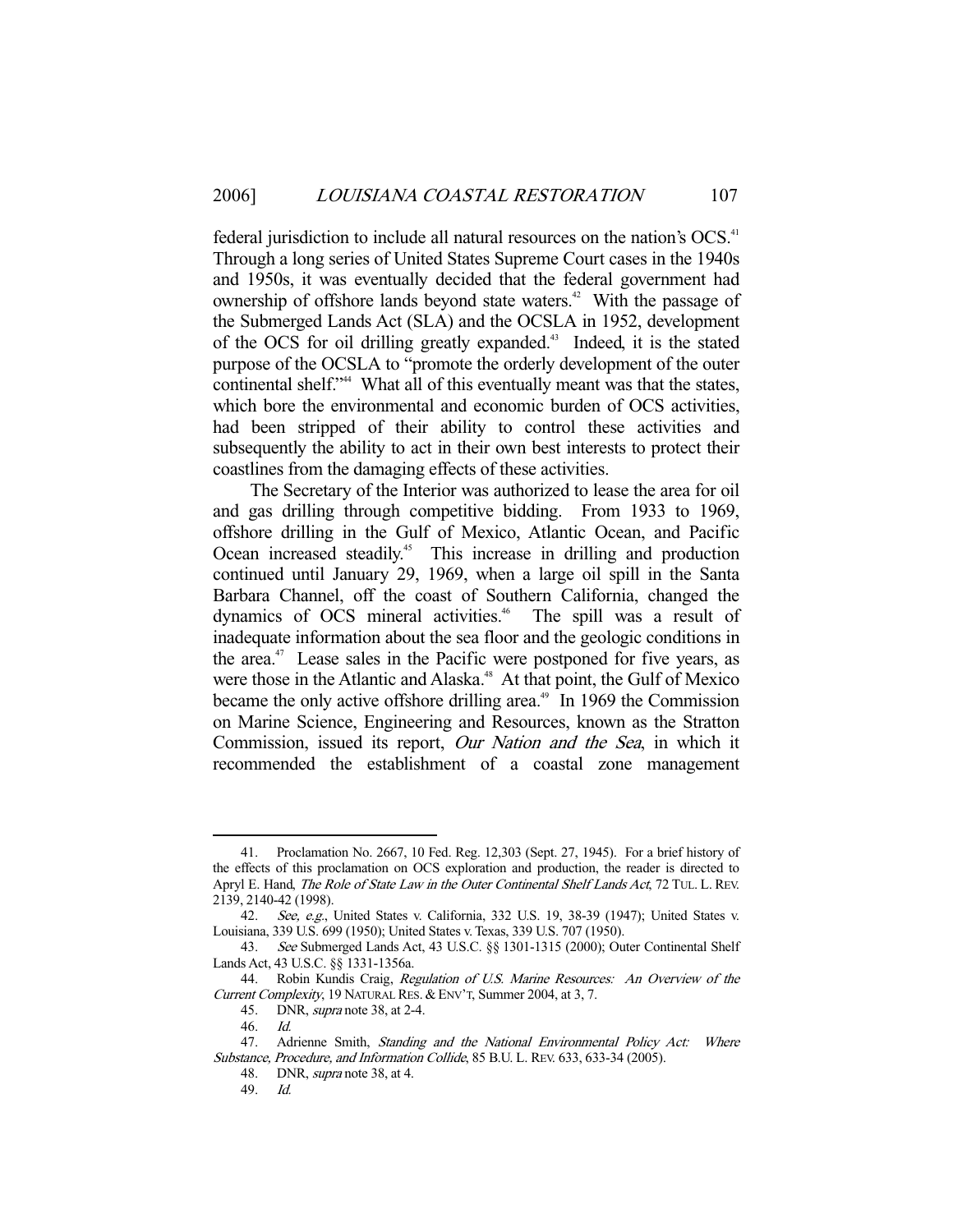federal jurisdiction to include all natural resources on the nation's OCS.[41] Through a long series of United States Supreme Court cases in the 1940s and 1950s, it was eventually decided that the federal government had ownership of offshore lands beyond state waters.[42] With the passage of the Submerged Lands Act (SLA) and the OCSLA in 1952, development of the OCS for oil drilling greatly expanded.[43] Indeed, it is the stated purpose of the OCSLA to "promote the orderly development of the outer continental shelf."[44] What all of this eventually meant was that the states, which bore the environmental and economic burden of OCS activities, had been stripped of their ability to control these activities and subsequently the ability to act in their own best interests to protect their coastlines from the damaging effects of these activities.

The Secretary of the Interior was authorized to lease the area for oil and gas drilling through competitive bidding. From 1933 to 1969, offshore drilling in the Gulf of Mexico, Atlantic Ocean, and Pacific Ocean increased steadily.[45] This increase in drilling and production continued until January 29, 1969, when a large oil spill in the Santa Barbara Channel, off the coast of Southern California, changed the dynamics of OCS mineral activities.[46] The spill was a result of inadequate information about the sea floor and the geologic conditions in the area.[47] Lease sales in the Pacific were postponed for five years, as were those in the Atlantic and Alaska.[48] At that point, the Gulf of Mexico became the only active offshore drilling area.[49] In 1969 the Commission on Marine Science, Engineering and Resources, known as the Stratton Commission, issued its report, *Our Nation and the Sea*, in which it recommended the establishment of a coastal zone management

---

41. Proclamation No. 2667, 10 Fed. Reg. 12,303 (Sept. 27, 1945). For a brief history of the effects of this proclamation on OCS exploration and production, the reader is directed to Apryl E. Hand, *The Role of State Law in the Outer Continental Shelf Lands Act*, 72 TUL. L. REV. 2139, 2140-42 (1998).

42. *See, e.g.*, United States v. California, 332 U.S. 19, 38-39 (1947); United States v. Louisiana, 339 U.S. 699 (1950); United States v. Texas, 339 U.S. 707 (1950).

43. *See* Submerged Lands Act, 43 U.S.C. §§ 1301-1315 (2000); Outer Continental Shelf Lands Act, 43 U.S.C. §§ 1331-1356a.

44. Robin Kundis Craig, *Regulation of U.S. Marine Resources: An Overview of the Current Complexity*, 19 NATURAL RES. & ENV'T, Summer 2004, at 3, 7.

45. DNR, *supra* note 38, at 2-4.

46. *Id.*

47. Adrienne Smith, *Standing and the National Environmental Policy Act: Where Substance, Procedure, and Information Collide*, 85 B.U. L. REV. 633, 633-34 (2005).

48. DNR, *supra* note 38, at 4.

49. *Id.*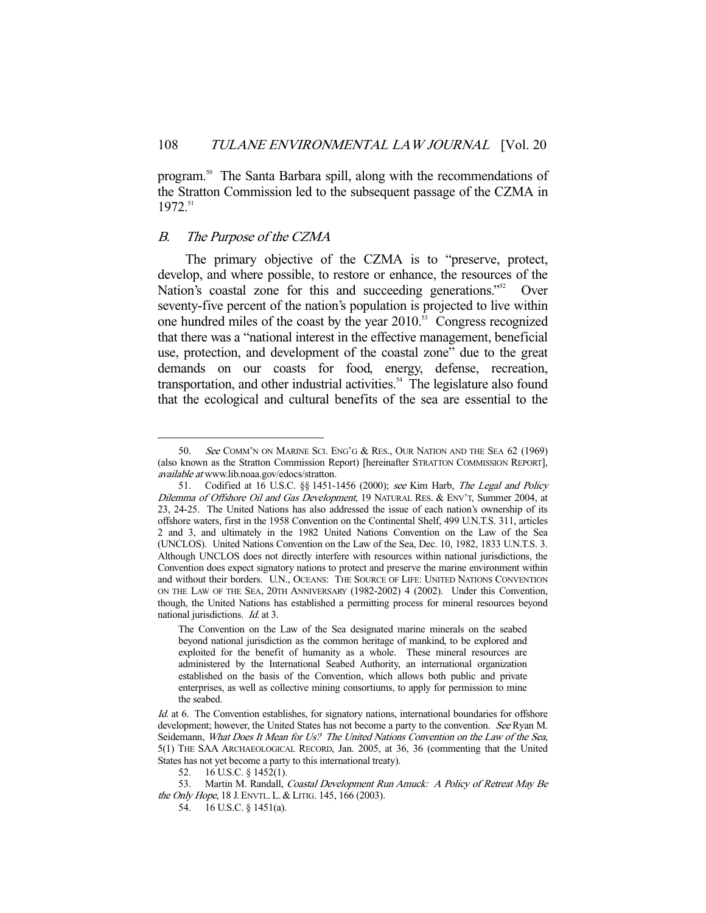program.[50] The Santa Barbara spill, along with the recommendations of the Stratton Commission led to the subsequent passage of the CZMA in 1972.[51]

### *B. The Purpose of the CZMA*

The primary objective of the CZMA is to "preserve, protect, develop, and where possible, to restore or enhance, the resources of the Nation's coastal zone for this and succeeding generations."[52] Over seventy-five percent of the nation's population is projected to live within one hundred miles of the coast by the year 2010.[53] Congress recognized that there was a "national interest in the effective management, beneficial use, protection, and development of the coastal zone" due to the great demands on our coasts for food, energy, defense, recreation, transportation, and other industrial activities.[54] The legislature also found that the ecological and cultural benefits of the sea are essential to the

---

50. *See* COMM'N ON MARINE SCI. ENG'G & RES., OUR NATION AND THE SEA 62 (1969) (also known as the Stratton Commission Report) [hereinafter STRATTON COMMISSION REPORT], *available at* www.lib.noaa.gov/edocs/stratton.

51. Codified at 16 U.S.C. §§ 1451-1456 (2000); *see* Kim Harb, *The Legal and Policy Dilemma of Offshore Oil and Gas Development*, 19 NATURAL RES. & ENV'T, Summer 2004, at 23, 24-25. The United Nations has also addressed the issue of each nation's ownership of its offshore waters, first in the 1958 Convention on the Continental Shelf, 499 U.N.T.S. 311, articles 2 and 3, and ultimately in the 1982 United Nations Convention on the Law of the Sea (UNCLOS). United Nations Convention on the Law of the Sea, Dec. 10, 1982, 1833 U.N.T.S. 3. Although UNCLOS does not directly interfere with resources within national jurisdictions, the Convention does expect signatory nations to protect and preserve the marine environment within and without their borders. U.N., OCEANS: THE SOURCE OF LIFE: UNITED NATIONS CONVENTION ON THE LAW OF THE SEA, 20TH ANNIVERSARY (1982-2002) 4 (2002). Under this Convention, though, the United Nations has established a permitting process for mineral resources beyond national jurisdictions. *Id.* at 3.

> The Convention on the Law of the Sea designated marine minerals on the seabed beyond national jurisdiction as the common heritage of mankind, to be explored and exploited for the benefit of humanity as a whole. These mineral resources are administered by the International Seabed Authority, an international organization established on the basis of the Convention, which allows both public and private enterprises, as well as collective mining consortiums, to apply for permission to mine the seabed.

*Id.* at 6. The Convention establishes, for signatory nations, international boundaries for offshore development; however, the United States has not become a party to the convention. *See* Ryan M. Seidemann, *What Does It Mean for Us? The United Nations Convention on the Law of the Sea*, 5(1) THE SAA ARCHAEOLOGICAL RECORD, Jan. 2005, at 36, 36 (commenting that the United States has not yet become a party to this international treaty).

52. 16 U.S.C. § 1452(1).

53. Martin M. Randall, *Coastal Development Run Amuck: A Policy of Retreat May Be the Only Hope*, 18 J. ENVTL. L. & LITIG. 145, 166 (2003).

54. 16 U.S.C. § 1451(a).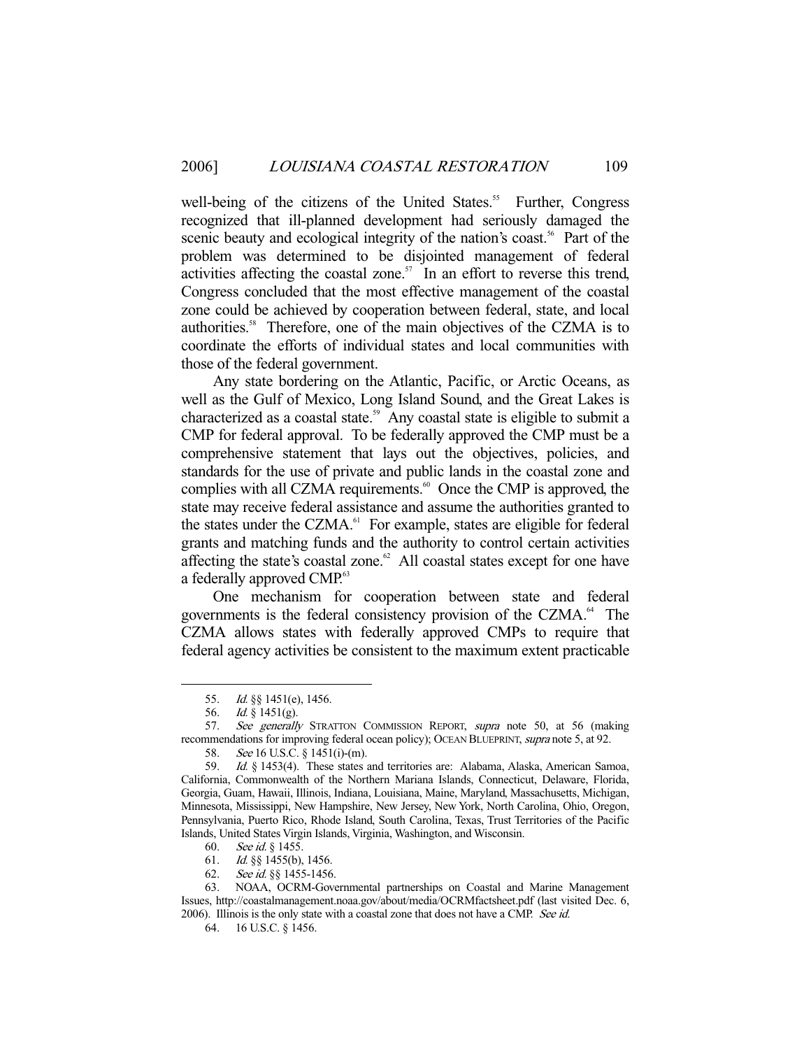well-being of the citizens of the United States.[55] Further, Congress recognized that ill-planned development had seriously damaged the scenic beauty and ecological integrity of the nation's coast.[56] Part of the problem was determined to be disjointed management of federal activities affecting the coastal zone.[57] In an effort to reverse this trend, Congress concluded that the most effective management of the coastal zone could be achieved by cooperation between federal, state, and local authorities.[58] Therefore, one of the main objectives of the CZMA is to coordinate the efforts of individual states and local communities with those of the federal government.

Any state bordering on the Atlantic, Pacific, or Arctic Oceans, as well as the Gulf of Mexico, Long Island Sound, and the Great Lakes is characterized as a coastal state.[59] Any coastal state is eligible to submit a CMP for federal approval. To be federally approved the CMP must be a comprehensive statement that lays out the objectives, policies, and standards for the use of private and public lands in the coastal zone and complies with all CZMA requirements.[60] Once the CMP is approved, the state may receive federal assistance and assume the authorities granted to the states under the CZMA.[61] For example, states are eligible for federal grants and matching funds and the authority to control certain activities affecting the state's coastal zone.[62] All coastal states except for one have a federally approved CMP.[63]

One mechanism for cooperation between state and federal governments is the federal consistency provision of the CZMA.[64] The CZMA allows states with federally approved CMPs to require that federal agency activities be consistent to the maximum extent practicable

---

55. *Id.* §§ 1451(e), 1456.

56. *Id.* § 1451(g).

57. *See generally* STRATTON COMMISSION REPORT, *supra* note 50, at 56 (making recommendations for improving federal ocean policy); OCEAN BLUEPRINT, *supra* note 5, at 92.

58. *See* 16 U.S.C. § 1451(i)-(m).

59. *Id.* § 1453(4). These states and territories are: Alabama, Alaska, American Samoa, California, Commonwealth of the Northern Mariana Islands, Connecticut, Delaware, Florida, Georgia, Guam, Hawaii, Illinois, Indiana, Louisiana, Maine, Maryland, Massachusetts, Michigan, Minnesota, Mississippi, New Hampshire, New Jersey, New York, North Carolina, Ohio, Oregon, Pennsylvania, Puerto Rico, Rhode Island, South Carolina, Texas, Trust Territories of the Pacific Islands, United States Virgin Islands, Virginia, Washington, and Wisconsin.

60. *See id.* § 1455.

61. *Id.* §§ 1455(b), 1456.

62. *See id.* §§ 1455-1456.

63. NOAA, OCRM-Governmental partnerships on Coastal and Marine Management Issues, http://coastalmanagement.noaa.gov/about/media/OCRMfactsheet.pdf (last visited Dec. 6, 2006). Illinois is the only state with a coastal zone that does not have a CMP. *See id.*

64. 16 U.S.C. § 1456.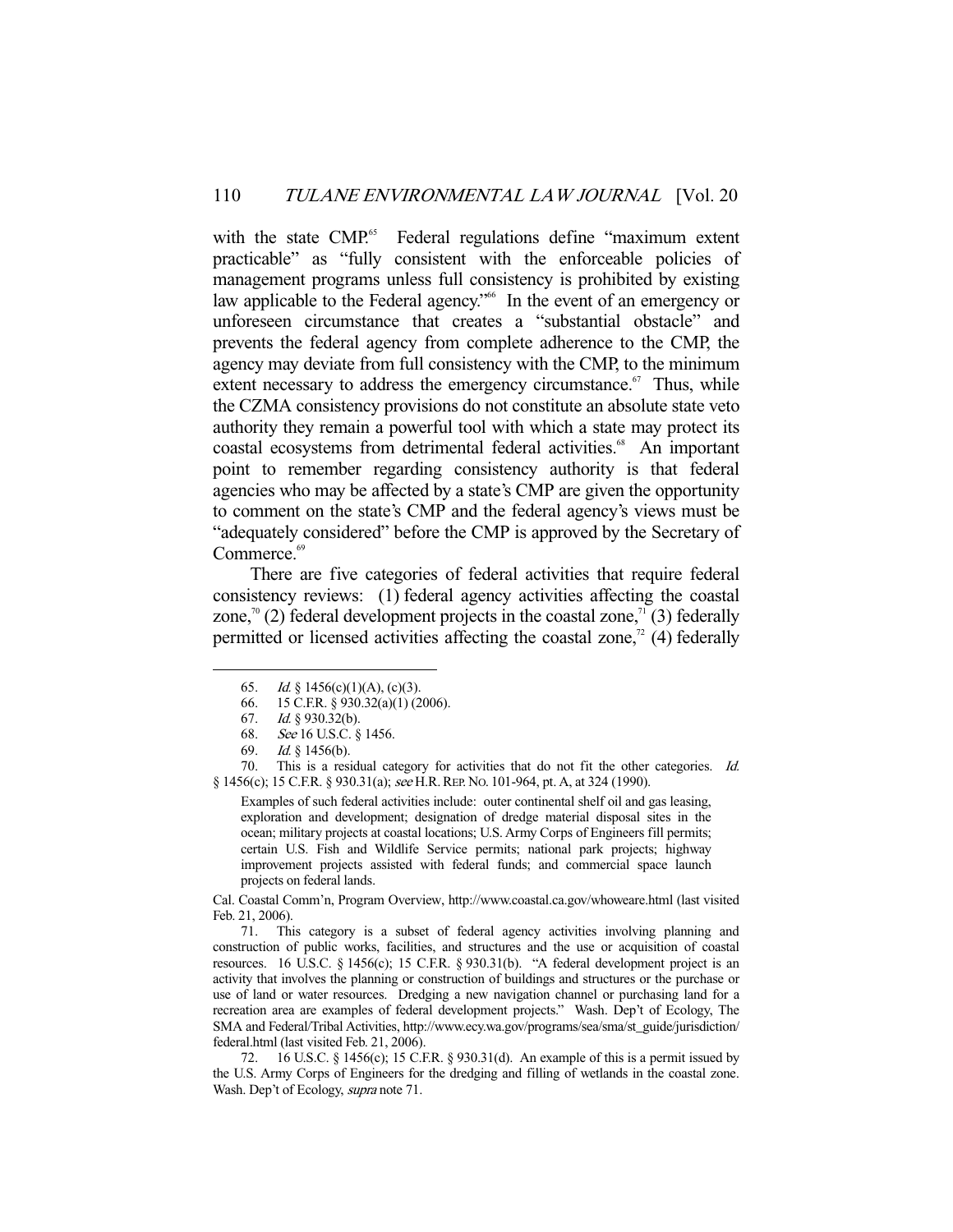with the state CMP.[65] Federal regulations define "maximum extent practicable" as "fully consistent with the enforceable policies of management programs unless full consistency is prohibited by existing law applicable to the Federal agency."[66] In the event of an emergency or unforeseen circumstance that creates a "substantial obstacle" and prevents the federal agency from complete adherence to the CMP, the agency may deviate from full consistency with the CMP, to the minimum extent necessary to address the emergency circumstance.[67] Thus, while the CZMA consistency provisions do not constitute an absolute state veto authority they remain a powerful tool with which a state may protect its coastal ecosystems from detrimental federal activities.[68] An important point to remember regarding consistency authority is that federal agencies who may be affected by a state's CMP are given the opportunity to comment on the state's CMP and the federal agency's views must be "adequately considered" before the CMP is approved by the Secretary of Commerce.[69]

There are five categories of federal activities that require federal consistency reviews: (1) federal agency activities affecting the coastal zone,[70] (2) federal development projects in the coastal zone,[71] (3) federally permitted or licensed activities affecting the coastal zone,[72] (4) federally

---

65. *Id.* § 1456(c)(1)(A), (c)(3).

66. 15 C.F.R. § 930.32(a)(1) (2006).

67. *Id.* § 930.32(b).

68. *See* 16 U.S.C. § 1456.

69. *Id.* § 1456(b).

70. This is a residual category for activities that do not fit the other categories. *Id.* § 1456(c); 15 C.F.R. § 930.31(a); *see* H.R. REP. NO. 101-964, pt. A, at 324 (1990).

> Examples of such federal activities include: outer continental shelf oil and gas leasing, exploration and development; designation of dredge material disposal sites in the ocean; military projects at coastal locations; U.S. Army Corps of Engineers fill permits; certain U.S. Fish and Wildlife Service permits; national park projects; highway improvement projects assisted with federal funds; and commercial space launch projects on federal lands.

Cal. Coastal Comm'n, Program Overview, http://www.coastal.ca.gov/whoweare.html (last visited Feb. 21, 2006).

71. This category is a subset of federal agency activities involving planning and construction of public works, facilities, and structures and the use or acquisition of coastal resources. 16 U.S.C. § 1456(c); 15 C.F.R. § 930.31(b). "A federal development project is an activity that involves the planning or construction of buildings and structures or the purchase or use of land or water resources. Dredging a new navigation channel or purchasing land for a recreation area are examples of federal development projects." Wash. Dep't of Ecology, The SMA and Federal/Tribal Activities, http://www.ecy.wa.gov/programs/sea/sma/st_guide/jurisdiction/federal.html (last visited Feb. 21, 2006).

72. 16 U.S.C. § 1456(c); 15 C.F.R. § 930.31(d). An example of this is a permit issued by the U.S. Army Corps of Engineers for the dredging and filling of wetlands in the coastal zone. Wash. Dep't of Ecology, *supra* note 71.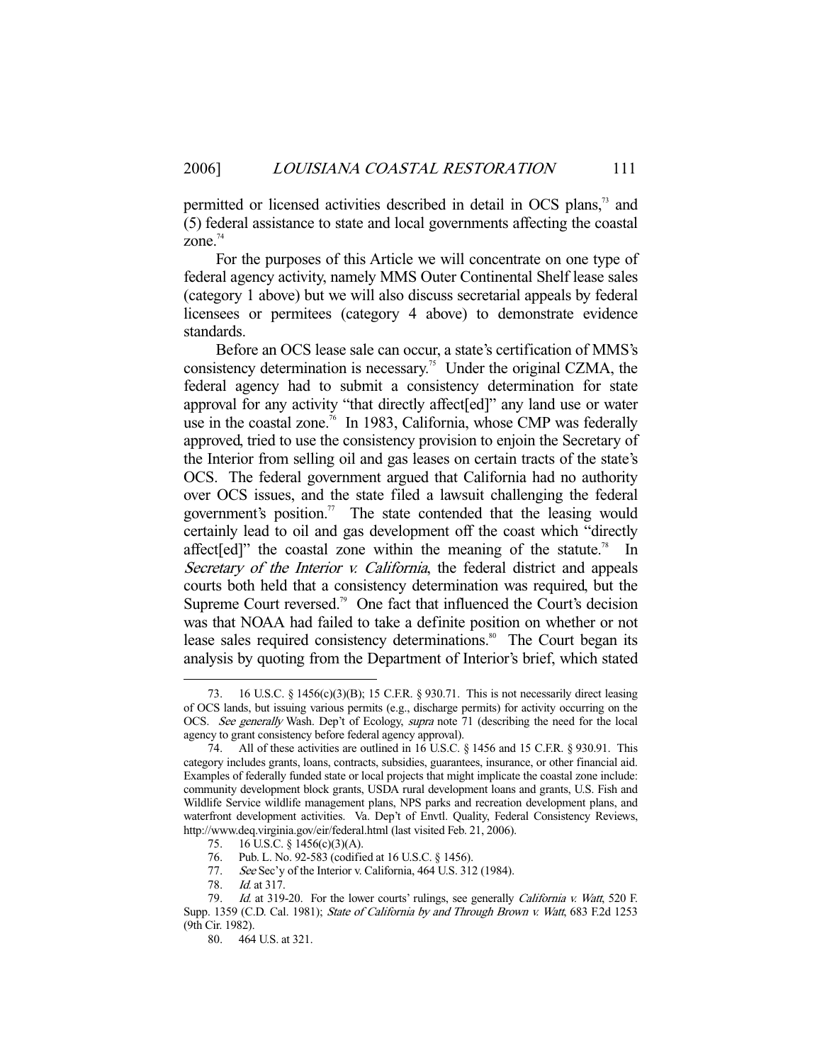permitted or licensed activities described in detail in OCS plans,[73] and (5) federal assistance to state and local governments affecting the coastal zone.[74]

For the purposes of this Article we will concentrate on one type of federal agency activity, namely MMS Outer Continental Shelf lease sales (category 1 above) but we will also discuss secretarial appeals by federal licensees or permitees (category 4 above) to demonstrate evidence standards.

Before an OCS lease sale can occur, a state's certification of MMS's consistency determination is necessary.[75] Under the original CZMA, the federal agency had to submit a consistency determination for state approval for any activity "that directly affect[ed]" any land use or water use in the coastal zone.[76] In 1983, California, whose CMP was federally approved, tried to use the consistency provision to enjoin the Secretary of the Interior from selling oil and gas leases on certain tracts of the state's OCS. The federal government argued that California had no authority over OCS issues, and the state filed a lawsuit challenging the federal government's position.[77] The state contended that the leasing would certainly lead to oil and gas development off the coast which "directly affect[ed]" the coastal zone within the meaning of the statute.[78] In *Secretary of the Interior v. California*, the federal district and appeals courts both held that a consistency determination was required, but the Supreme Court reversed.[79] One fact that influenced the Court's decision was that NOAA had failed to take a definite position on whether or not lease sales required consistency determinations.[80] The Court began its analysis by quoting from the Department of Interior's brief, which stated

---

73. 16 U.S.C. § 1456(c)(3)(B); 15 C.F.R. § 930.71. This is not necessarily direct leasing of OCS lands, but issuing various permits (e.g., discharge permits) for activity occurring on the OCS. *See generally* Wash. Dep't of Ecology, *supra* note 71 (describing the need for the local agency to grant consistency before federal agency approval).

74. All of these activities are outlined in 16 U.S.C. § 1456 and 15 C.F.R. § 930.91. This category includes grants, loans, contracts, subsidies, guarantees, insurance, or other financial aid. Examples of federally funded state or local projects that might implicate the coastal zone include: community development block grants, USDA rural development loans and grants, U.S. Fish and Wildlife Service wildlife management plans, NPS parks and recreation development plans, and waterfront development activities. Va. Dep't of Envtl. Quality, Federal Consistency Reviews, http://www.deq.virginia.gov/eir/federal.html (last visited Feb. 21, 2006).

75. 16 U.S.C. § 1456(c)(3)(A).

76. Pub. L. No. 92-583 (codified at 16 U.S.C. § 1456).

77. *See* Sec'y of the Interior v. California, 464 U.S. 312 (1984).

78. *Id.* at 317.

79. *Id.* at 319-20. For the lower courts' rulings, see generally *California v. Watt*, 520 F. Supp. 1359 (C.D. Cal. 1981); *State of California by and Through Brown v. Watt*, 683 F.2d 1253 (9th Cir. 1982).

80. 464 U.S. at 321.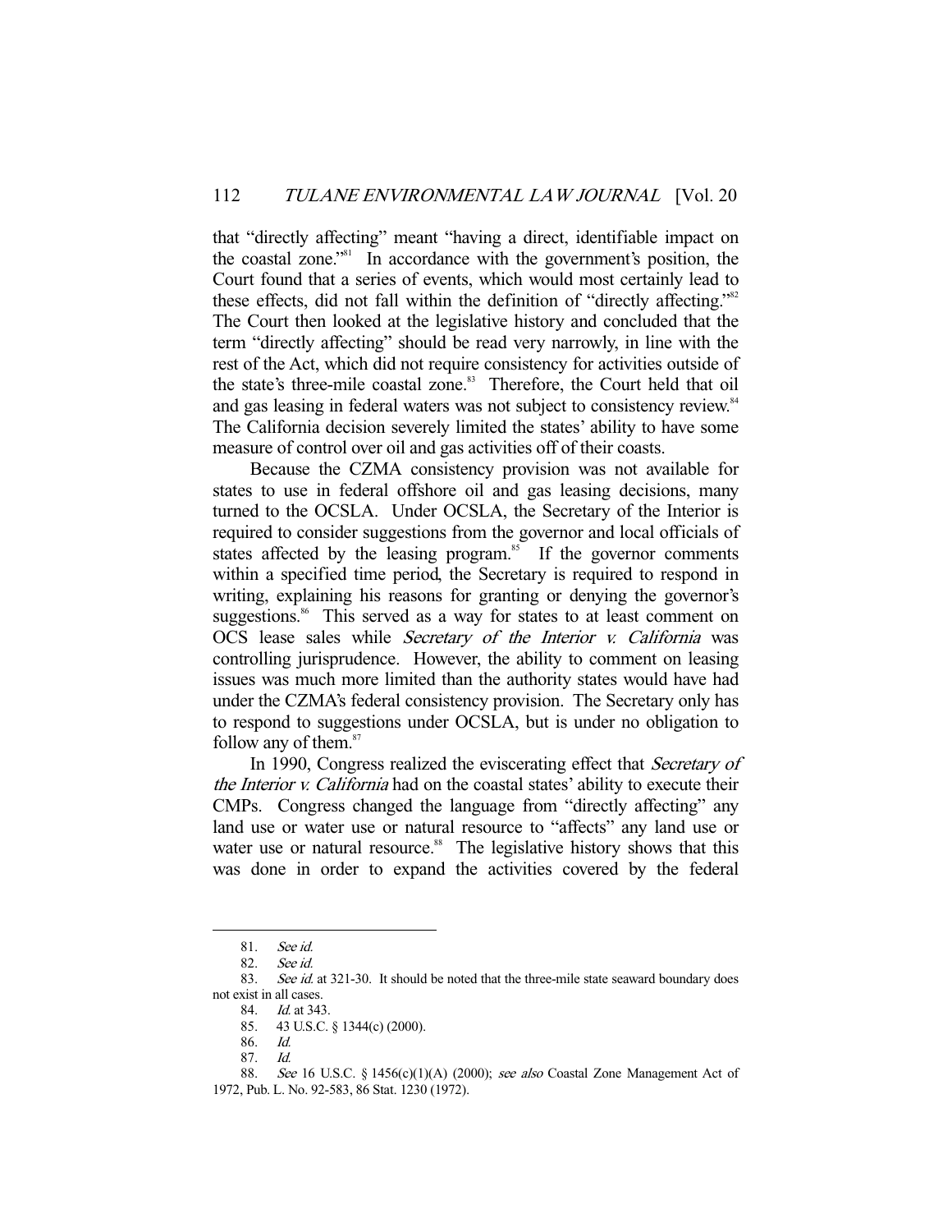that "directly affecting" meant "having a direct, identifiable impact on the coastal zone."[81] In accordance with the government's position, the Court found that a series of events, which would most certainly lead to these effects, did not fall within the definition of "directly affecting."[82] The Court then looked at the legislative history and concluded that the term "directly affecting" should be read very narrowly, in line with the rest of the Act, which did not require consistency for activities outside of the state's three-mile coastal zone.[83] Therefore, the Court held that oil and gas leasing in federal waters was not subject to consistency review.[84] The California decision severely limited the states' ability to have some measure of control over oil and gas activities off of their coasts.

Because the CZMA consistency provision was not available for states to use in federal offshore oil and gas leasing decisions, many turned to the OCSLA. Under OCSLA, the Secretary of the Interior is required to consider suggestions from the governor and local officials of states affected by the leasing program.[85] If the governor comments within a specified time period, the Secretary is required to respond in writing, explaining his reasons for granting or denying the governor's suggestions.[86] This served as a way for states to at least comment on OCS lease sales while *Secretary of the Interior v. California* was controlling jurisprudence. However, the ability to comment on leasing issues was much more limited than the authority states would have had under the CZMA's federal consistency provision. The Secretary only has to respond to suggestions under OCSLA, but is under no obligation to follow any of them.[87]

In 1990, Congress realized the eviscerating effect that *Secretary of the Interior v. California* had on the coastal states' ability to execute their CMPs. Congress changed the language from "directly affecting" any land use or water use or natural resource to "affects" any land use or water use or natural resource.[88] The legislative history shows that this was done in order to expand the activities covered by the federal

---

81. *See id.*

82. *See id.*

83. *See id.* at 321-30. It should be noted that the three-mile state seaward boundary does not exist in all cases.

84. *Id.* at 343.

85. 43 U.S.C. § 1344(c) (2000).

86. *Id.*

87. *Id.*

88. *See* 16 U.S.C. § 1456(c)(1)(A) (2000); *see also* Coastal Zone Management Act of 1972, Pub. L. No. 92-583, 86 Stat. 1230 (1972).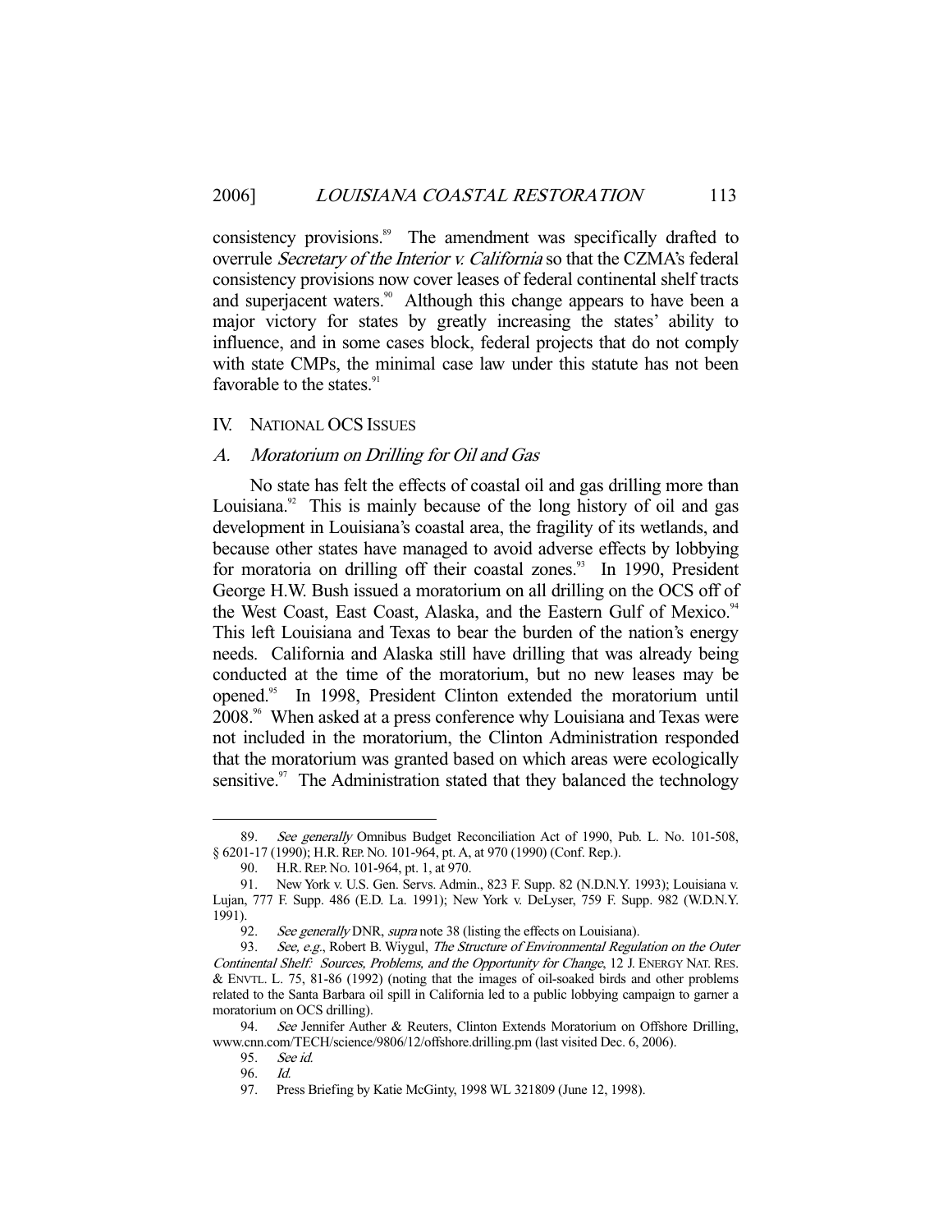consistency provisions.[89] The amendment was specifically drafted to overrule *Secretary of the Interior v. California* so that the CZMA's federal consistency provisions now cover leases of federal continental shelf tracts and superjacent waters.[90] Although this change appears to have been a major victory for states by greatly increasing the states' ability to influence, and in some cases block, federal projects that do not comply with state CMPs, the minimal case law under this statute has not been favorable to the states.[91]

## IV. NATIONAL OCS ISSUES

### A. *Moratorium on Drilling for Oil and Gas*

No state has felt the effects of coastal oil and gas drilling more than Louisiana.[92] This is mainly because of the long history of oil and gas development in Louisiana's coastal area, the fragility of its wetlands, and because other states have managed to avoid adverse effects by lobbying for moratoria on drilling off their coastal zones.[93] In 1990, President George H.W. Bush issued a moratorium on all drilling on the OCS off of the West Coast, East Coast, Alaska, and the Eastern Gulf of Mexico.[94] This left Louisiana and Texas to bear the burden of the nation's energy needs. California and Alaska still have drilling that was already being conducted at the time of the moratorium, but no new leases may be opened.[95] In 1998, President Clinton extended the moratorium until 2008.[96] When asked at a press conference why Louisiana and Texas were not included in the moratorium, the Clinton Administration responded that the moratorium was granted based on which areas were ecologically sensitive.[97] The Administration stated that they balanced the technology

---

89. *See generally* Omnibus Budget Reconciliation Act of 1990, Pub. L. No. 101-508, § 6201-17 (1990); H.R. REP. NO. 101-964, pt. A, at 970 (1990) (Conf. Rep.).

90. H.R. REP. NO. 101-964, pt. 1, at 970.

91. New York v. U.S. Gen. Servs. Admin., 823 F. Supp. 82 (N.D.N.Y. 1993); Louisiana v. Lujan, 777 F. Supp. 486 (E.D. La. 1991); New York v. DeLyser, 759 F. Supp. 982 (W.D.N.Y. 1991).

92. *See generally* DNR, *supra* note 38 (listing the effects on Louisiana).

93. *See, e.g.*, Robert B. Wiygul, *The Structure of Environmental Regulation on the Outer Continental Shelf: Sources, Problems, and the Opportunity for Change*, 12 J. ENERGY NAT. RES. & ENVTL. L. 75, 81-86 (1992) (noting that the images of oil-soaked birds and other problems related to the Santa Barbara oil spill in California led to a public lobbying campaign to garner a moratorium on OCS drilling).

94. *See* Jennifer Auther & Reuters, Clinton Extends Moratorium on Offshore Drilling, www.cnn.com/TECH/science/9806/12/offshore.drilling.pm (last visited Dec. 6, 2006).

95. *See id.*

96. *Id.*

97. Press Briefing by Katie McGinty, 1998 WL 321809 (June 12, 1998).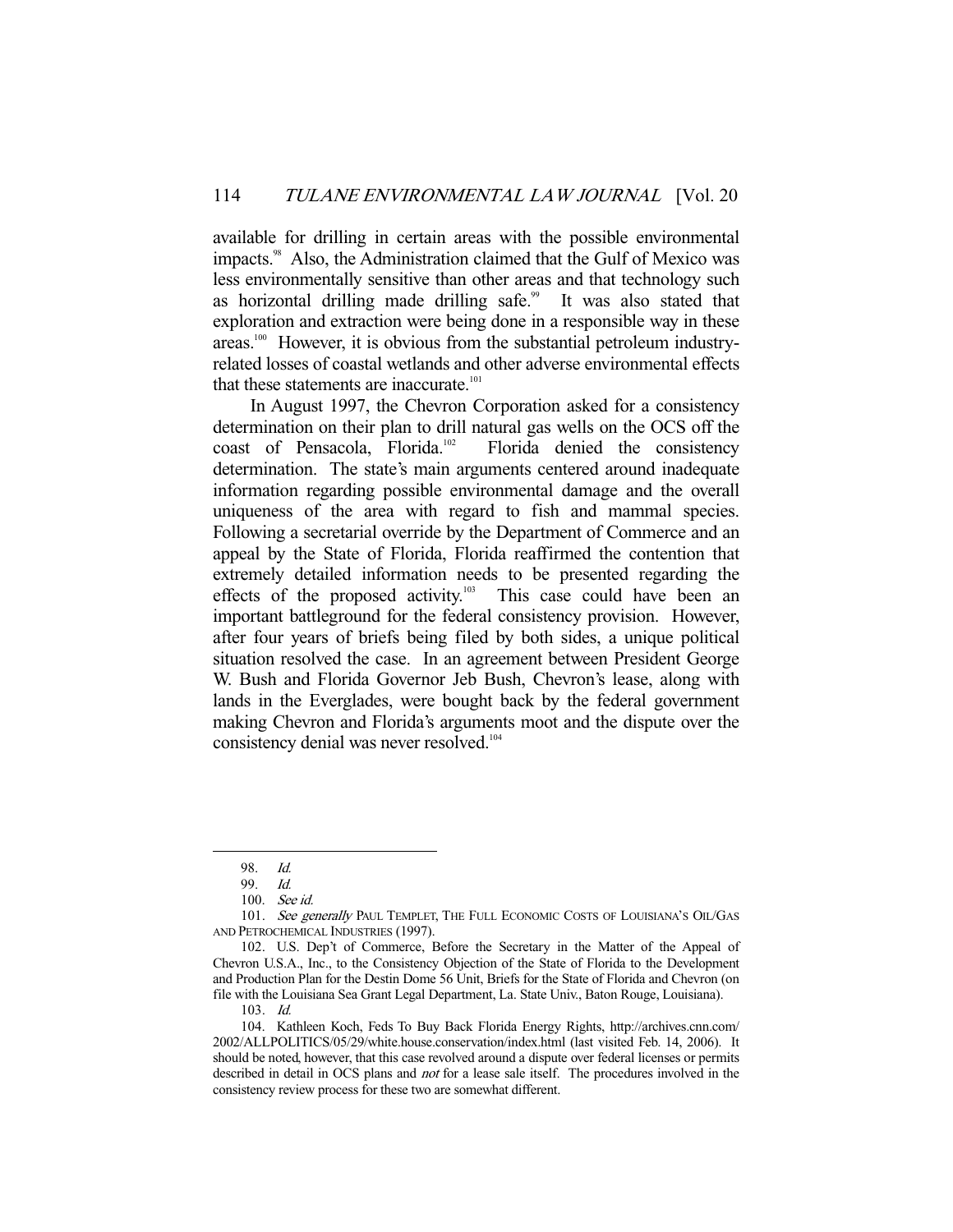available for drilling in certain areas with the possible environmental impacts.[98] Also, the Administration claimed that the Gulf of Mexico was less environmentally sensitive than other areas and that technology such as horizontal drilling made drilling safe.[99] It was also stated that exploration and extraction were being done in a responsible way in these areas.[100] However, it is obvious from the substantial petroleum industry-related losses of coastal wetlands and other adverse environmental effects that these statements are inaccurate.[101]

In August 1997, the Chevron Corporation asked for a consistency determination on their plan to drill natural gas wells on the OCS off the coast of Pensacola, Florida.[102] Florida denied the consistency determination. The state's main arguments centered around inadequate information regarding possible environmental damage and the overall uniqueness of the area with regard to fish and mammal species. Following a secretarial override by the Department of Commerce and an appeal by the State of Florida, Florida reaffirmed the contention that extremely detailed information needs to be presented regarding the effects of the proposed activity.[103] This case could have been an important battleground for the federal consistency provision. However, after four years of briefs being filed by both sides, a unique political situation resolved the case. In an agreement between President George W. Bush and Florida Governor Jeb Bush, Chevron's lease, along with lands in the Everglades, were bought back by the federal government making Chevron and Florida's arguments moot and the dispute over the consistency denial was never resolved.[104]

---

98. *Id.*

99. *Id.*

100. *See id.*

101. *See generally* PAUL TEMPLET, THE FULL ECONOMIC COSTS OF LOUISIANA'S OIL/GAS AND PETROCHEMICAL INDUSTRIES (1997).

102. U.S. Dep't of Commerce, Before the Secretary in the Matter of the Appeal of Chevron U.S.A., Inc., to the Consistency Objection of the State of Florida to the Development and Production Plan for the Destin Dome 56 Unit, Briefs for the State of Florida and Chevron (on file with the Louisiana Sea Grant Legal Department, La. State Univ., Baton Rouge, Louisiana).

103. *Id.*

104. Kathleen Koch, Feds To Buy Back Florida Energy Rights, http://archives.cnn.com/2002/ALLPOLITICS/05/29/white.house.conservation/index.html (last visited Feb. 14, 2006). It should be noted, however, that this case revolved around a dispute over federal licenses or permits described in detail in OCS plans and *not* for a lease sale itself. The procedures involved in the consistency review process for these two are somewhat different.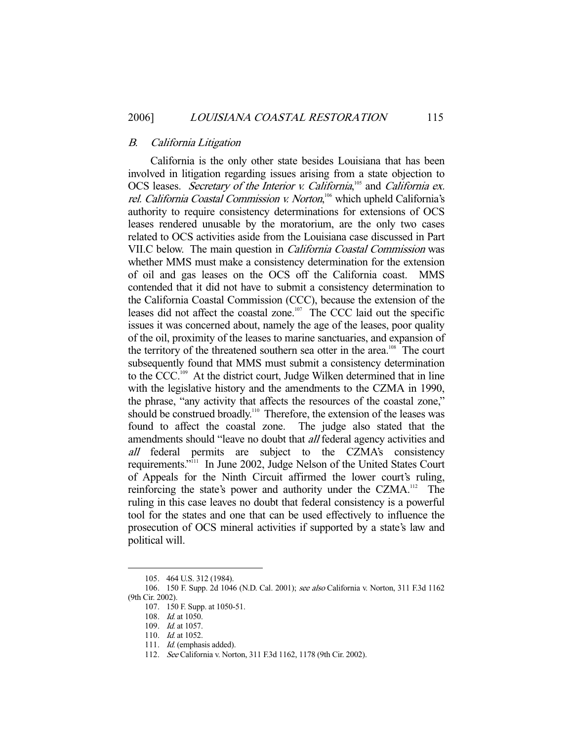### *B. California Litigation*

California is the only other state besides Louisiana that has been involved in litigation regarding issues arising from a state objection to OCS leases. *Secretary of the Interior v. California*,[105] and *California ex. rel. California Coastal Commission v. Norton*,[106] which upheld California's authority to require consistency determinations for extensions of OCS leases rendered unusable by the moratorium, are the only two cases related to OCS activities aside from the Louisiana case discussed in Part VII.C below. The main question in *California Coastal Commission* was whether MMS must make a consistency determination for the extension of oil and gas leases on the OCS off the California coast. MMS contended that it did not have to submit a consistency determination to the California Coastal Commission (CCC), because the extension of the leases did not affect the coastal zone.[107] The CCC laid out the specific issues it was concerned about, namely the age of the leases, poor quality of the oil, proximity of the leases to marine sanctuaries, and expansion of the territory of the threatened southern sea otter in the area.[108] The court subsequently found that MMS must submit a consistency determination to the CCC.[109] At the district court, Judge Wilken determined that in line with the legislative history and the amendments to the CZMA in 1990, the phrase, "any activity that affects the resources of the coastal zone," should be construed broadly.[110] Therefore, the extension of the leases was found to affect the coastal zone. The judge also stated that the amendments should "leave no doubt that *all* federal agency activities and *all* federal permits are subject to the CZMA's consistency requirements."[111] In June 2002, Judge Nelson of the United States Court of Appeals for the Ninth Circuit affirmed the lower court's ruling, reinforcing the state's power and authority under the CZMA.[112] The ruling in this case leaves no doubt that federal consistency is a powerful tool for the states and one that can be used effectively to influence the prosecution of OCS mineral activities if supported by a state's law and political will.

---

105. 464 U.S. 312 (1984).

106. 150 F. Supp. 2d 1046 (N.D. Cal. 2001); *see also* California v. Norton, 311 F.3d 1162 (9th Cir. 2002).

107. 150 F. Supp. at 1050-51.

108. *Id.* at 1050.

109. *Id.* at 1057.

110. *Id.* at 1052.

111. *Id.* (emphasis added).

112. *See* California v. Norton, 311 F.3d 1162, 1178 (9th Cir. 2002).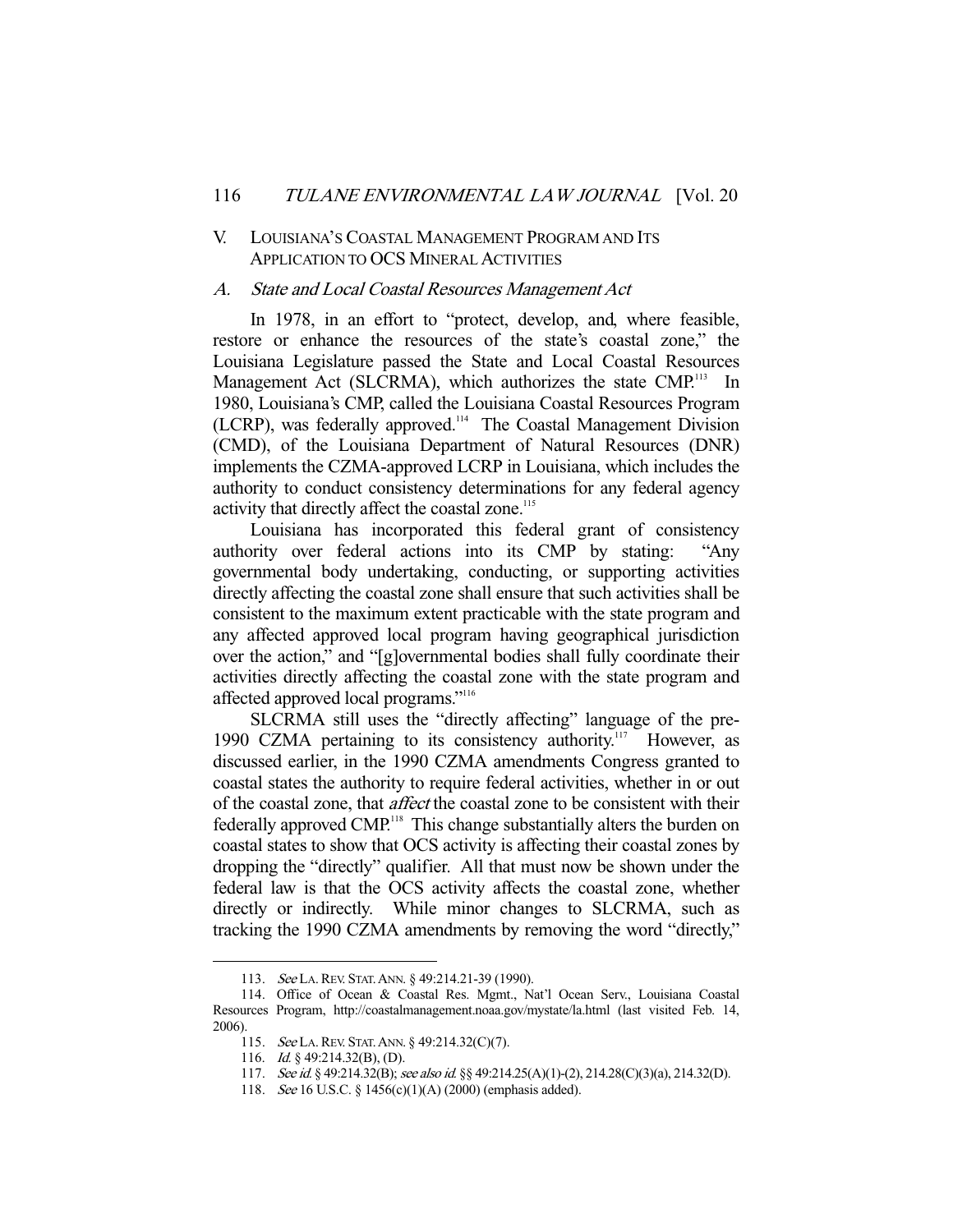## V. LOUISIANA'S COASTAL MANAGEMENT PROGRAM AND ITS APPLICATION TO OCS MINERAL ACTIVITIES

### A. *State and Local Coastal Resources Management Act*

In 1978, in an effort to "protect, develop, and, where feasible, restore or enhance the resources of the state's coastal zone," the Louisiana Legislature passed the State and Local Coastal Resources Management Act (SLCRMA), which authorizes the state CMP.[113] In 1980, Louisiana's CMP, called the Louisiana Coastal Resources Program (LCRP), was federally approved.[114] The Coastal Management Division (CMD), of the Louisiana Department of Natural Resources (DNR) implements the CZMA-approved LCRP in Louisiana, which includes the authority to conduct consistency determinations for any federal agency activity that directly affect the coastal zone.[115]

Louisiana has incorporated this federal grant of consistency authority over federal actions into its CMP by stating: "Any governmental body undertaking, conducting, or supporting activities directly affecting the coastal zone shall ensure that such activities shall be consistent to the maximum extent practicable with the state program and any affected approved local program having geographical jurisdiction over the action," and "[g]overnmental bodies shall fully coordinate their activities directly affecting the coastal zone with the state program and affected approved local programs."[116]

SLCRMA still uses the "directly affecting" language of the pre-1990 CZMA pertaining to its consistency authority.[117] However, as discussed earlier, in the 1990 CZMA amendments Congress granted to coastal states the authority to require federal activities, whether in or out of the coastal zone, that *affect* the coastal zone to be consistent with their federally approved CMP.[118] This change substantially alters the burden on coastal states to show that OCS activity is affecting their coastal zones by dropping the "directly" qualifier. All that must now be shown under the federal law is that the OCS activity affects the coastal zone, whether directly or indirectly. While minor changes to SLCRMA, such as tracking the 1990 CZMA amendments by removing the word "directly,"

---

113. *See* LA. REV. STAT. ANN. § 49:214.21-39 (1990).

114. Office of Ocean & Coastal Res. Mgmt., Nat'l Ocean Serv., Louisiana Coastal Resources Program, http://coastalmanagement.noaa.gov/mystate/la.html (last visited Feb. 14, 2006).

115. *See* LA. REV. STAT. ANN. § 49:214.32(C)(7).

116. *Id.* § 49:214.32(B), (D).

117. *See id.* § 49:214.32(B); *see also id.* §§ 49:214.25(A)(1)-(2), 214.28(C)(3)(a), 214.32(D).

118. *See* 16 U.S.C. § 1456(c)(1)(A) (2000) (emphasis added).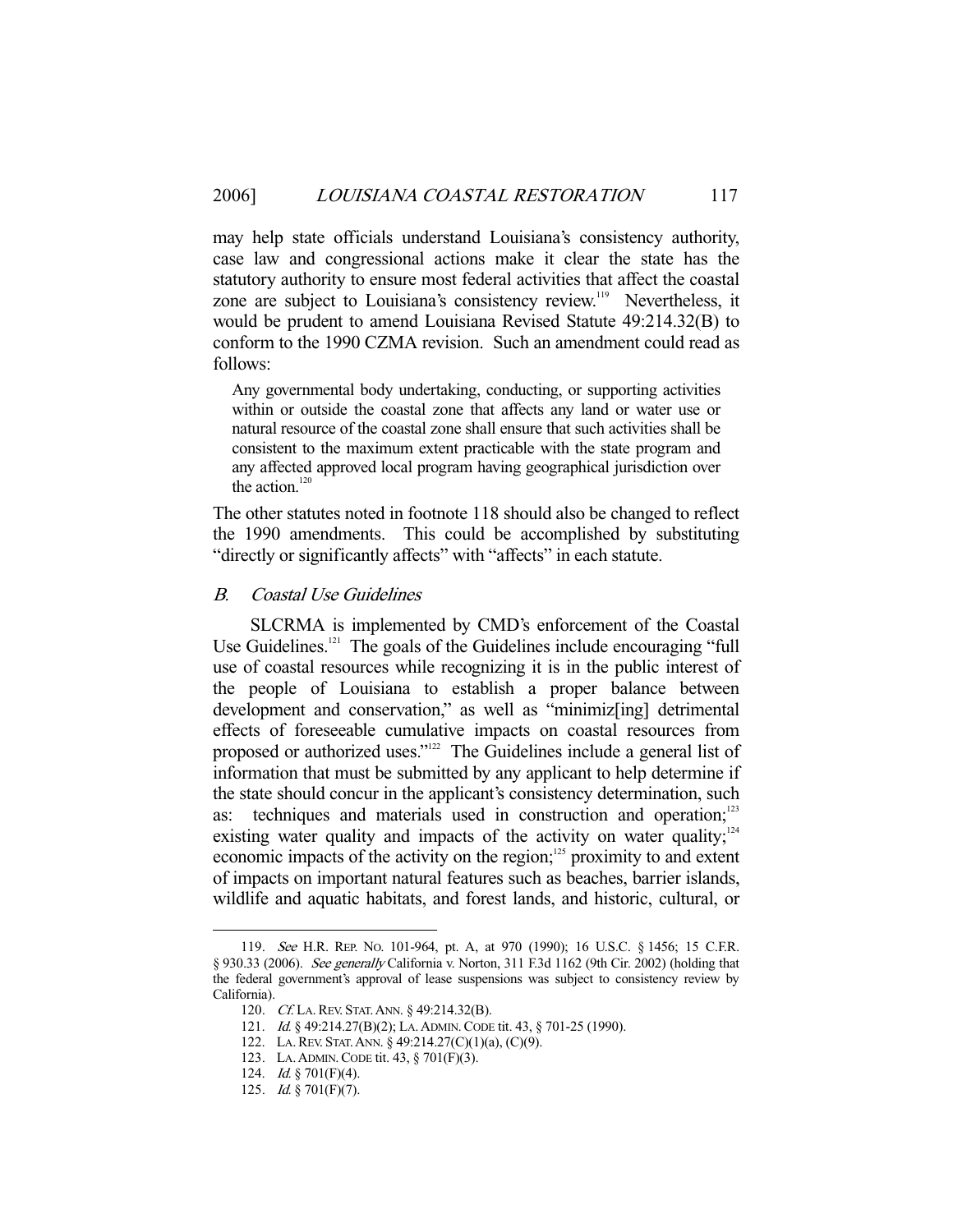may help state officials understand Louisiana's consistency authority, case law and congressional actions make it clear the state has the statutory authority to ensure most federal activities that affect the coastal zone are subject to Louisiana's consistency review.[119] Nevertheless, it would be prudent to amend Louisiana Revised Statute 49:214.32(B) to conform to the 1990 CZMA revision. Such an amendment could read as follows:

> Any governmental body undertaking, conducting, or supporting activities within or outside the coastal zone that affects any land or water use or natural resource of the coastal zone shall ensure that such activities shall be consistent to the maximum extent practicable with the state program and any affected approved local program having geographical jurisdiction over the action.[120]

The other statutes noted in footnote 118 should also be changed to reflect the 1990 amendments. This could be accomplished by substituting "directly or significantly affects" with "affects" in each statute.

### B. *Coastal Use Guidelines*

SLCRMA is implemented by CMD's enforcement of the Coastal Use Guidelines.[121] The goals of the Guidelines include encouraging "full use of coastal resources while recognizing it is in the public interest of the people of Louisiana to establish a proper balance between development and conservation," as well as "minimiz[ing] detrimental effects of foreseeable cumulative impacts on coastal resources from proposed or authorized uses."[122] The Guidelines include a general list of information that must be submitted by any applicant to help determine if the state should concur in the applicant's consistency determination, such as: techniques and materials used in construction and operation;[123] existing water quality and impacts of the activity on water quality;[124] economic impacts of the activity on the region;[125] proximity to and extent of impacts on important natural features such as beaches, barrier islands, wildlife and aquatic habitats, and forest lands, and historic, cultural, or

---

119. *See* H.R. REP. NO. 101-964, pt. A, at 970 (1990); 16 U.S.C. § 1456; 15 C.F.R. § 930.33 (2006). *See generally* California v. Norton, 311 F.3d 1162 (9th Cir. 2002) (holding that the federal government's approval of lease suspensions was subject to consistency review by California).

120. *Cf.* LA. REV. STAT. ANN. § 49:214.32(B).

121. *Id.* § 49:214.27(B)(2); LA. ADMIN. CODE tit. 43, § 701-25 (1990).

122. LA. REV. STAT. ANN. § 49:214.27(C)(1)(a), (C)(9).

123. LA. ADMIN. CODE tit. 43, § 701(F)(3).

124. *Id.* § 701(F)(4).

125. *Id.* § 701(F)(7).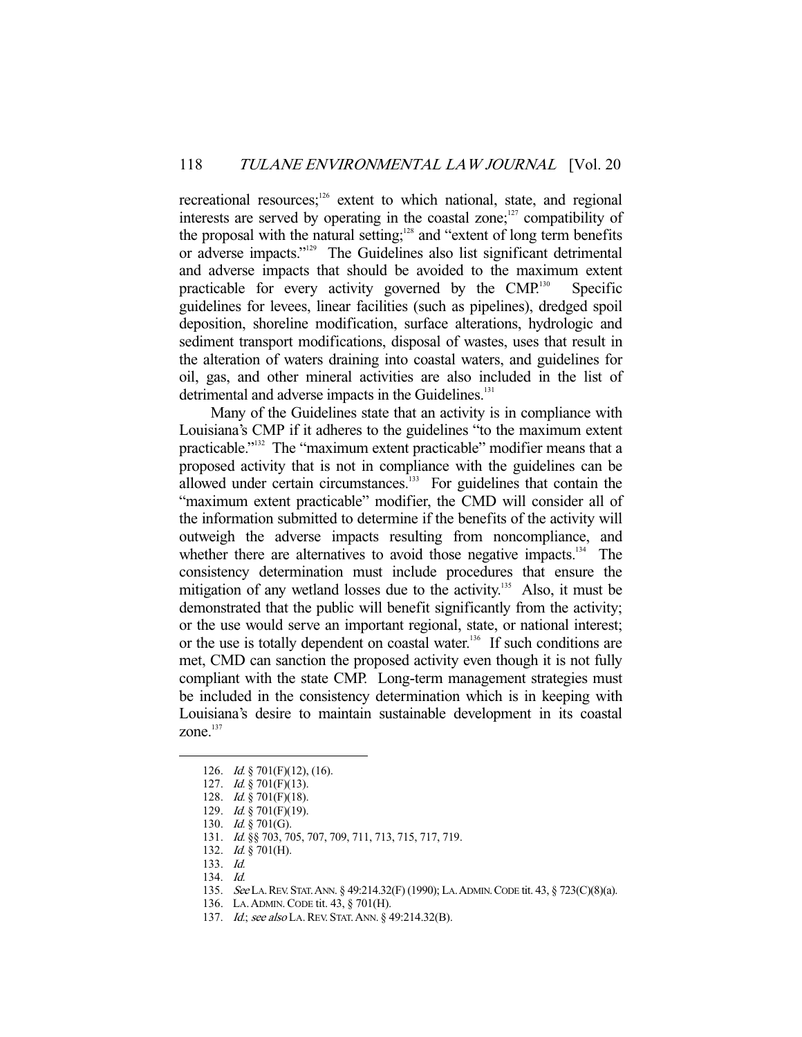recreational resources;[126] extent to which national, state, and regional interests are served by operating in the coastal zone;[127] compatibility of the proposal with the natural setting;[128] and "extent of long term benefits or adverse impacts."[129] The Guidelines also list significant detrimental and adverse impacts that should be avoided to the maximum extent practicable for every activity governed by the CMP.[130] Specific guidelines for levees, linear facilities (such as pipelines), dredged spoil deposition, shoreline modification, surface alterations, hydrologic and sediment transport modifications, disposal of wastes, uses that result in the alteration of waters draining into coastal waters, and guidelines for oil, gas, and other mineral activities are also included in the list of detrimental and adverse impacts in the Guidelines.[131]

Many of the Guidelines state that an activity is in compliance with Louisiana's CMP if it adheres to the guidelines "to the maximum extent practicable."[132] The "maximum extent practicable" modifier means that a proposed activity that is not in compliance with the guidelines can be allowed under certain circumstances.[133] For guidelines that contain the "maximum extent practicable" modifier, the CMD will consider all of the information submitted to determine if the benefits of the activity will outweigh the adverse impacts resulting from noncompliance, and whether there are alternatives to avoid those negative impacts.[134] The consistency determination must include procedures that ensure the mitigation of any wetland losses due to the activity.[135] Also, it must be demonstrated that the public will benefit significantly from the activity; or the use would serve an important regional, state, or national interest; or the use is totally dependent on coastal water.[136] If such conditions are met, CMD can sanction the proposed activity even though it is not fully compliant with the state CMP. Long-term management strategies must be included in the consistency determination which is in keeping with Louisiana's desire to maintain sustainable development in its coastal zone.[137]

---

126. *Id.* § 701(F)(12), (16).
127. *Id.* § 701(F)(13).
128. *Id.* § 701(F)(18).
129. *Id.* § 701(F)(19).
130. *Id.* § 701(G).
131. *Id.* §§ 703, 705, 707, 709, 711, 713, 715, 717, 719.
132. *Id.* § 701(H).
133. *Id.*
134. *Id.*
135. *See* LA. REV. STAT. ANN. § 49:214.32(F) (1990); LA. ADMIN. CODE tit. 43, § 723(C)(8)(a).
136. LA. ADMIN. CODE tit. 43, § 701(H).
137. *Id.*; *see also* LA. REV. STAT. ANN. § 49:214.32(B).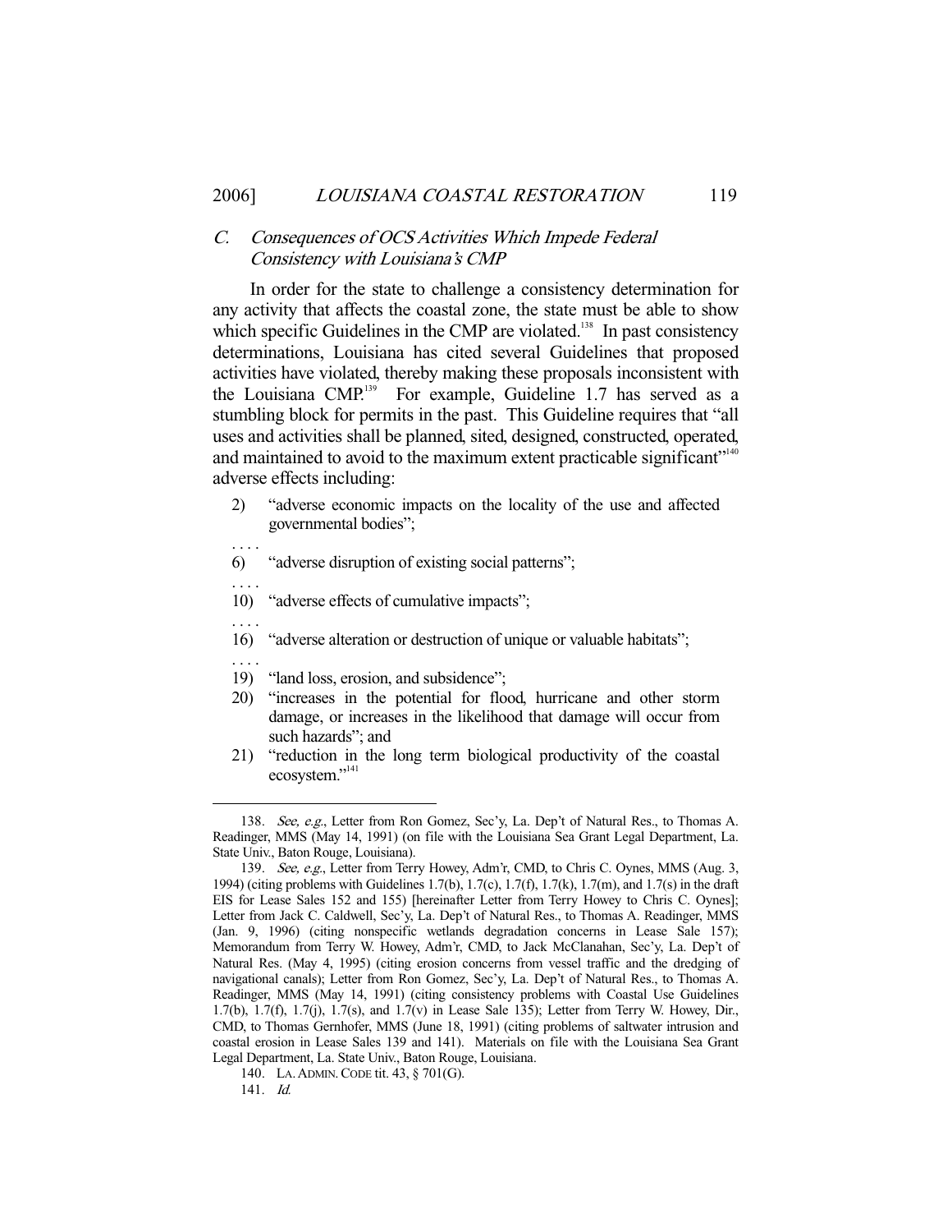### *C. Consequences of OCS Activities Which Impede Federal Consistency with Louisiana's CMP*

In order for the state to challenge a consistency determination for any activity that affects the coastal zone, the state must be able to show which specific Guidelines in the CMP are violated.[138] In past consistency determinations, Louisiana has cited several Guidelines that proposed activities have violated, thereby making these proposals inconsistent with the Louisiana CMP.[139] For example, Guideline 1.7 has served as a stumbling block for permits in the past. This Guideline requires that "all uses and activities shall be planned, sited, designed, constructed, operated, and maintained to avoid to the maximum extent practicable significant"[140] adverse effects including:

2) "adverse economic impacts on the locality of the use and affected governmental bodies";

. . . .

6) "adverse disruption of existing social patterns";

. . . .

10) "adverse effects of cumulative impacts";

. . . .

16) "adverse alteration or destruction of unique or valuable habitats";

. . . .

19) "land loss, erosion, and subsidence";

20) "increases in the potential for flood, hurricane and other storm damage, or increases in the likelihood that damage will occur from such hazards"; and

21) "reduction in the long term biological productivity of the coastal ecosystem."[141]

---

138. *See, e.g.*, Letter from Ron Gomez, Sec'y, La. Dep't of Natural Res., to Thomas A. Readinger, MMS (May 14, 1991) (on file with the Louisiana Sea Grant Legal Department, La. State Univ., Baton Rouge, Louisiana).

139. *See, e.g.*, Letter from Terry Howey, Adm'r, CMD, to Chris C. Oynes, MMS (Aug. 3, 1994) (citing problems with Guidelines 1.7(b), 1.7(c), 1.7(f), 1.7(k), 1.7(m), and 1.7(s) in the draft EIS for Lease Sales 152 and 155) [hereinafter Letter from Terry Howey to Chris C. Oynes]; Letter from Jack C. Caldwell, Sec'y, La. Dep't of Natural Res., to Thomas A. Readinger, MMS (Jan. 9, 1996) (citing nonspecific wetlands degradation concerns in Lease Sale 157); Memorandum from Terry W. Howey, Adm'r, CMD, to Jack McClanahan, Sec'y, La. Dep't of Natural Res. (May 4, 1995) (citing erosion concerns from vessel traffic and the dredging of navigational canals); Letter from Ron Gomez, Sec'y, La. Dep't of Natural Res., to Thomas A. Readinger, MMS (May 14, 1991) (citing consistency problems with Coastal Use Guidelines 1.7(b), 1.7(f), 1.7(j), 1.7(s), and 1.7(v) in Lease Sale 135); Letter from Terry W. Howey, Dir., CMD, to Thomas Gernhofer, MMS (June 18, 1991) (citing problems of saltwater intrusion and coastal erosion in Lease Sales 139 and 141). Materials on file with the Louisiana Sea Grant Legal Department, La. State Univ., Baton Rouge, Louisiana.

140. LA. ADMIN. CODE tit. 43, § 701(G).

141. *Id.*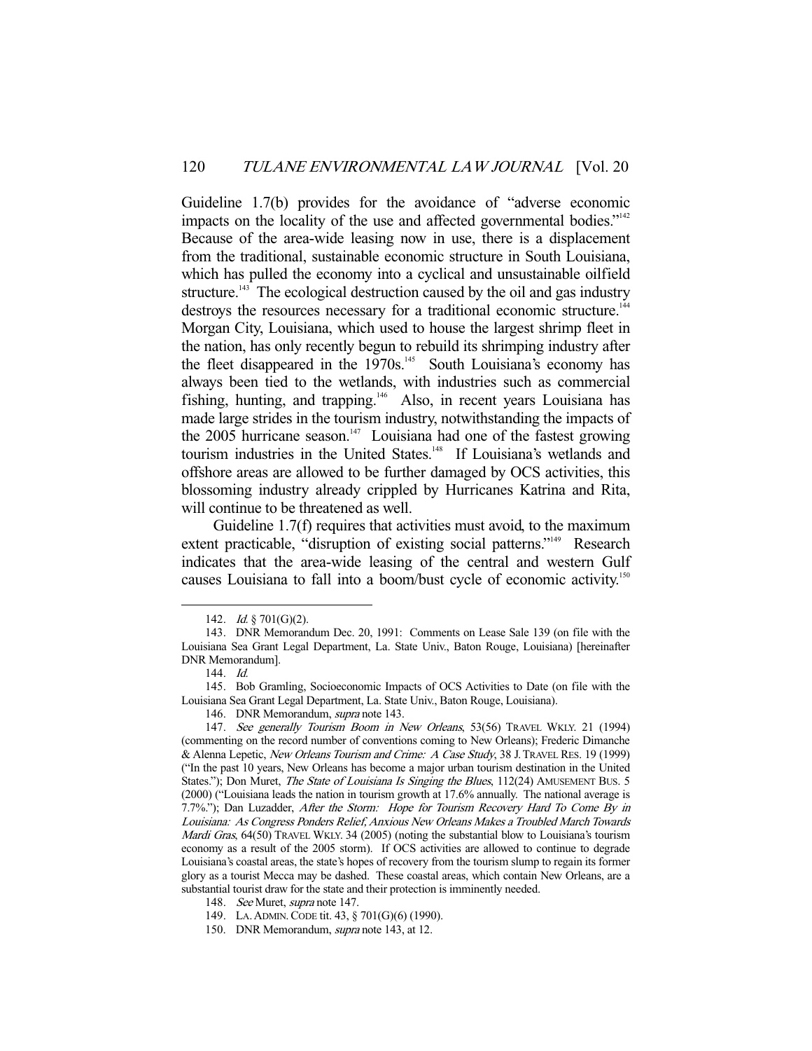Guideline 1.7(b) provides for the avoidance of "adverse economic impacts on the locality of the use and affected governmental bodies."[142] Because of the area-wide leasing now in use, there is a displacement from the traditional, sustainable economic structure in South Louisiana, which has pulled the economy into a cyclical and unsustainable oilfield structure.[143] The ecological destruction caused by the oil and gas industry destroys the resources necessary for a traditional economic structure.[144] Morgan City, Louisiana, which used to house the largest shrimp fleet in the nation, has only recently begun to rebuild its shrimping industry after the fleet disappeared in the 1970s.[145] South Louisiana's economy has always been tied to the wetlands, with industries such as commercial fishing, hunting, and trapping.[146] Also, in recent years Louisiana has made large strides in the tourism industry, notwithstanding the impacts of the 2005 hurricane season.[147] Louisiana had one of the fastest growing tourism industries in the United States.[148] If Louisiana's wetlands and offshore areas are allowed to be further damaged by OCS activities, this blossoming industry already crippled by Hurricanes Katrina and Rita, will continue to be threatened as well.

Guideline 1.7(f) requires that activities must avoid, to the maximum extent practicable, "disruption of existing social patterns."[149] Research indicates that the area-wide leasing of the central and western Gulf causes Louisiana to fall into a boom/bust cycle of economic activity.[150]

---

142. *Id.* § 701(G)(2).

143. DNR Memorandum Dec. 20, 1991: Comments on Lease Sale 139 (on file with the Louisiana Sea Grant Legal Department, La. State Univ., Baton Rouge, Louisiana) [hereinafter DNR Memorandum].

144. *Id.*

145. Bob Gramling, Socioeconomic Impacts of OCS Activities to Date (on file with the Louisiana Sea Grant Legal Department, La. State Univ., Baton Rouge, Louisiana).

146. DNR Memorandum, *supra* note 143.

147. *See generally Tourism Boom in New Orleans*, 53(56) TRAVEL WKLY. 21 (1994) (commenting on the record number of conventions coming to New Orleans); Frederic Dimanche & Alenna Lepetic, *New Orleans Tourism and Crime: A Case Study*, 38 J. TRAVEL RES. 19 (1999) ("In the past 10 years, New Orleans has become a major urban tourism destination in the United States."); Don Muret, *The State of Louisiana Is Singing the Blues*, 112(24) AMUSEMENT BUS. 5 (2000) ("Louisiana leads the nation in tourism growth at 17.6% annually. The national average is 7.7%."); Dan Luzadder, *After the Storm: Hope for Tourism Recovery Hard To Come By in Louisiana: As Congress Ponders Relief, Anxious New Orleans Makes a Troubled March Towards Mardi Gras*, 64(50) TRAVEL WKLY. 34 (2005) (noting the substantial blow to Louisiana's tourism economy as a result of the 2005 storm). If OCS activities are allowed to continue to degrade Louisiana's coastal areas, the state's hopes of recovery from the tourism slump to regain its former glory as a tourist Mecca may be dashed. These coastal areas, which contain New Orleans, are a substantial tourist draw for the state and their protection is imminently needed.

148. *See* Muret, *supra* note 147.

149. LA. ADMIN. CODE tit. 43, § 701(G)(6) (1990).

150. DNR Memorandum, *supra* note 143, at 12.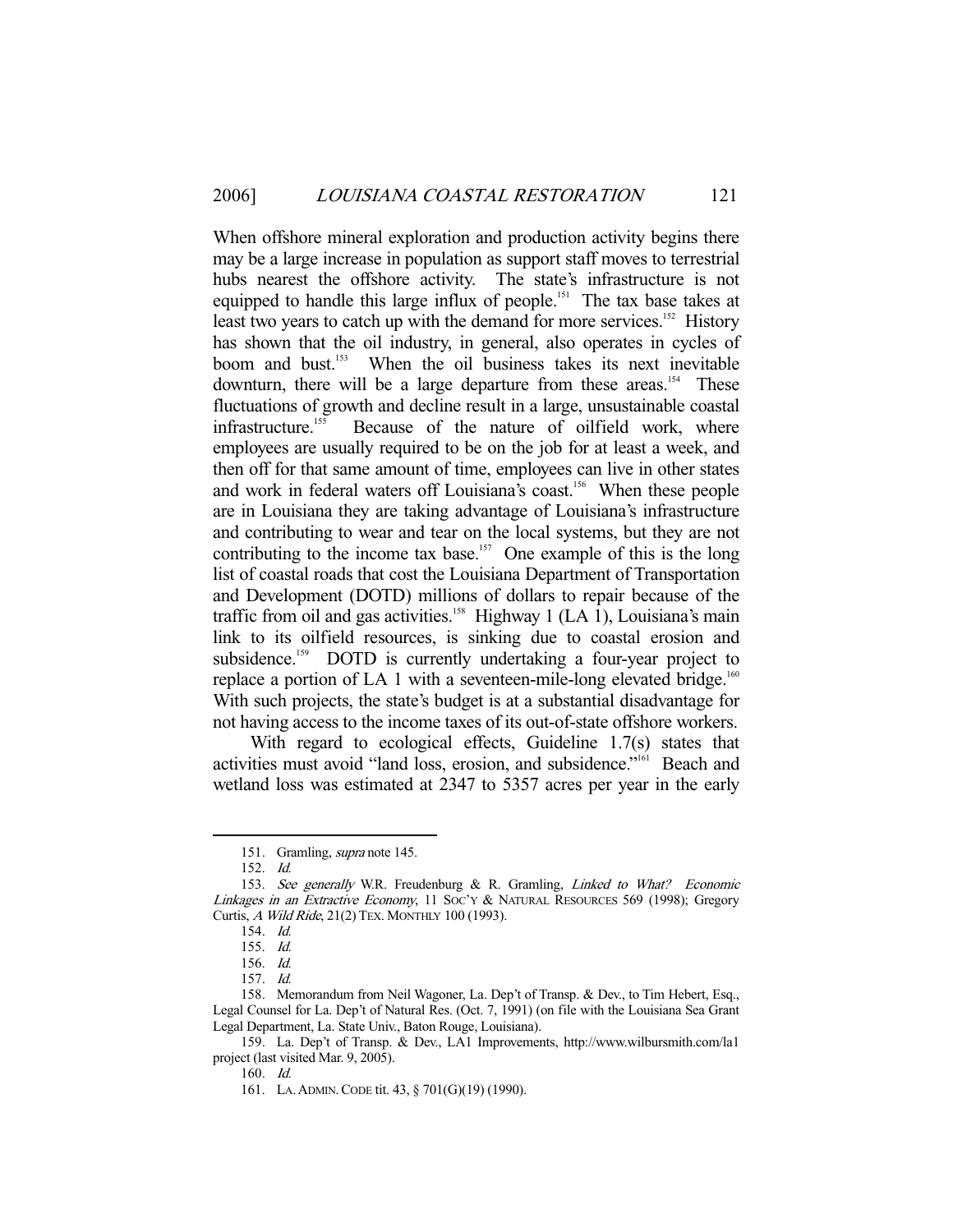When offshore mineral exploration and production activity begins there may be a large increase in population as support staff moves to terrestrial hubs nearest the offshore activity. The state's infrastructure is not equipped to handle this large influx of people.[151] The tax base takes at least two years to catch up with the demand for more services.[152] History has shown that the oil industry, in general, also operates in cycles of boom and bust.[153] When the oil business takes its next inevitable downturn, there will be a large departure from these areas.[154] These fluctuations of growth and decline result in a large, unsustainable coastal infrastructure.[155] Because of the nature of oilfield work, where employees are usually required to be on the job for at least a week, and then off for that same amount of time, employees can live in other states and work in federal waters off Louisiana's coast.[156] When these people are in Louisiana they are taking advantage of Louisiana's infrastructure and contributing to wear and tear on the local systems, but they are not contributing to the income tax base.[157] One example of this is the long list of coastal roads that cost the Louisiana Department of Transportation and Development (DOTD) millions of dollars to repair because of the traffic from oil and gas activities.[158] Highway 1 (LA 1), Louisiana's main link to its oilfield resources, is sinking due to coastal erosion and subsidence.[159] DOTD is currently undertaking a four-year project to replace a portion of LA 1 with a seventeen-mile-long elevated bridge.[160] With such projects, the state's budget is at a substantial disadvantage for not having access to the income taxes of its out-of-state offshore workers.

With regard to ecological effects, Guideline 1.7(s) states that activities must avoid "land loss, erosion, and subsidence."[161] Beach and wetland loss was estimated at 2347 to 5357 acres per year in the early

---

151. Gramling, *supra* note 145.

152. *Id.*

153. *See generally* W.R. Freudenburg & R. Gramling, *Linked to What? Economic Linkages in an Extractive Economy*, 11 SOC'Y & NATURAL RESOURCES 569 (1998); Gregory Curtis, *A Wild Ride*, 21(2) TEX. MONTHLY 100 (1993).

154. *Id.*

155. *Id.*

156. *Id.*

157. *Id.*

158. Memorandum from Neil Wagoner, La. Dep't of Transp. & Dev., to Tim Hebert, Esq., Legal Counsel for La. Dep't of Natural Res. (Oct. 7, 1991) (on file with the Louisiana Sea Grant Legal Department, La. State Univ., Baton Rouge, Louisiana).

159. La. Dep't of Transp. & Dev., LA1 Improvements, http://www.wilbursmith.com/la1project (last visited Mar. 9, 2005).

160. *Id.*

161. LA. ADMIN. CODE tit. 43, § 701(G)(19) (1990).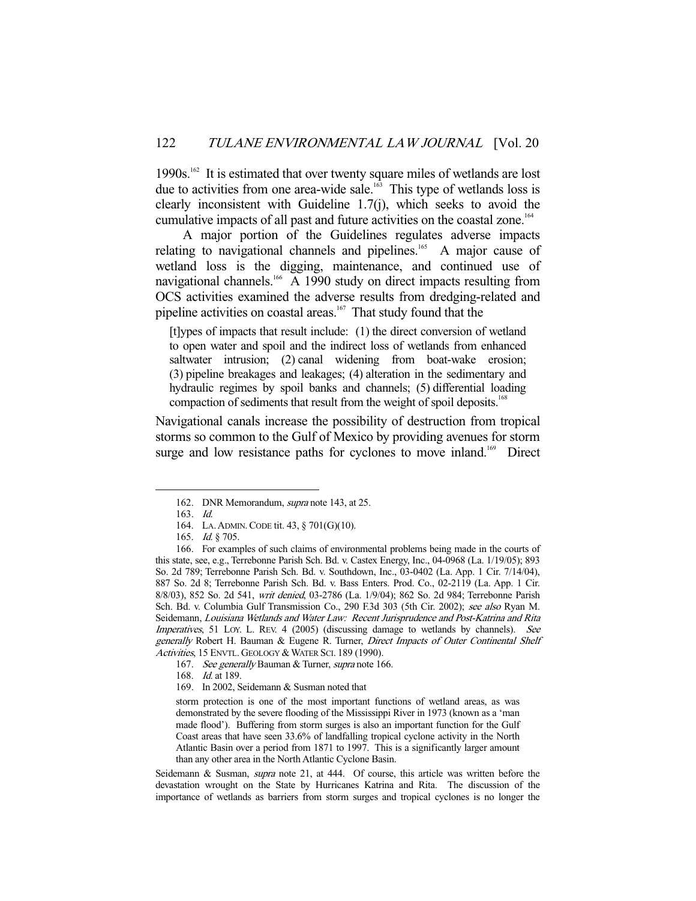1990s.[162] It is estimated that over twenty square miles of wetlands are lost due to activities from one area-wide sale.[163] This type of wetlands loss is clearly inconsistent with Guideline 1.7(j), which seeks to avoid the cumulative impacts of all past and future activities on the coastal zone.[164]

A major portion of the Guidelines regulates adverse impacts relating to navigational channels and pipelines.[165] A major cause of wetland loss is the digging, maintenance, and continued use of navigational channels.[166] A 1990 study on direct impacts resulting from OCS activities examined the adverse results from dredging-related and pipeline activities on coastal areas.[167] That study found that the

> [t]ypes of impacts that result include: (1) the direct conversion of wetland to open water and spoil and the indirect loss of wetlands from enhanced saltwater intrusion; (2) canal widening from boat-wake erosion; (3) pipeline breakages and leakages; (4) alteration in the sedimentary and hydraulic regimes by spoil banks and channels; (5) differential loading compaction of sediments that result from the weight of spoil deposits.[168]

Navigational canals increase the possibility of destruction from tropical storms so common to the Gulf of Mexico by providing avenues for storm surge and low resistance paths for cyclones to move inland.[169] Direct

---

162. DNR Memorandum, *supra* note 143, at 25.

163. *Id.*

164. LA. ADMIN. CODE tit. 43, § 701(G)(10).

165. *Id.* § 705.

166. For examples of such claims of environmental problems being made in the courts of this state, see, e.g., Terrebonne Parish Sch. Bd. v. Castex Energy, Inc., 04-0968 (La. 1/19/05); 893 So. 2d 789; Terrebonne Parish Sch. Bd. v. Southdown, Inc., 03-0402 (La. App. 1 Cir. 7/14/04), 887 So. 2d 8; Terrebonne Parish Sch. Bd. v. Bass Enters. Prod. Co., 02-2119 (La. App. 1 Cir. 8/8/03), 852 So. 2d 541, *writ denied*, 03-2786 (La. 1/9/04); 862 So. 2d 984; Terrebonne Parish Sch. Bd. v. Columbia Gulf Transmission Co., 290 F.3d 303 (5th Cir. 2002); *see also* Ryan M. Seidemann, *Louisiana Wetlands and Water Law: Recent Jurisprudence and Post-Katrina and Rita Imperatives*, 51 LOY. L. REV. 4 (2005) (discussing damage to wetlands by channels). *See generally* Robert H. Bauman & Eugene R. Turner, *Direct Impacts of Outer Continental Shelf Activities*, 15 ENVTL. GEOLOGY & WATER SCI. 189 (1990).

167. *See generally* Bauman & Turner, *supra* note 166.

168. *Id.* at 189.

169. In 2002, Seidemann & Susman noted that

> storm protection is one of the most important functions of wetland areas, as was demonstrated by the severe flooding of the Mississippi River in 1973 (known as a 'man made flood'). Buffering from storm surges is also an important function for the Gulf Coast areas that have seen 33.6% of landfalling tropical cyclone activity in the North Atlantic Basin over a period from 1871 to 1997. This is a significantly larger amount than any other area in the North Atlantic Cyclone Basin.

Seidemann & Susman, *supra* note 21, at 444. Of course, this article was written before the devastation wrought on the State by Hurricanes Katrina and Rita. The discussion of the importance of wetlands as barriers from storm surges and tropical cyclones is no longer the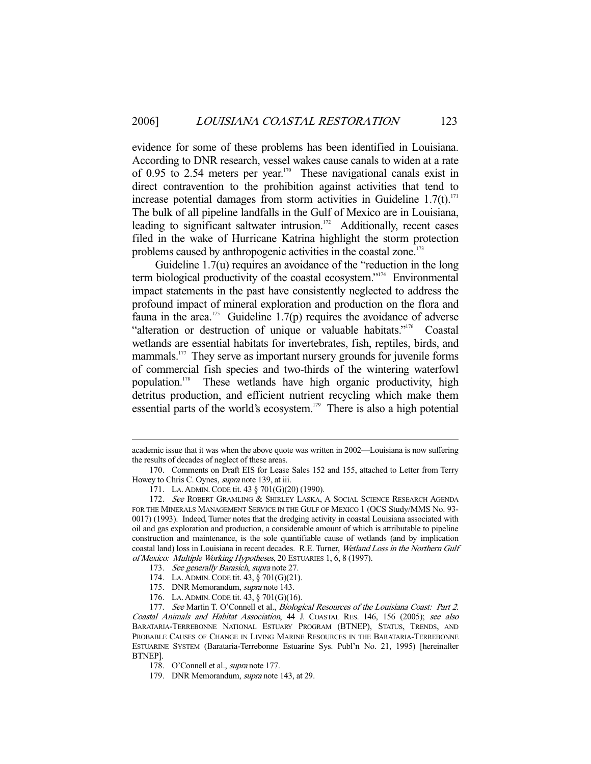evidence for some of these problems has been identified in Louisiana. According to DNR research, vessel wakes cause canals to widen at a rate of 0.95 to 2.54 meters per year.[170] These navigational canals exist in direct contravention to the prohibition against activities that tend to increase potential damages from storm activities in Guideline 1.7(t).[171] The bulk of all pipeline landfalls in the Gulf of Mexico are in Louisiana, leading to significant saltwater intrusion.[172] Additionally, recent cases filed in the wake of Hurricane Katrina highlight the storm protection problems caused by anthropogenic activities in the coastal zone.[173]

Guideline 1.7(u) requires an avoidance of the "reduction in the long term biological productivity of the coastal ecosystem."[174] Environmental impact statements in the past have consistently neglected to address the profound impact of mineral exploration and production on the flora and fauna in the area.[175] Guideline 1.7(p) requires the avoidance of adverse "alteration or destruction of unique or valuable habitats."[176] Coastal wetlands are essential habitats for invertebrates, fish, reptiles, birds, and mammals.[177] They serve as important nursery grounds for juvenile forms of commercial fish species and two-thirds of the wintering waterfowl population.[178] These wetlands have high organic productivity, high detritus production, and efficient nutrient recycling which make them essential parts of the world's ecosystem.[179] There is also a high potential

---

academic issue that it was when the above quote was written in 2002—Louisiana is now suffering the results of decades of neglect of these areas.

170. Comments on Draft EIS for Lease Sales 152 and 155, attached to Letter from Terry Howey to Chris C. Oynes, *supra* note 139, at iii.

171. LA. ADMIN. CODE tit. 43 § 701(G)(20) (1990).

172. *See* ROBERT GRAMLING & SHIRLEY LASKA, A SOCIAL SCIENCE RESEARCH AGENDA FOR THE MINERALS MANAGEMENT SERVICE IN THE GULF OF MEXICO 1 (OCS Study/MMS No. 93-0017) (1993). Indeed, Turner notes that the dredging activity in coastal Louisiana associated with oil and gas exploration and production, a considerable amount of which is attributable to pipeline construction and maintenance, is the sole quantifiable cause of wetlands (and by implication coastal land) loss in Louisiana in recent decades. R.E. Turner, *Wetland Loss in the Northern Gulf of Mexico: Multiple Working Hypotheses*, 20 ESTUARIES 1, 6, 8 (1997).

173. *See generally Barasich*, *supra* note 27.

174. LA. ADMIN. CODE tit. 43, § 701(G)(21).

175. DNR Memorandum, *supra* note 143.

176. LA. ADMIN. CODE tit. 43, § 701(G)(16).

177. *See* Martin T. O'Connell et al., *Biological Resources of the Louisiana Coast: Part 2. Coastal Animals and Habitat Association*, 44 J. COASTAL RES. 146, 156 (2005); *see also* BARATARIA-TERREBONNE NATIONAL ESTUARY PROGRAM (BTNEP), STATUS, TRENDS, AND PROBABLE CAUSES OF CHANGE IN LIVING MARINE RESOURCES IN THE BARATARIA-TERREBONNE ESTUARINE SYSTEM (Barataria-Terrebonne Estuarine Sys. Publ'n No. 21, 1995) [hereinafter BTNEP].

178. O'Connell et al., *supra* note 177.

179. DNR Memorandum, *supra* note 143, at 29.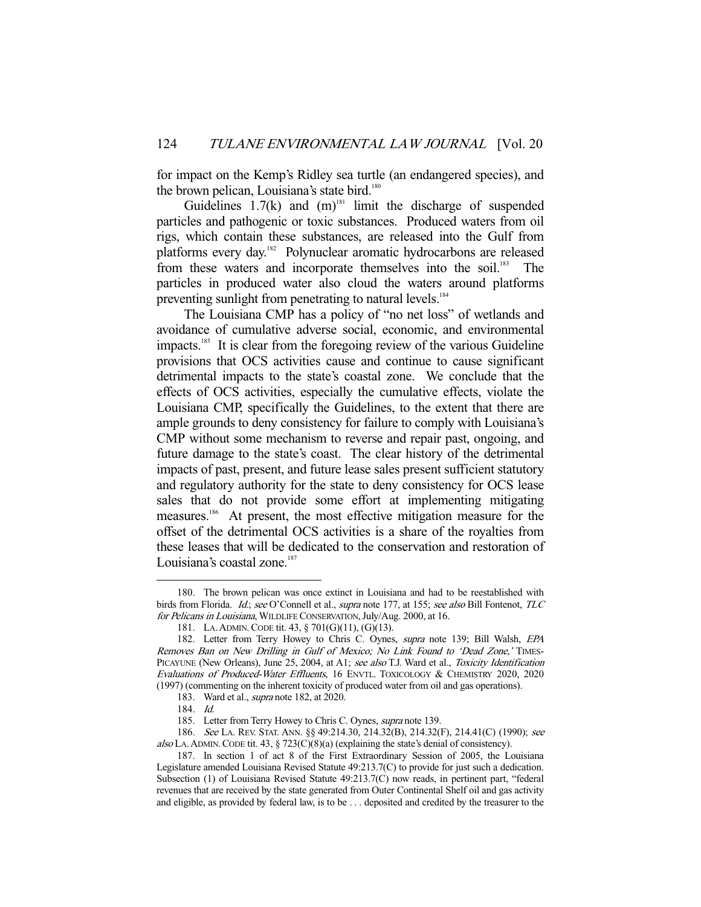for impact on the Kemp's Ridley sea turtle (an endangered species), and the brown pelican, Louisiana's state bird.[180]

Guidelines 1.7(k) and (m)[181] limit the discharge of suspended particles and pathogenic or toxic substances. Produced waters from oil rigs, which contain these substances, are released into the Gulf from platforms every day.[182] Polynuclear aromatic hydrocarbons are released from these waters and incorporate themselves into the soil.[183] The particles in produced water also cloud the waters around platforms preventing sunlight from penetrating to natural levels.[184]

The Louisiana CMP has a policy of "no net loss" of wetlands and avoidance of cumulative adverse social, economic, and environmental impacts.[185] It is clear from the foregoing review of the various Guideline provisions that OCS activities cause and continue to cause significant detrimental impacts to the state's coastal zone. We conclude that the effects of OCS activities, especially the cumulative effects, violate the Louisiana CMP, specifically the Guidelines, to the extent that there are ample grounds to deny consistency for failure to comply with Louisiana's CMP without some mechanism to reverse and repair past, ongoing, and future damage to the state's coast. The clear history of the detrimental impacts of past, present, and future lease sales present sufficient statutory and regulatory authority for the state to deny consistency for OCS lease sales that do not provide some effort at implementing mitigating measures.[186] At present, the most effective mitigation measure for the offset of the detrimental OCS activities is a share of the royalties from these leases that will be dedicated to the conservation and restoration of Louisiana's coastal zone.[187]

---

180. The brown pelican was once extinct in Louisiana and had to be reestablished with birds from Florida. *Id.*; *see* O'Connell et al., *supra* note 177, at 155; *see also* Bill Fontenot, *TLC for Pelicans in Louisiana*, WILDLIFE CONSERVATION, July/Aug. 2000, at 16.

181. LA. ADMIN. CODE tit. 43, § 701(G)(11), (G)(13).

182. Letter from Terry Howey to Chris C. Oynes, *supra* note 139; Bill Walsh, *EPA Removes Ban on New Drilling in Gulf of Mexico; No Link Found to 'Dead Zone,'* TIMES-PICAYUNE (New Orleans), June 25, 2004, at A1; *see also* T.J. Ward et al., *Toxicity Identification Evaluations of Produced-Water Effluents*, 16 ENVTL. TOXICOLOGY & CHEMISTRY 2020, 2020 (1997) (commenting on the inherent toxicity of produced water from oil and gas operations).

183. Ward et al., *supra* note 182, at 2020.

184. *Id.*

185. Letter from Terry Howey to Chris C. Oynes, *supra* note 139.

186. *See* LA. REV. STAT. ANN. §§ 49:214.30, 214.32(B), 214.32(F), 214.41(C) (1990); *see also* LA. ADMIN. CODE tit. 43, § 723(C)(8)(a) (explaining the state's denial of consistency).

187. In section 1 of act 8 of the First Extraordinary Session of 2005, the Louisiana Legislature amended Louisiana Revised Statute 49:213.7(C) to provide for just such a dedication. Subsection (1) of Louisiana Revised Statute 49:213.7(C) now reads, in pertinent part, "federal revenues that are received by the state generated from Outer Continental Shelf oil and gas activity and eligible, as provided by federal law, is to be . . . deposited and credited by the treasurer to the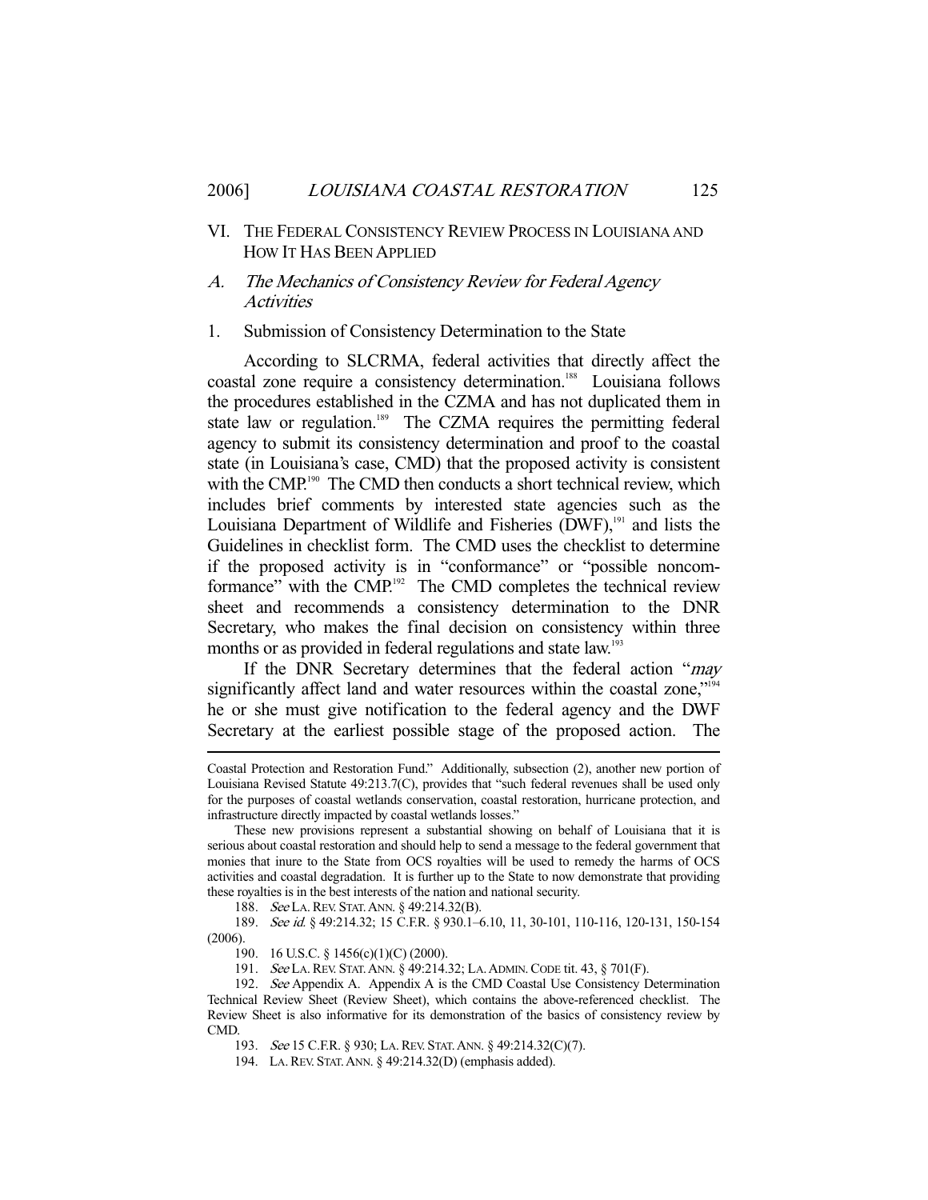## VI. THE FEDERAL CONSISTENCY REVIEW PROCESS IN LOUISIANA AND HOW IT HAS BEEN APPLIED

### A. *The Mechanics of Consistency Review for Federal Agency Activities*

#### 1. Submission of Consistency Determination to the State

According to SLCRMA, federal activities that directly affect the coastal zone require a consistency determination.[188] Louisiana follows the procedures established in the CZMA and has not duplicated them in state law or regulation.[189] The CZMA requires the permitting federal agency to submit its consistency determination and proof to the coastal state (in Louisiana's case, CMD) that the proposed activity is consistent with the CMP.[190] The CMD then conducts a short technical review, which includes brief comments by interested state agencies such as the Louisiana Department of Wildlife and Fisheries (DWF),[191] and lists the Guidelines in checklist form. The CMD uses the checklist to determine if the proposed activity is in "conformance" or "possible noncomformance" with the CMP.[192] The CMD completes the technical review sheet and recommends a consistency determination to the DNR Secretary, who makes the final decision on consistency within three months or as provided in federal regulations and state law.[193]

If the DNR Secretary determines that the federal action "*may* significantly affect land and water resources within the coastal zone,"[194] he or she must give notification to the federal agency and the DWF Secretary at the earliest possible stage of the proposed action. The

---

Coastal Protection and Restoration Fund." Additionally, subsection (2), another new portion of Louisiana Revised Statute 49:213.7(C), provides that "such federal revenues shall be used only for the purposes of coastal wetlands conservation, coastal restoration, hurricane protection, and infrastructure directly impacted by coastal wetlands losses."

These new provisions represent a substantial showing on behalf of Louisiana that it is serious about coastal restoration and should help to send a message to the federal government that monies that inure to the State from OCS royalties will be used to remedy the harms of OCS activities and coastal degradation. It is further up to the State to now demonstrate that providing these royalties is in the best interests of the nation and national security.

188. *See* LA. REV. STAT. ANN. § 49:214.32(B).

189. *See id.* § 49:214.32; 15 C.F.R. § 930.1–6.10, 11, 30-101, 110-116, 120-131, 150-154 (2006).

190. 16 U.S.C. § 1456(c)(1)(C) (2000).

191. *See* LA. REV. STAT. ANN. § 49:214.32; LA. ADMIN. CODE tit. 43, § 701(F).

192. *See* Appendix A. Appendix A is the CMD Coastal Use Consistency Determination Technical Review Sheet (Review Sheet), which contains the above-referenced checklist. The Review Sheet is also informative for its demonstration of the basics of consistency review by CMD.

193. *See* 15 C.F.R. § 930; LA. REV. STAT. ANN. § 49:214.32(C)(7).

194. LA. REV. STAT. ANN. § 49:214.32(D) (emphasis added).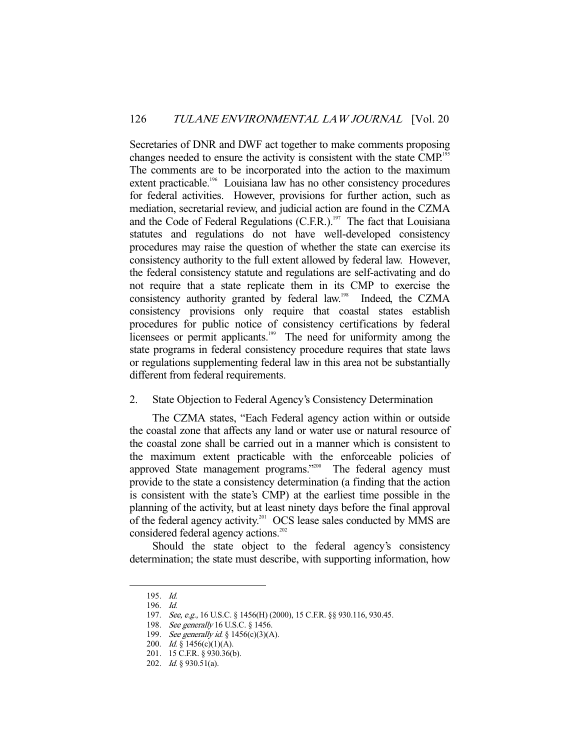Secretaries of DNR and DWF act together to make comments proposing changes needed to ensure the activity is consistent with the state CMP.[195] The comments are to be incorporated into the action to the maximum extent practicable.[196] Louisiana law has no other consistency procedures for federal activities. However, provisions for further action, such as mediation, secretarial review, and judicial action are found in the CZMA and the Code of Federal Regulations (C.F.R.).[197] The fact that Louisiana statutes and regulations do not have well-developed consistency procedures may raise the question of whether the state can exercise its consistency authority to the full extent allowed by federal law. However, the federal consistency statute and regulations are self-activating and do not require that a state replicate them in its CMP to exercise the consistency authority granted by federal law.[198] Indeed, the CZMA consistency provisions only require that coastal states establish procedures for public notice of consistency certifications by federal licensees or permit applicants.[199] The need for uniformity among the state programs in federal consistency procedure requires that state laws or regulations supplementing federal law in this area not be substantially different from federal requirements.

2. State Objection to Federal Agency's Consistency Determination

The CZMA states, "Each Federal agency action within or outside the coastal zone that affects any land or water use or natural resource of the coastal zone shall be carried out in a manner which is consistent to the maximum extent practicable with the enforceable policies of approved State management programs."[200] The federal agency must provide to the state a consistency determination (a finding that the action is consistent with the state's CMP) at the earliest time possible in the planning of the activity, but at least ninety days before the final approval of the federal agency activity.[201] OCS lease sales conducted by MMS are considered federal agency actions.[202]

Should the state object to the federal agency's consistency determination; the state must describe, with supporting information, how

---

195. *Id.*
196. *Id.*
197. *See, e.g.,* 16 U.S.C. § 1456(H) (2000), 15 C.F.R. §§ 930.116, 930.45.
198. *See generally* 16 U.S.C. § 1456.
199. *See generally id.* § 1456(c)(3)(A).
200. *Id.* § 1456(c)(1)(A).
201. 15 C.F.R. § 930.36(b).
202. *Id.* § 930.51(a).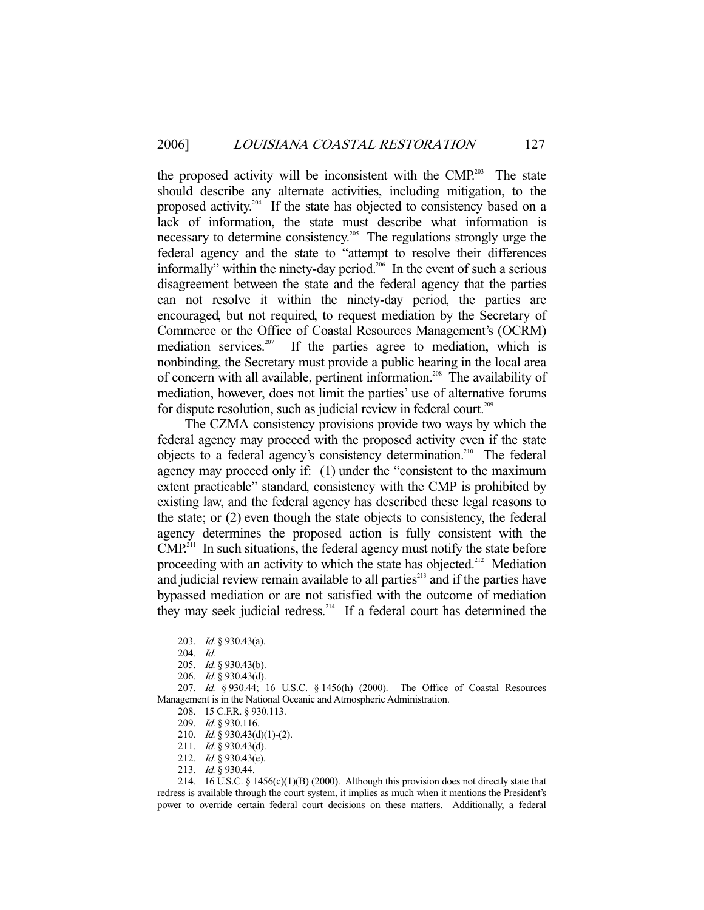the proposed activity will be inconsistent with the CMP.[203] The state should describe any alternate activities, including mitigation, to the proposed activity.[204] If the state has objected to consistency based on a lack of information, the state must describe what information is necessary to determine consistency.[205] The regulations strongly urge the federal agency and the state to "attempt to resolve their differences informally" within the ninety-day period.[206] In the event of such a serious disagreement between the state and the federal agency that the parties can not resolve it within the ninety-day period, the parties are encouraged, but not required, to request mediation by the Secretary of Commerce or the Office of Coastal Resources Management's (OCRM) mediation services.[207] If the parties agree to mediation, which is nonbinding, the Secretary must provide a public hearing in the local area of concern with all available, pertinent information.[208] The availability of mediation, however, does not limit the parties' use of alternative forums for dispute resolution, such as judicial review in federal court.[209]

The CZMA consistency provisions provide two ways by which the federal agency may proceed with the proposed activity even if the state objects to a federal agency's consistency determination.[210] The federal agency may proceed only if: (1) under the "consistent to the maximum extent practicable" standard, consistency with the CMP is prohibited by existing law, and the federal agency has described these legal reasons to the state; or (2) even though the state objects to consistency, the federal agency determines the proposed action is fully consistent with the CMP.[211] In such situations, the federal agency must notify the state before proceeding with an activity to which the state has objected.[212] Mediation and judicial review remain available to all parties[213] and if the parties have bypassed mediation or are not satisfied with the outcome of mediation they may seek judicial redress.[214] If a federal court has determined the

---

203. *Id.* § 930.43(a).

204. *Id.*

205. *Id.* § 930.43(b).

206. *Id.* § 930.43(d).

207. *Id.* § 930.44; 16 U.S.C. § 1456(h) (2000). The Office of Coastal Resources Management is in the National Oceanic and Atmospheric Administration.

208. 15 C.F.R. § 930.113.

209. *Id.* § 930.116.

210. *Id.* § 930.43(d)(1)-(2).

211. *Id.* § 930.43(d).

212. *Id.* § 930.43(e).

213. *Id.* § 930.44.

214. 16 U.S.C. § 1456(c)(1)(B) (2000). Although this provision does not directly state that redress is available through the court system, it implies as much when it mentions the President's power to override certain federal court decisions on these matters. Additionally, a federal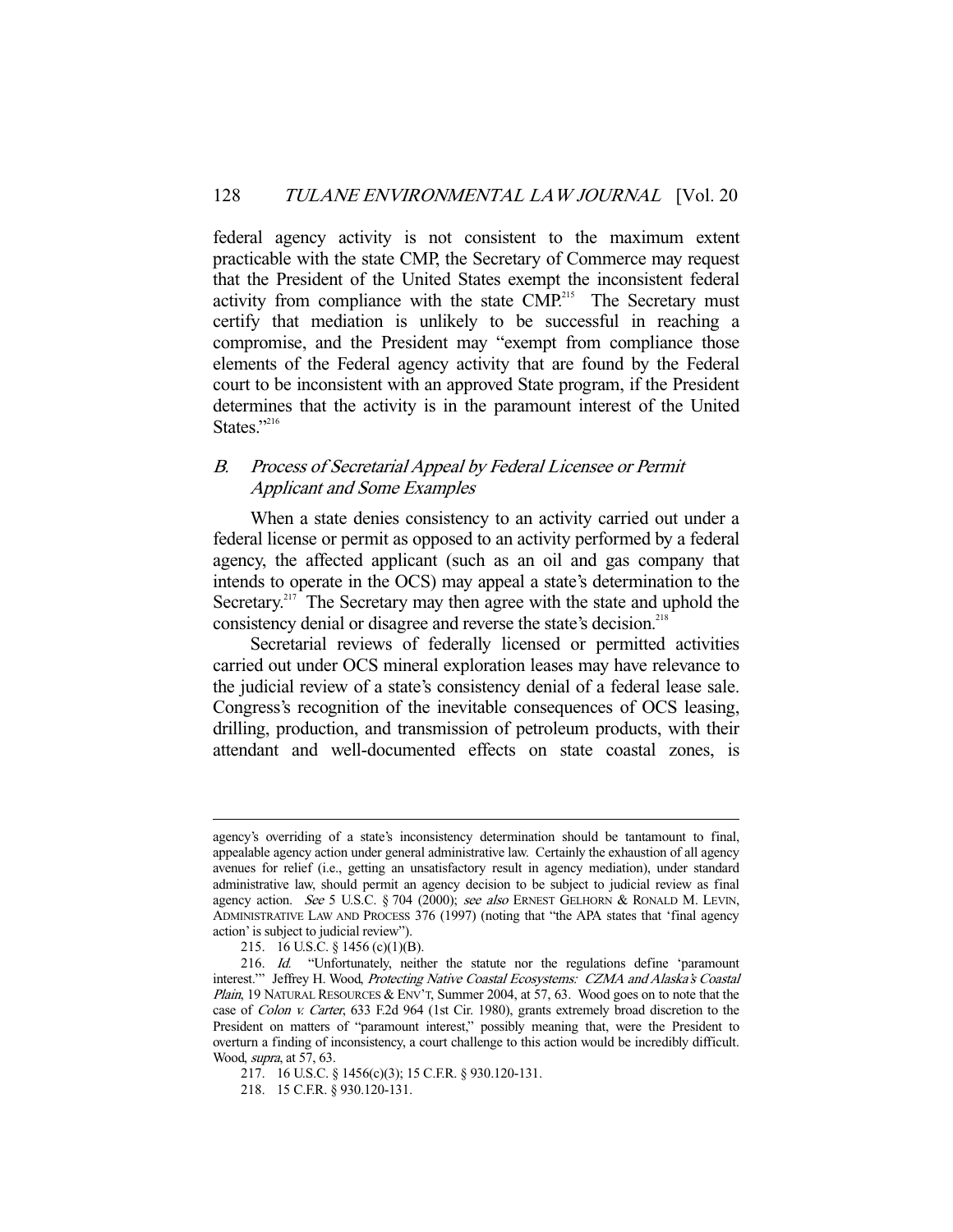federal agency activity is not consistent to the maximum extent practicable with the state CMP, the Secretary of Commerce may request that the President of the United States exempt the inconsistent federal activity from compliance with the state CMP.[215] The Secretary must certify that mediation is unlikely to be successful in reaching a compromise, and the President may "exempt from compliance those elements of the Federal agency activity that are found by the Federal court to be inconsistent with an approved State program, if the President determines that the activity is in the paramount interest of the United States."[216]

### *B. Process of Secretarial Appeal by Federal Licensee or Permit Applicant and Some Examples*

When a state denies consistency to an activity carried out under a federal license or permit as opposed to an activity performed by a federal agency, the affected applicant (such as an oil and gas company that intends to operate in the OCS) may appeal a state's determination to the Secretary.[217] The Secretary may then agree with the state and uphold the consistency denial or disagree and reverse the state's decision.[218]

Secretarial reviews of federally licensed or permitted activities carried out under OCS mineral exploration leases may have relevance to the judicial review of a state's consistency denial of a federal lease sale. Congress's recognition of the inevitable consequences of OCS leasing, drilling, production, and transmission of petroleum products, with their attendant and well-documented effects on state coastal zones, is

---

agency's overriding of a state's inconsistency determination should be tantamount to final, appealable agency action under general administrative law. Certainly the exhaustion of all agency avenues for relief (i.e., getting an unsatisfactory result in agency mediation), under standard administrative law, should permit an agency decision to be subject to judicial review as final agency action. *See* 5 U.S.C. § 704 (2000); *see also* ERNEST GELHORN & RONALD M. LEVIN, ADMINISTRATIVE LAW AND PROCESS 376 (1997) (noting that "the APA states that 'final agency action' is subject to judicial review").

215. 16 U.S.C. § 1456 (c)(1)(B).

216. *Id.* "Unfortunately, neither the statute nor the regulations define 'paramount interest.'" Jeffrey H. Wood, *Protecting Native Coastal Ecosystems: CZMA and Alaska's Coastal Plain*, 19 NATURAL RESOURCES & ENV'T, Summer 2004, at 57, 63. Wood goes on to note that the case of *Colon v. Carter*, 633 F.2d 964 (1st Cir. 1980), grants extremely broad discretion to the President on matters of "paramount interest," possibly meaning that, were the President to overturn a finding of inconsistency, a court challenge to this action would be incredibly difficult. Wood, *supra*, at 57, 63.

217. 16 U.S.C. § 1456(c)(3); 15 C.F.R. § 930.120-131.

218. 15 C.F.R. § 930.120-131.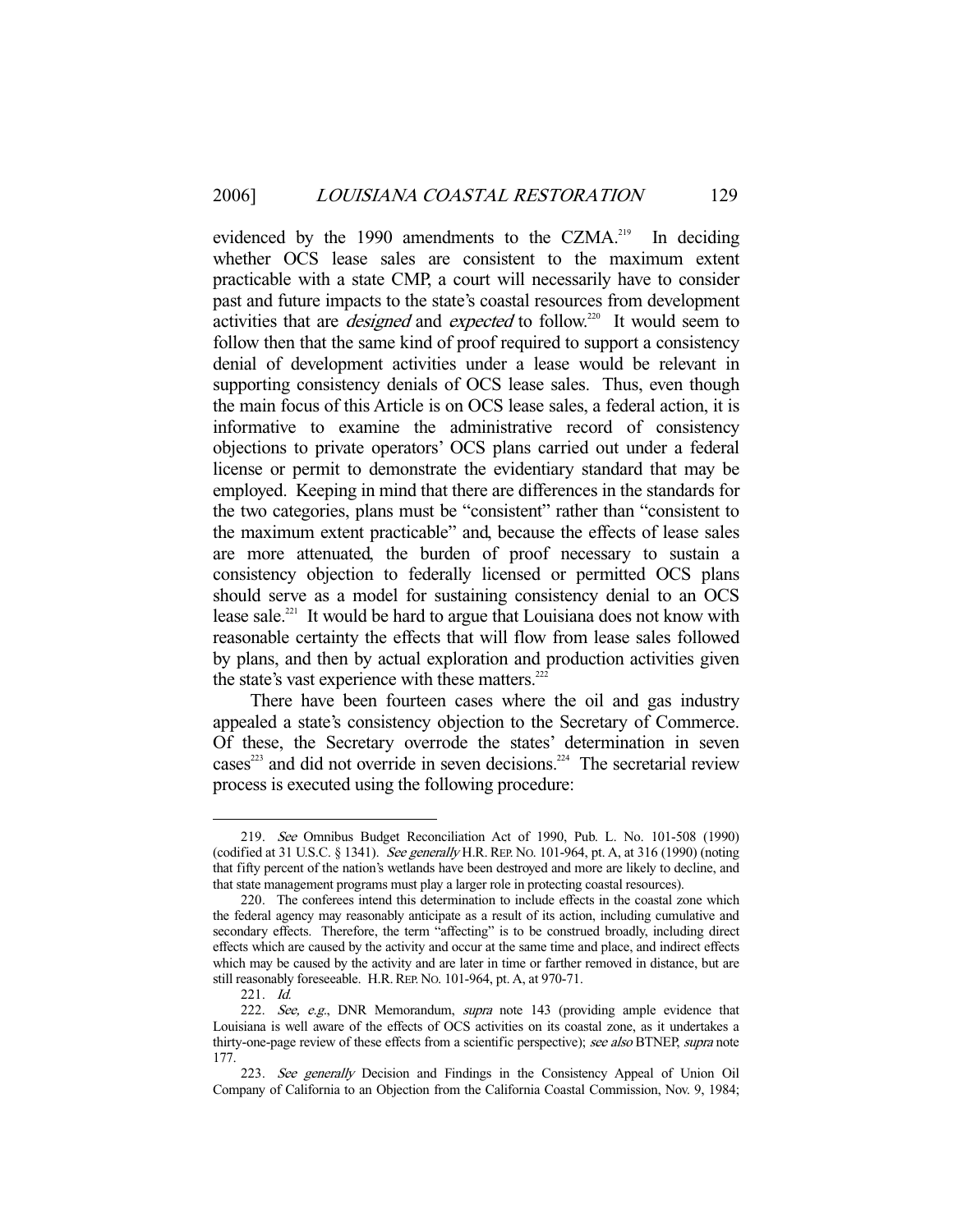evidenced by the 1990 amendments to the CZMA.[219] In deciding whether OCS lease sales are consistent to the maximum extent practicable with a state CMP, a court will necessarily have to consider past and future impacts to the state's coastal resources from development activities that are *designed* and *expected* to follow.[220] It would seem to follow then that the same kind of proof required to support a consistency denial of development activities under a lease would be relevant in supporting consistency denials of OCS lease sales. Thus, even though the main focus of this Article is on OCS lease sales, a federal action, it is informative to examine the administrative record of consistency objections to private operators' OCS plans carried out under a federal license or permit to demonstrate the evidentiary standard that may be employed. Keeping in mind that there are differences in the standards for the two categories, plans must be "consistent" rather than "consistent to the maximum extent practicable" and, because the effects of lease sales are more attenuated, the burden of proof necessary to sustain a consistency objection to federally licensed or permitted OCS plans should serve as a model for sustaining consistency denial to an OCS lease sale.[221] It would be hard to argue that Louisiana does not know with reasonable certainty the effects that will flow from lease sales followed by plans, and then by actual exploration and production activities given the state's vast experience with these matters.[222]

There have been fourteen cases where the oil and gas industry appealed a state's consistency objection to the Secretary of Commerce. Of these, the Secretary overrode the states' determination in seven cases[223] and did not override in seven decisions.[224] The secretarial review process is executed using the following procedure:

---

219. *See* Omnibus Budget Reconciliation Act of 1990, Pub. L. No. 101-508 (1990) (codified at 31 U.S.C. § 1341). *See generally* H.R. REP. NO. 101-964, pt. A, at 316 (1990) (noting that fifty percent of the nation's wetlands have been destroyed and more are likely to decline, and that state management programs must play a larger role in protecting coastal resources).

220. The conferees intend this determination to include effects in the coastal zone which the federal agency may reasonably anticipate as a result of its action, including cumulative and secondary effects. Therefore, the term "affecting" is to be construed broadly, including direct effects which are caused by the activity and occur at the same time and place, and indirect effects which may be caused by the activity and are later in time or farther removed in distance, but are still reasonably foreseeable. H.R. REP. NO. 101-964, pt. A, at 970-71.

221. *Id.*

222. *See, e.g.*, DNR Memorandum, *supra* note 143 (providing ample evidence that Louisiana is well aware of the effects of OCS activities on its coastal zone, as it undertakes a thirty-one-page review of these effects from a scientific perspective); *see also* BTNEP, *supra* note 177.

223. *See generally* Decision and Findings in the Consistency Appeal of Union Oil Company of California to an Objection from the California Coastal Commission, Nov. 9, 1984;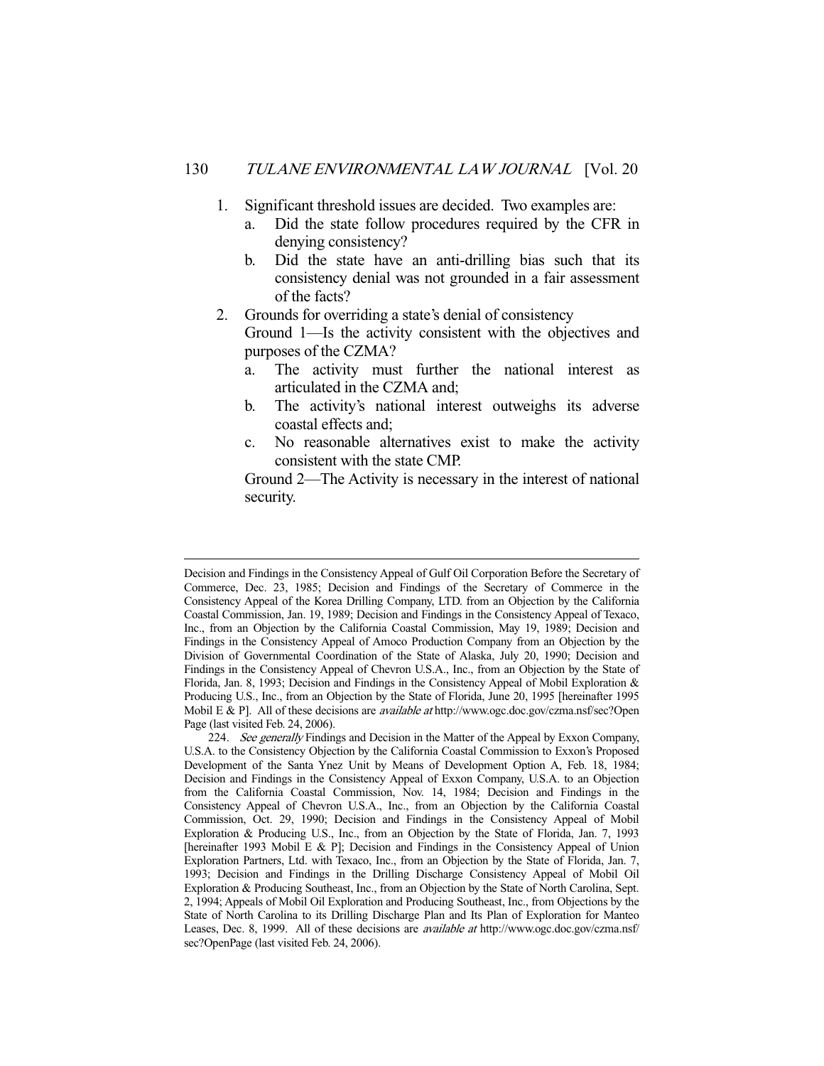1. Significant threshold issues are decided. Two examples are:
   a. Did the state follow procedures required by the CFR in denying consistency?
   b. Did the state have an anti-drilling bias such that its consistency denial was not grounded in a fair assessment of the facts?
2. Grounds for overriding a state's denial of consistency

   Ground 1—Is the activity consistent with the objectives and purposes of the CZMA?
   a. The activity must further the national interest as articulated in the CZMA and;
   b. The activity's national interest outweighs its adverse coastal effects and;
   c. No reasonable alternatives exist to make the activity consistent with the state CMP.

   Ground 2—The Activity is necessary in the interest of national security.

---

Decision and Findings in the Consistency Appeal of Gulf Oil Corporation Before the Secretary of Commerce, Dec. 23, 1985; Decision and Findings of the Secretary of Commerce in the Consistency Appeal of the Korea Drilling Company, LTD. from an Objection by the California Coastal Commission, Jan. 19, 1989; Decision and Findings in the Consistency Appeal of Texaco, Inc., from an Objection by the California Coastal Commission, May 19, 1989; Decision and Findings in the Consistency Appeal of Amoco Production Company from an Objection by the Division of Governmental Coordination of the State of Alaska, July 20, 1990; Decision and Findings in the Consistency Appeal of Chevron U.S.A., Inc., from an Objection by the State of Florida, Jan. 8, 1993; Decision and Findings in the Consistency Appeal of Mobil Exploration & Producing U.S., Inc., from an Objection by the State of Florida, June 20, 1995 [hereinafter 1995 Mobil E & P]. All of these decisions are *available at* http://www.ogc.doc.gov/czma.nsf/sec?OpenPage (last visited Feb. 24, 2006).

224. *See generally* Findings and Decision in the Matter of the Appeal by Exxon Company, U.S.A. to the Consistency Objection by the California Coastal Commission to Exxon's Proposed Development of the Santa Ynez Unit by Means of Development Option A, Feb. 18, 1984; Decision and Findings in the Consistency Appeal of Exxon Company, U.S.A. to an Objection from the California Coastal Commission, Nov. 14, 1984; Decision and Findings in the Consistency Appeal of Chevron U.S.A., Inc., from an Objection by the California Coastal Commission, Oct. 29, 1990; Decision and Findings in the Consistency Appeal of Mobil Exploration & Producing U.S., Inc., from an Objection by the State of Florida, Jan. 7, 1993 [hereinafter 1993 Mobil E & P]; Decision and Findings in the Consistency Appeal of Union Exploration Partners, Ltd. with Texaco, Inc., from an Objection by the State of Florida, Jan. 7, 1993; Decision and Findings in the Drilling Discharge Consistency Appeal of Mobil Oil Exploration & Producing Southeast, Inc., from an Objection by the State of North Carolina, Sept. 2, 1994; Appeals of Mobil Oil Exploration and Producing Southeast, Inc., from Objections by the State of North Carolina to its Drilling Discharge Plan and Its Plan of Exploration for Manteo Leases, Dec. 8, 1999. All of these decisions are *available at* http://www.ogc.doc.gov/czma.nsf/sec?OpenPage (last visited Feb. 24, 2006).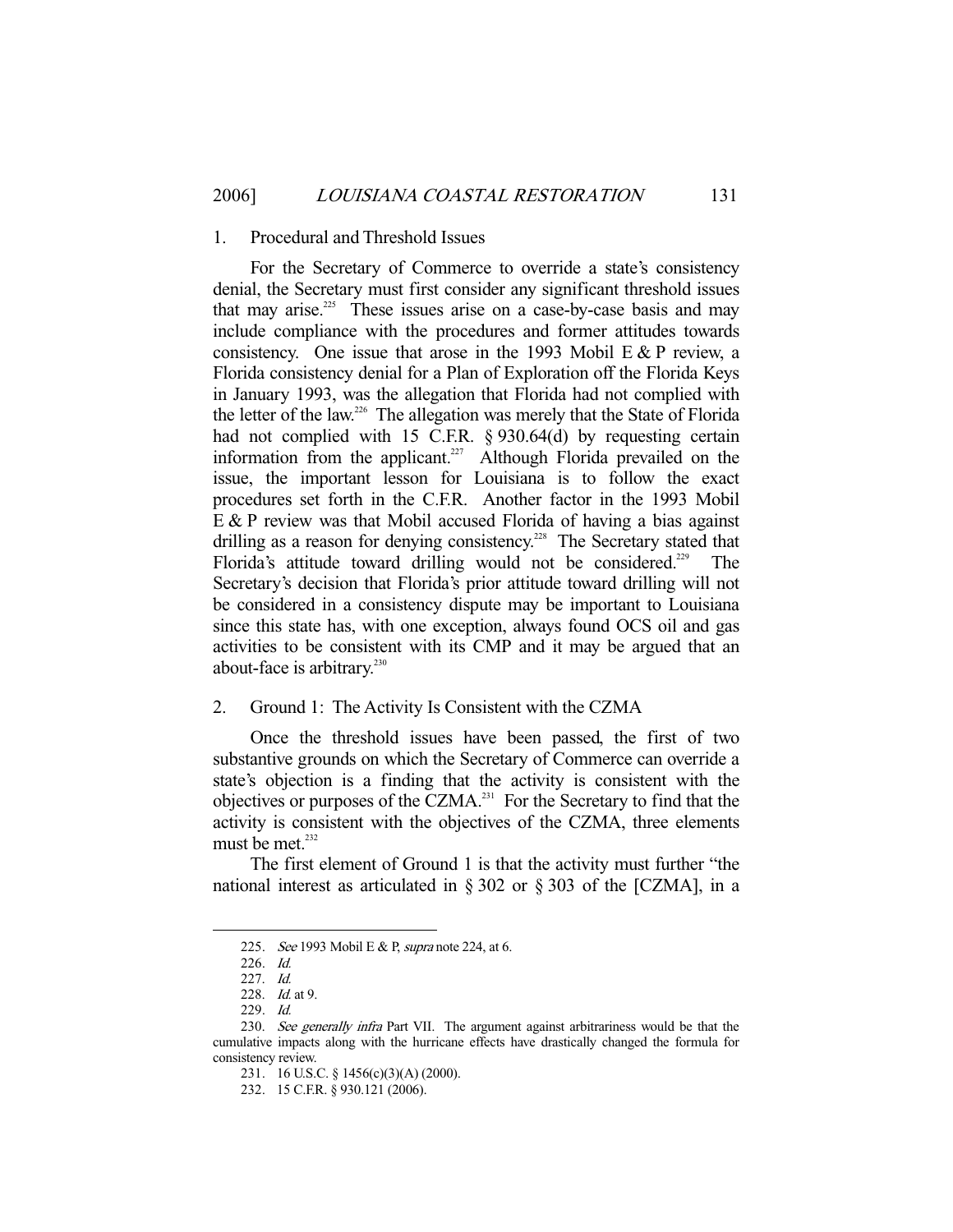### 1. Procedural and Threshold Issues

For the Secretary of Commerce to override a state's consistency denial, the Secretary must first consider any significant threshold issues that may arise.[225] These issues arise on a case-by-case basis and may include compliance with the procedures and former attitudes towards consistency. One issue that arose in the 1993 Mobil E & P review, a Florida consistency denial for a Plan of Exploration off the Florida Keys in January 1993, was the allegation that Florida had not complied with the letter of the law.[226] The allegation was merely that the State of Florida had not complied with 15 C.F.R. § 930.64(d) by requesting certain information from the applicant.[227] Although Florida prevailed on the issue, the important lesson for Louisiana is to follow the exact procedures set forth in the C.F.R. Another factor in the 1993 Mobil E & P review was that Mobil accused Florida of having a bias against drilling as a reason for denying consistency.[228] The Secretary stated that Florida's attitude toward drilling would not be considered.[229] The Secretary's decision that Florida's prior attitude toward drilling will not be considered in a consistency dispute may be important to Louisiana since this state has, with one exception, always found OCS oil and gas activities to be consistent with its CMP and it may be argued that an about-face is arbitrary.[230]

### 2. Ground 1: The Activity Is Consistent with the CZMA

Once the threshold issues have been passed, the first of two substantive grounds on which the Secretary of Commerce can override a state's objection is a finding that the activity is consistent with the objectives or purposes of the CZMA.[231] For the Secretary to find that the activity is consistent with the objectives of the CZMA, three elements must be met.[232]

The first element of Ground 1 is that the activity must further "the national interest as articulated in § 302 or § 303 of the [CZMA], in a

---

225. *See* 1993 Mobil E & P, *supra* note 224, at 6.

226. *Id.*

227. *Id.*

228. *Id.* at 9.

229. *Id.*

230. *See generally infra* Part VII. The argument against arbitrariness would be that the cumulative impacts along with the hurricane effects have drastically changed the formula for consistency review.

231. 16 U.S.C. § 1456(c)(3)(A) (2000).

232. 15 C.F.R. § 930.121 (2006).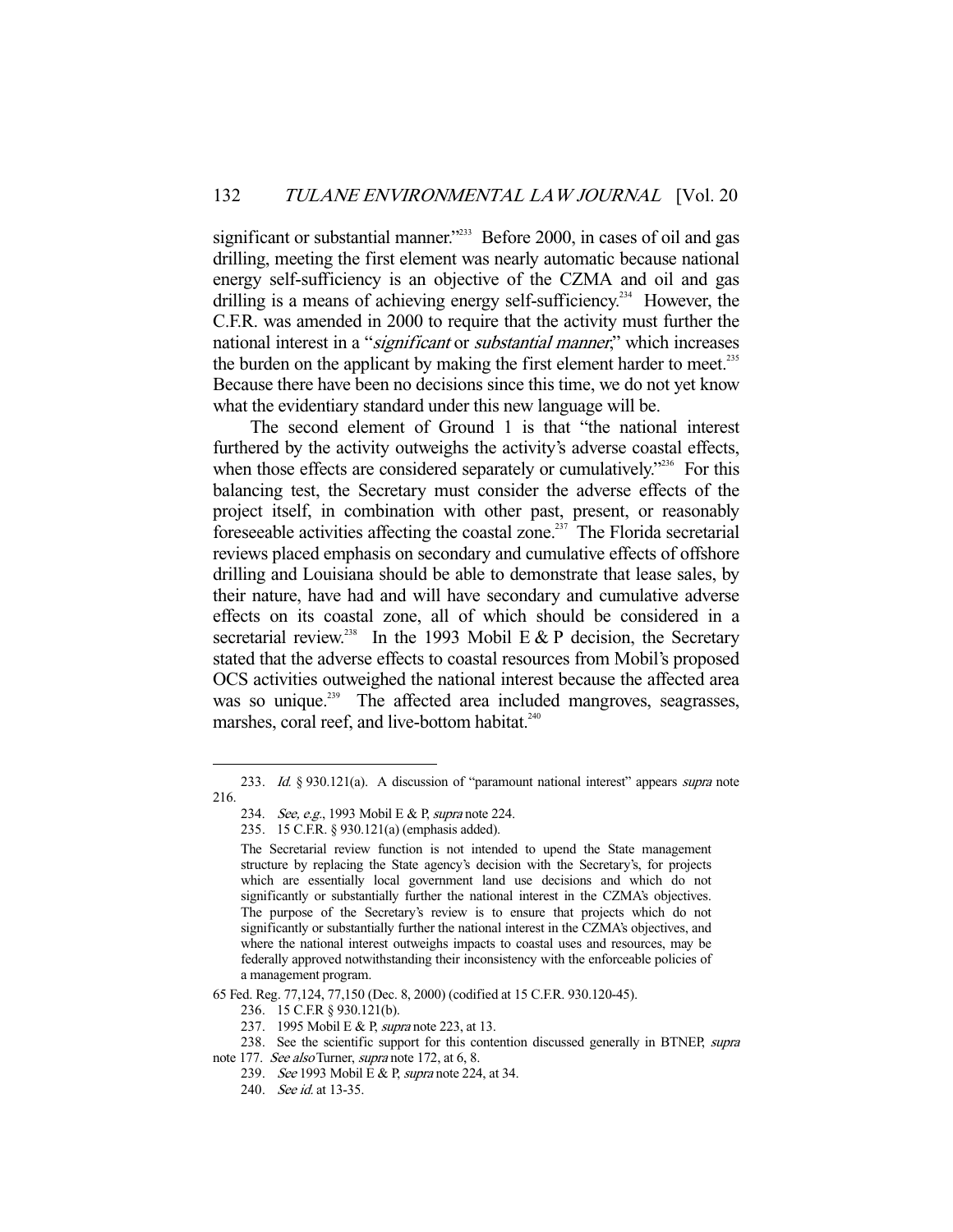significant or substantial manner."[233] Before 2000, in cases of oil and gas drilling, meeting the first element was nearly automatic because national energy self-sufficiency is an objective of the CZMA and oil and gas drilling is a means of achieving energy self-sufficiency.[234] However, the C.F.R. was amended in 2000 to require that the activity must further the national interest in a "*significant* or *substantial manner*," which increases the burden on the applicant by making the first element harder to meet.[235] Because there have been no decisions since this time, we do not yet know what the evidentiary standard under this new language will be.

The second element of Ground 1 is that "the national interest furthered by the activity outweighs the activity's adverse coastal effects, when those effects are considered separately or cumulatively."[236] For this balancing test, the Secretary must consider the adverse effects of the project itself, in combination with other past, present, or reasonably foreseeable activities affecting the coastal zone.[237] The Florida secretarial reviews placed emphasis on secondary and cumulative effects of offshore drilling and Louisiana should be able to demonstrate that lease sales, by their nature, have had and will have secondary and cumulative adverse effects on its coastal zone, all of which should be considered in a secretarial review.[238] In the 1993 Mobil E & P decision, the Secretary stated that the adverse effects to coastal resources from Mobil's proposed OCS activities outweighed the national interest because the affected area was so unique.[239] The affected area included mangroves, seagrasses, marshes, coral reef, and live-bottom habitat.[240]

---

233. *Id.* § 930.121(a). A discussion of "paramount national interest" appears *supra* note 216.

234. *See, e.g.*, 1993 Mobil E & P, *supra* note 224.

235. 15 C.F.R. § 930.121(a) (emphasis added).

> The Secretarial review function is not intended to upend the State management structure by replacing the State agency's decision with the Secretary's, for projects which are essentially local government land use decisions and which do not significantly or substantially further the national interest in the CZMA's objectives. The purpose of the Secretary's review is to ensure that projects which do not significantly or substantially further the national interest in the CZMA's objectives, and where the national interest outweighs impacts to coastal uses and resources, may be federally approved notwithstanding their inconsistency with the enforceable policies of a management program.

65 Fed. Reg. 77,124, 77,150 (Dec. 8, 2000) (codified at 15 C.F.R. 930.120-45).

236. 15 C.F.R § 930.121(b).

237. 1995 Mobil E & P, *supra* note 223, at 13.

238. See the scientific support for this contention discussed generally in BTNEP, *supra* note 177. *See also* Turner, *supra* note 172, at 6, 8.

239. *See* 1993 Mobil E & P, *supra* note 224, at 34.

240. *See id.* at 13-35.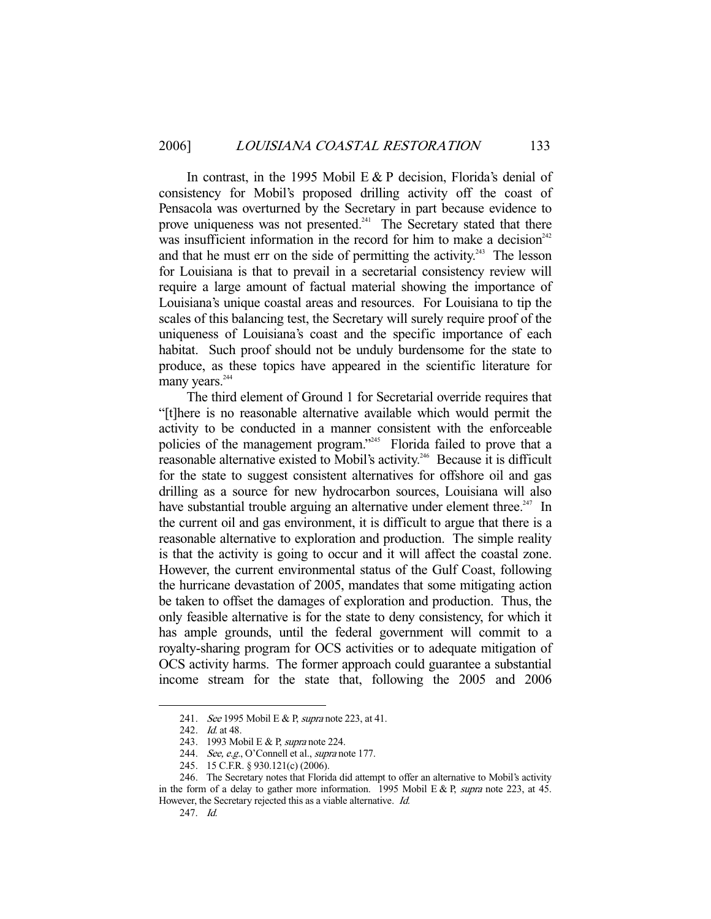In contrast, in the 1995 Mobil E & P decision, Florida's denial of consistency for Mobil's proposed drilling activity off the coast of Pensacola was overturned by the Secretary in part because evidence to prove uniqueness was not presented.[241] The Secretary stated that there was insufficient information in the record for him to make a decision[242] and that he must err on the side of permitting the activity.[243] The lesson for Louisiana is that to prevail in a secretarial consistency review will require a large amount of factual material showing the importance of Louisiana's unique coastal areas and resources. For Louisiana to tip the scales of this balancing test, the Secretary will surely require proof of the uniqueness of Louisiana's coast and the specific importance of each habitat. Such proof should not be unduly burdensome for the state to produce, as these topics have appeared in the scientific literature for many years.[244]

The third element of Ground 1 for Secretarial override requires that "[t]here is no reasonable alternative available which would permit the activity to be conducted in a manner consistent with the enforceable policies of the management program."[245] Florida failed to prove that a reasonable alternative existed to Mobil's activity.[246] Because it is difficult for the state to suggest consistent alternatives for offshore oil and gas drilling as a source for new hydrocarbon sources, Louisiana will also have substantial trouble arguing an alternative under element three.[247] In the current oil and gas environment, it is difficult to argue that there is a reasonable alternative to exploration and production. The simple reality is that the activity is going to occur and it will affect the coastal zone. However, the current environmental status of the Gulf Coast, following the hurricane devastation of 2005, mandates that some mitigating action be taken to offset the damages of exploration and production. Thus, the only feasible alternative is for the state to deny consistency, for which it has ample grounds, until the federal government will commit to a royalty-sharing program for OCS activities or to adequate mitigation of OCS activity harms. The former approach could guarantee a substantial income stream for the state that, following the 2005 and 2006

---

241. *See* 1995 Mobil E & P, *supra* note 223, at 41.

242. *Id.* at 48.

243. 1993 Mobil E & P, *supra* note 224.

244. *See, e.g.*, O'Connell et al., *supra* note 177.

245. 15 C.F.R. § 930.121(c) (2006).

246. The Secretary notes that Florida did attempt to offer an alternative to Mobil's activity in the form of a delay to gather more information. 1995 Mobil E & P, *supra* note 223, at 45. However, the Secretary rejected this as a viable alternative. *Id.*

247. *Id.*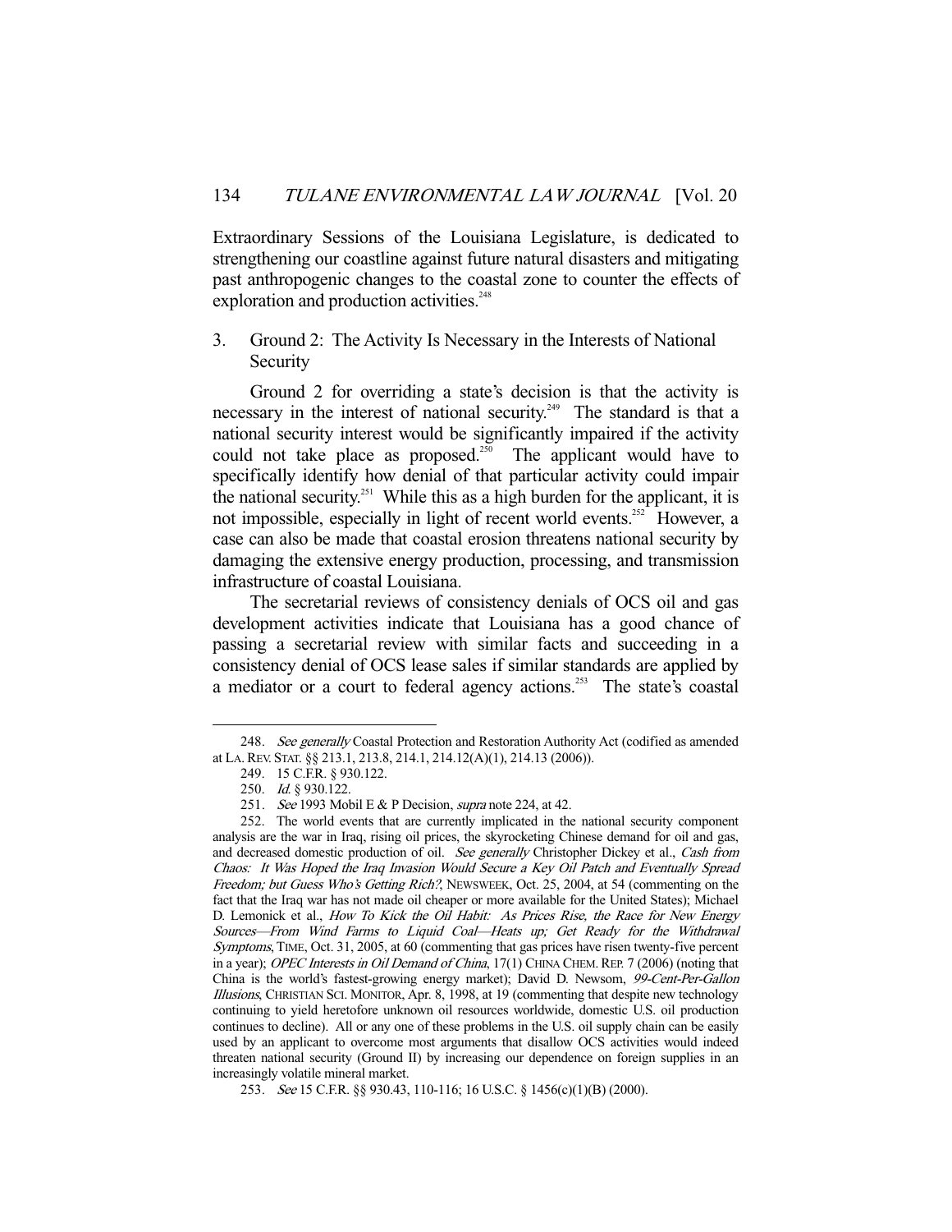Extraordinary Sessions of the Louisiana Legislature, is dedicated to strengthening our coastline against future natural disasters and mitigating past anthropogenic changes to the coastal zone to counter the effects of exploration and production activities.[248]

### 3. Ground 2: The Activity Is Necessary in the Interests of National Security

Ground 2 for overriding a state's decision is that the activity is necessary in the interest of national security.[249] The standard is that a national security interest would be significantly impaired if the activity could not take place as proposed.[250] The applicant would have to specifically identify how denial of that particular activity could impair the national security.[251] While this as a high burden for the applicant, it is not impossible, especially in light of recent world events.[252] However, a case can also be made that coastal erosion threatens national security by damaging the extensive energy production, processing, and transmission infrastructure of coastal Louisiana.

The secretarial reviews of consistency denials of OCS oil and gas development activities indicate that Louisiana has a good chance of passing a secretarial review with similar facts and succeeding in a consistency denial of OCS lease sales if similar standards are applied by a mediator or a court to federal agency actions.[253] The state's coastal

---

248. *See generally* Coastal Protection and Restoration Authority Act (codified as amended at LA. REV. STAT. §§ 213.1, 213.8, 214.1, 214.12(A)(1), 214.13 (2006)).

249. 15 C.F.R. § 930.122.

250. *Id.* § 930.122.

251. *See* 1993 Mobil E & P Decision, *supra* note 224, at 42.

252. The world events that are currently implicated in the national security component analysis are the war in Iraq, rising oil prices, the skyrocketing Chinese demand for oil and gas, and decreased domestic production of oil. *See generally* Christopher Dickey et al., *Cash from Chaos: It Was Hoped the Iraq Invasion Would Secure a Key Oil Patch and Eventually Spread Freedom; but Guess Who's Getting Rich?*, NEWSWEEK, Oct. 25, 2004, at 54 (commenting on the fact that the Iraq war has not made oil cheaper or more available for the United States); Michael D. Lemonick et al., *How To Kick the Oil Habit: As Prices Rise, the Race for New Energy Sources—From Wind Farms to Liquid Coal—Heats up; Get Ready for the Withdrawal Symptoms*, TIME, Oct. 31, 2005, at 60 (commenting that gas prices have risen twenty-five percent in a year); *OPEC Interests in Oil Demand of China*, 17(1) CHINA CHEM. REP. 7 (2006) (noting that China is the world's fastest-growing energy market); David D. Newsom, *99-Cent-Per-Gallon Illusions*, CHRISTIAN SCI. MONITOR, Apr. 8, 1998, at 19 (commenting that despite new technology continuing to yield heretofore unknown oil resources worldwide, domestic U.S. oil production continues to decline). All or any one of these problems in the U.S. oil supply chain can be easily used by an applicant to overcome most arguments that disallow OCS activities would indeed threaten national security (Ground II) by increasing our dependence on foreign supplies in an increasingly volatile mineral market.

253. *See* 15 C.F.R. §§ 930.43, 110-116; 16 U.S.C. § 1456(c)(1)(B) (2000).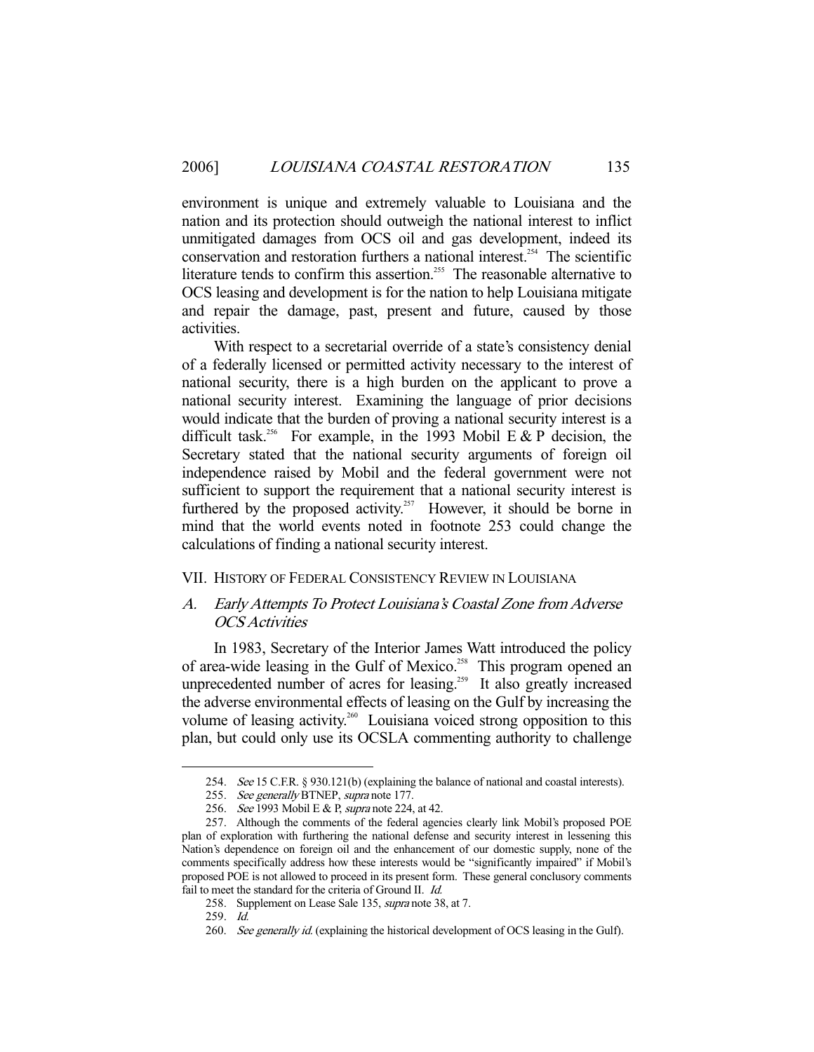environment is unique and extremely valuable to Louisiana and the nation and its protection should outweigh the national interest to inflict unmitigated damages from OCS oil and gas development, indeed its conservation and restoration furthers a national interest.[254] The scientific literature tends to confirm this assertion.[255] The reasonable alternative to OCS leasing and development is for the nation to help Louisiana mitigate and repair the damage, past, present and future, caused by those activities.

With respect to a secretarial override of a state's consistency denial of a federally licensed or permitted activity necessary to the interest of national security, there is a high burden on the applicant to prove a national security interest. Examining the language of prior decisions would indicate that the burden of proving a national security interest is a difficult task.[256] For example, in the 1993 Mobil E & P decision, the Secretary stated that the national security arguments of foreign oil independence raised by Mobil and the federal government were not sufficient to support the requirement that a national security interest is furthered by the proposed activity.[257] However, it should be borne in mind that the world events noted in footnote 253 could change the calculations of finding a national security interest.

## VII. History of Federal Consistency Review in Louisiana

### A. *Early Attempts To Protect Louisiana's Coastal Zone from Adverse OCS Activities*

In 1983, Secretary of the Interior James Watt introduced the policy of area-wide leasing in the Gulf of Mexico.[258] This program opened an unprecedented number of acres for leasing.[259] It also greatly increased the adverse environmental effects of leasing on the Gulf by increasing the volume of leasing activity.[260] Louisiana voiced strong opposition to this plan, but could only use its OCSLA commenting authority to challenge

---

254. *See* 15 C.F.R. § 930.121(b) (explaining the balance of national and coastal interests).

255. *See generally* BTNEP, *supra* note 177.

256. *See* 1993 Mobil E & P, *supra* note 224, at 42.

257. Although the comments of the federal agencies clearly link Mobil's proposed POE plan of exploration with furthering the national defense and security interest in lessening this Nation's dependence on foreign oil and the enhancement of our domestic supply, none of the comments specifically address how these interests would be "significantly impaired" if Mobil's proposed POE is not allowed to proceed in its present form. These general conclusory comments fail to meet the standard for the criteria of Ground II. *Id.*

258. Supplement on Lease Sale 135, *supra* note 38, at 7.

259. *Id.*

260. *See generally id.* (explaining the historical development of OCS leasing in the Gulf).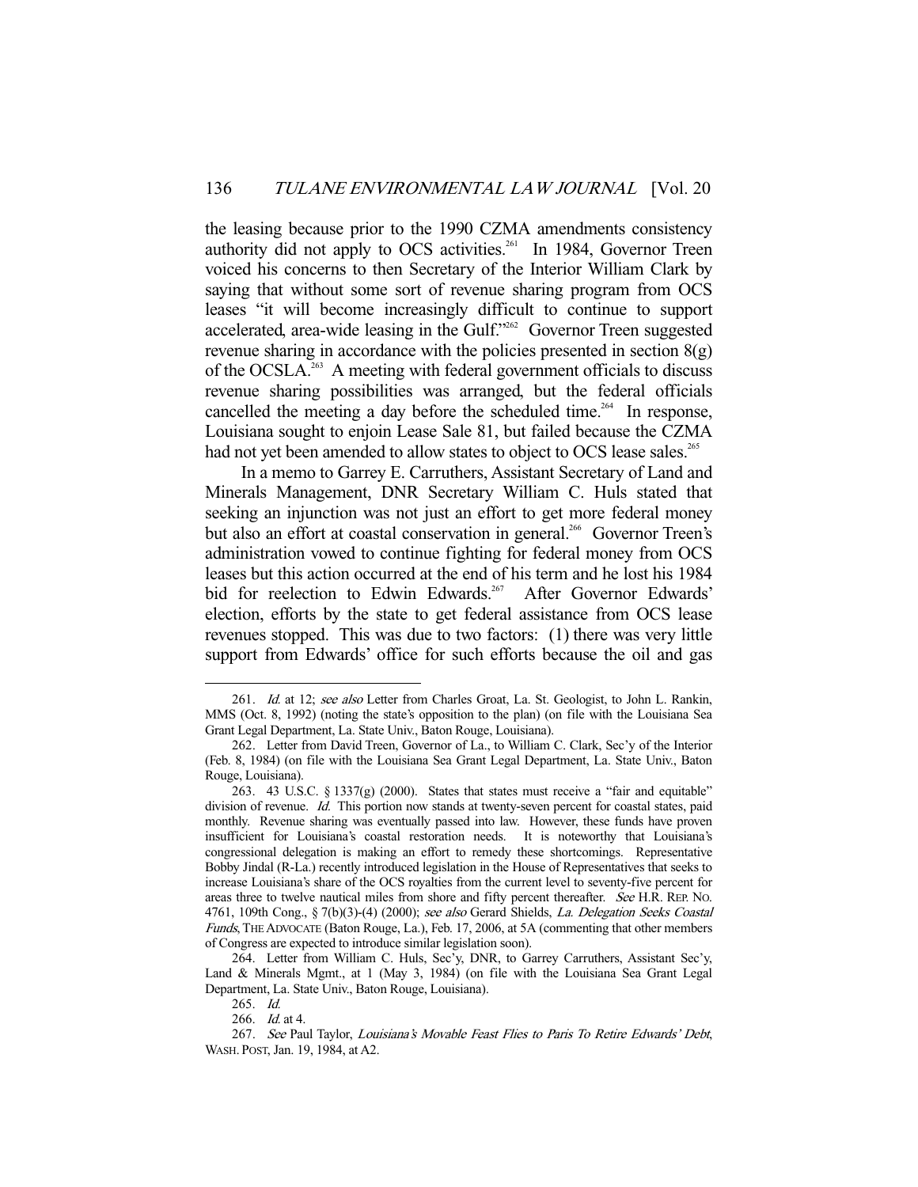the leasing because prior to the 1990 CZMA amendments consistency authority did not apply to OCS activities.[261] In 1984, Governor Treen voiced his concerns to then Secretary of the Interior William Clark by saying that without some sort of revenue sharing program from OCS leases "it will become increasingly difficult to continue to support accelerated, area-wide leasing in the Gulf."[262] Governor Treen suggested revenue sharing in accordance with the policies presented in section 8(g) of the OCSLA.[263] A meeting with federal government officials to discuss revenue sharing possibilities was arranged, but the federal officials cancelled the meeting a day before the scheduled time.[264] In response, Louisiana sought to enjoin Lease Sale 81, but failed because the CZMA had not yet been amended to allow states to object to OCS lease sales.[265]

In a memo to Garrey E. Carruthers, Assistant Secretary of Land and Minerals Management, DNR Secretary William C. Huls stated that seeking an injunction was not just an effort to get more federal money but also an effort at coastal conservation in general.[266] Governor Treen's administration vowed to continue fighting for federal money from OCS leases but this action occurred at the end of his term and he lost his 1984 bid for reelection to Edwin Edwards.[267] After Governor Edwards' election, efforts by the state to get federal assistance from OCS lease revenues stopped. This was due to two factors: (1) there was very little support from Edwards' office for such efforts because the oil and gas

---

261. *Id.* at 12; *see also* Letter from Charles Groat, La. St. Geologist, to John L. Rankin, MMS (Oct. 8, 1992) (noting the state's opposition to the plan) (on file with the Louisiana Sea Grant Legal Department, La. State Univ., Baton Rouge, Louisiana).

262. Letter from David Treen, Governor of La., to William C. Clark, Sec'y of the Interior (Feb. 8, 1984) (on file with the Louisiana Sea Grant Legal Department, La. State Univ., Baton Rouge, Louisiana).

263. 43 U.S.C. § 1337(g) (2000). States that states must receive a "fair and equitable" division of revenue. *Id.* This portion now stands at twenty-seven percent for coastal states, paid monthly. Revenue sharing was eventually passed into law. However, these funds have proven insufficient for Louisiana's coastal restoration needs. It is noteworthy that Louisiana's congressional delegation is making an effort to remedy these shortcomings. Representative Bobby Jindal (R-La.) recently introduced legislation in the House of Representatives that seeks to increase Louisiana's share of the OCS royalties from the current level to seventy-five percent for areas three to twelve nautical miles from shore and fifty percent thereafter. *See* H.R. REP. NO. 4761, 109th Cong., § 7(b)(3)-(4) (2000); *see also* Gerard Shields, *La. Delegation Seeks Coastal Funds*, THE ADVOCATE (Baton Rouge, La.), Feb. 17, 2006, at 5A (commenting that other members of Congress are expected to introduce similar legislation soon).

264. Letter from William C. Huls, Sec'y, DNR, to Garrey Carruthers, Assistant Sec'y, Land & Minerals Mgmt., at 1 (May 3, 1984) (on file with the Louisiana Sea Grant Legal Department, La. State Univ., Baton Rouge, Louisiana).

265. *Id.*

266. *Id.* at 4.

267. *See* Paul Taylor, *Louisiana's Movable Feast Flies to Paris To Retire Edwards' Debt*, WASH. POST, Jan. 19, 1984, at A2.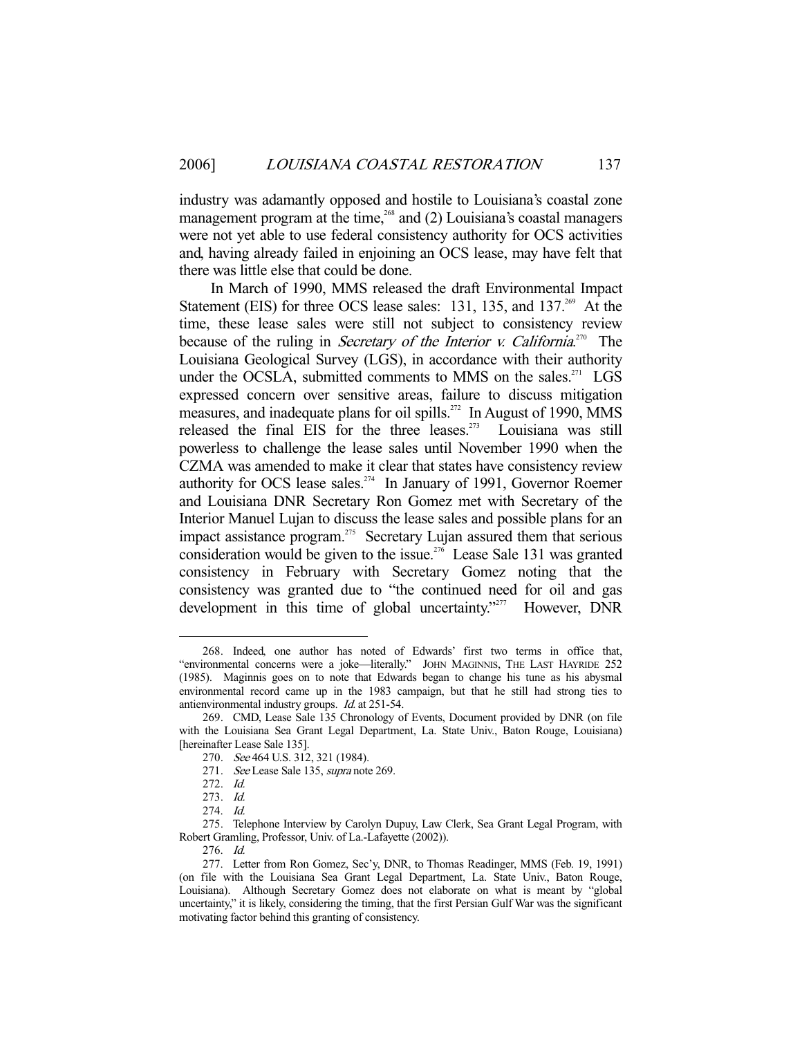industry was adamantly opposed and hostile to Louisiana's coastal zone management program at the time,[268] and (2) Louisiana's coastal managers were not yet able to use federal consistency authority for OCS activities and, having already failed in enjoining an OCS lease, may have felt that there was little else that could be done.

In March of 1990, MMS released the draft Environmental Impact Statement (EIS) for three OCS lease sales: 131, 135, and 137.[269] At the time, these lease sales were still not subject to consistency review because of the ruling in *Secretary of the Interior v. California*.[270] The Louisiana Geological Survey (LGS), in accordance with their authority under the OCSLA, submitted comments to MMS on the sales.[271] LGS expressed concern over sensitive areas, failure to discuss mitigation measures, and inadequate plans for oil spills.[272] In August of 1990, MMS released the final EIS for the three leases.[273] Louisiana was still powerless to challenge the lease sales until November 1990 when the CZMA was amended to make it clear that states have consistency review authority for OCS lease sales.[274] In January of 1991, Governor Roemer and Louisiana DNR Secretary Ron Gomez met with Secretary of the Interior Manuel Lujan to discuss the lease sales and possible plans for an impact assistance program.[275] Secretary Lujan assured them that serious consideration would be given to the issue.[276] Lease Sale 131 was granted consistency in February with Secretary Gomez noting that the consistency was granted due to "the continued need for oil and gas development in this time of global uncertainty."[277] However, DNR

---

268. Indeed, one author has noted of Edwards' first two terms in office that, "environmental concerns were a joke—literally." JOHN MAGINNIS, THE LAST HAYRIDE 252 (1985). Maginnis goes on to note that Edwards began to change his tune as his abysmal environmental record came up in the 1983 campaign, but that he still had strong ties to antienvironmental industry groups. *Id.* at 251-54.

269. CMD, Lease Sale 135 Chronology of Events, Document provided by DNR (on file with the Louisiana Sea Grant Legal Department, La. State Univ., Baton Rouge, Louisiana) [hereinafter Lease Sale 135].

270. *See* 464 U.S. 312, 321 (1984).

271. *See* Lease Sale 135, *supra* note 269.

272. *Id.*

273. *Id.*

274. *Id.*

275. Telephone Interview by Carolyn Dupuy, Law Clerk, Sea Grant Legal Program, with Robert Gramling, Professor, Univ. of La.-Lafayette (2002)).

276. *Id.*

277. Letter from Ron Gomez, Sec'y, DNR, to Thomas Readinger, MMS (Feb. 19, 1991) (on file with the Louisiana Sea Grant Legal Department, La. State Univ., Baton Rouge, Louisiana). Although Secretary Gomez does not elaborate on what is meant by "global uncertainty," it is likely, considering the timing, that the first Persian Gulf War was the significant motivating factor behind this granting of consistency.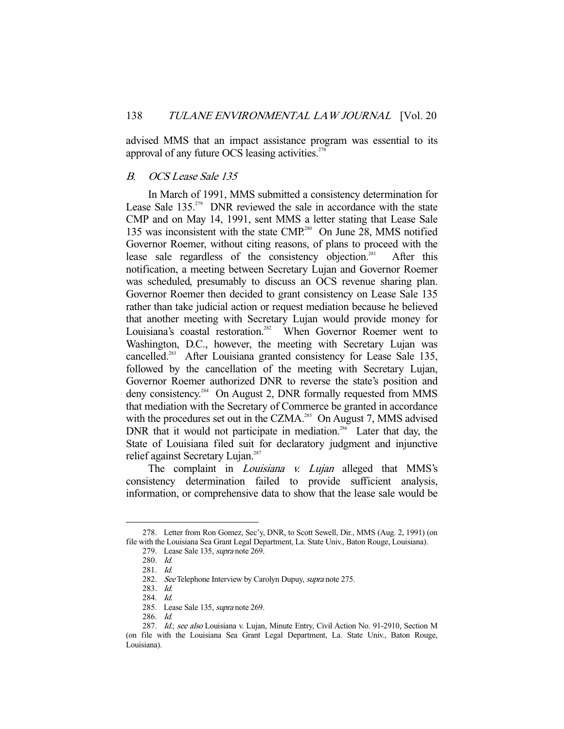advised MMS that an impact assistance program was essential to its approval of any future OCS leasing activities.[278]

### *B. OCS Lease Sale 135*

In March of 1991, MMS submitted a consistency determination for Lease Sale 135.[279] DNR reviewed the sale in accordance with the state CMP and on May 14, 1991, sent MMS a letter stating that Lease Sale 135 was inconsistent with the state CMP.[280] On June 28, MMS notified Governor Roemer, without citing reasons, of plans to proceed with the lease sale regardless of the consistency objection.[281] After this notification, a meeting between Secretary Lujan and Governor Roemer was scheduled, presumably to discuss an OCS revenue sharing plan. Governor Roemer then decided to grant consistency on Lease Sale 135 rather than take judicial action or request mediation because he believed that another meeting with Secretary Lujan would provide money for Louisiana's coastal restoration.[282] When Governor Roemer went to Washington, D.C., however, the meeting with Secretary Lujan was cancelled.[283] After Louisiana granted consistency for Lease Sale 135, followed by the cancellation of the meeting with Secretary Lujan, Governor Roemer authorized DNR to reverse the state's position and deny consistency.[284] On August 2, DNR formally requested from MMS that mediation with the Secretary of Commerce be granted in accordance with the procedures set out in the CZMA.[285] On August 7, MMS advised DNR that it would not participate in mediation.[286] Later that day, the State of Louisiana filed suit for declaratory judgment and injunctive relief against Secretary Lujan.[287]

The complaint in *Louisiana v. Lujan* alleged that MMS's consistency determination failed to provide sufficient analysis, information, or comprehensive data to show that the lease sale would be

---

278. Letter from Ron Gomez, Sec'y, DNR, to Scott Sewell, Dir., MMS (Aug. 2, 1991) (on file with the Louisiana Sea Grant Legal Department, La. State Univ., Baton Rouge, Louisiana).

279. Lease Sale 135, *supra* note 269.

280. *Id.*

281. *Id.*

282. *See* Telephone Interview by Carolyn Dupuy, *supra* note 275.

283. *Id.*

284. *Id.*

285. Lease Sale 135, *supra* note 269.

286. *Id.*

287. *Id.*; *see also* Louisiana v. Lujan, Minute Entry, Civil Action No. 91-2910, Section M (on file with the Louisiana Sea Grant Legal Department, La. State Univ., Baton Rouge, Louisiana).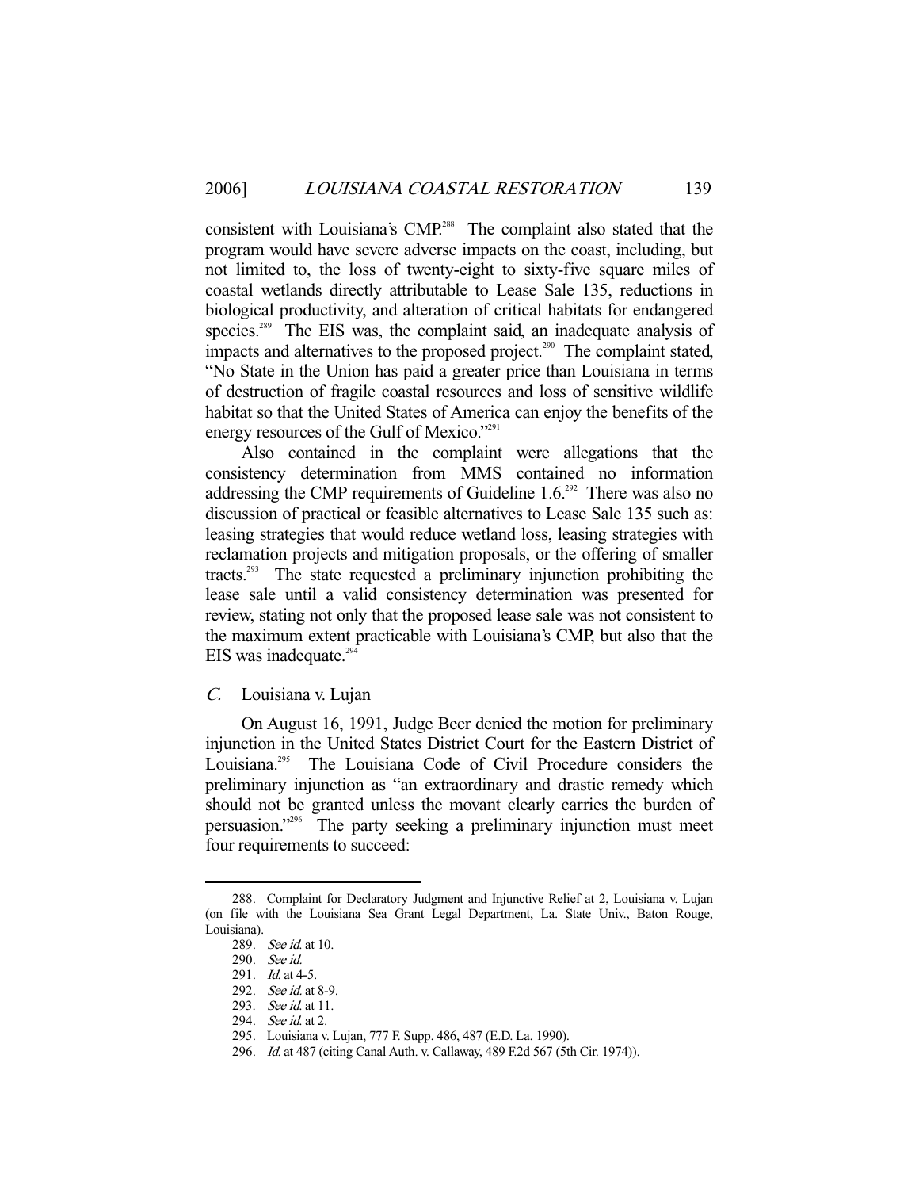consistent with Louisiana's CMP.[288] The complaint also stated that the program would have severe adverse impacts on the coast, including, but not limited to, the loss of twenty-eight to sixty-five square miles of coastal wetlands directly attributable to Lease Sale 135, reductions in biological productivity, and alteration of critical habitats for endangered species.[289] The EIS was, the complaint said, an inadequate analysis of impacts and alternatives to the proposed project.[290] The complaint stated, "No State in the Union has paid a greater price than Louisiana in terms of destruction of fragile coastal resources and loss of sensitive wildlife habitat so that the United States of America can enjoy the benefits of the energy resources of the Gulf of Mexico."[291]

Also contained in the complaint were allegations that the consistency determination from MMS contained no information addressing the CMP requirements of Guideline 1.6.[292] There was also no discussion of practical or feasible alternatives to Lease Sale 135 such as: leasing strategies that would reduce wetland loss, leasing strategies with reclamation projects and mitigation proposals, or the offering of smaller tracts.[293] The state requested a preliminary injunction prohibiting the lease sale until a valid consistency determination was presented for review, stating not only that the proposed lease sale was not consistent to the maximum extent practicable with Louisiana's CMP, but also that the EIS was inadequate.[294]

### *C.* Louisiana v. Lujan

On August 16, 1991, Judge Beer denied the motion for preliminary injunction in the United States District Court for the Eastern District of Louisiana.[295] The Louisiana Code of Civil Procedure considers the preliminary injunction as "an extraordinary and drastic remedy which should not be granted unless the movant clearly carries the burden of persuasion."[296] The party seeking a preliminary injunction must meet four requirements to succeed:

---

288. Complaint for Declaratory Judgment and Injunctive Relief at 2, Louisiana v. Lujan (on file with the Louisiana Sea Grant Legal Department, La. State Univ., Baton Rouge, Louisiana).

289. *See id.* at 10.

290. *See id.*

291. *Id.* at 4-5.

292. *See id.* at 8-9.

293. *See id.* at 11.

294. *See id.* at 2.

295. Louisiana v. Lujan, 777 F. Supp. 486, 487 (E.D. La. 1990).

296. *Id.* at 487 (citing Canal Auth. v. Callaway, 489 F.2d 567 (5th Cir. 1974)).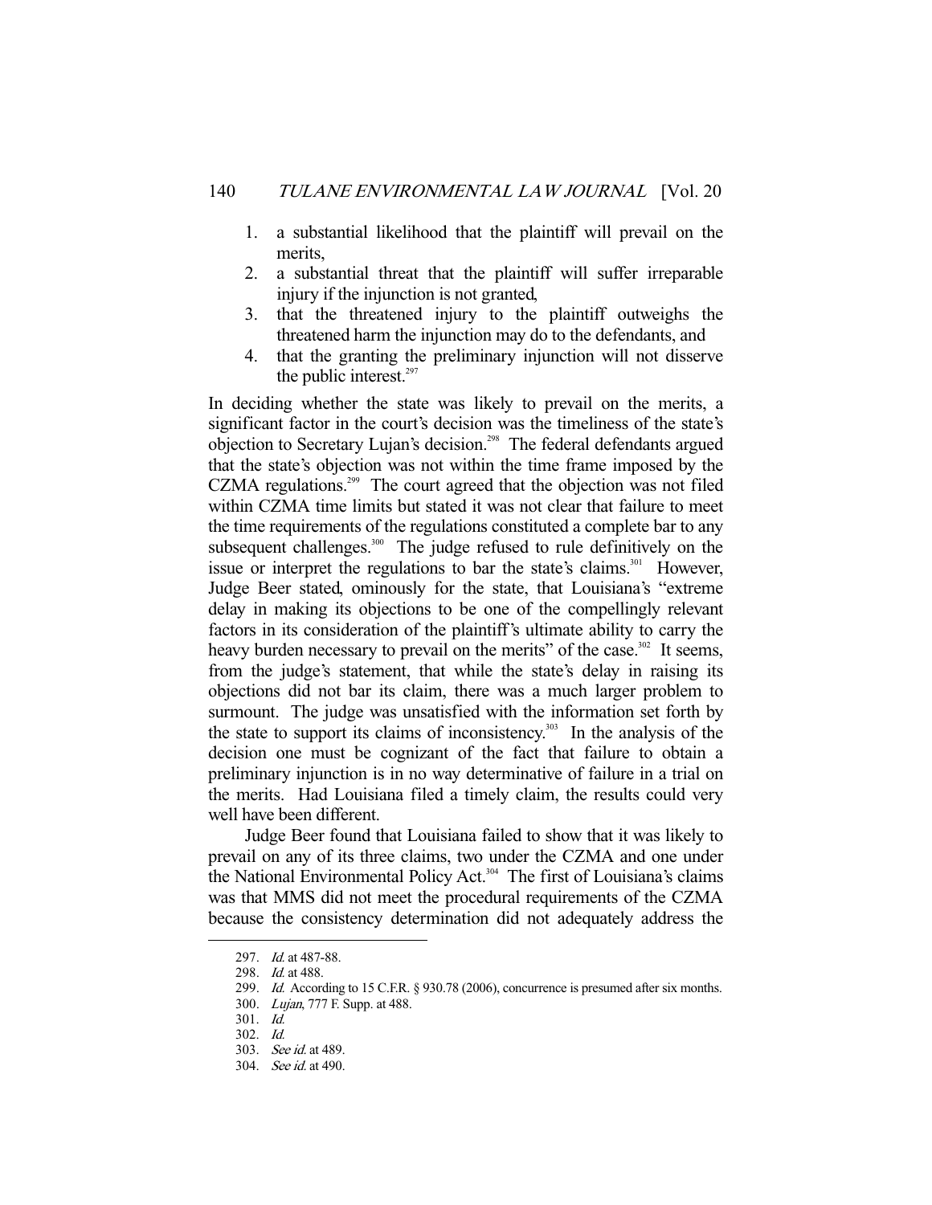1. a substantial likelihood that the plaintiff will prevail on the merits,
2. a substantial threat that the plaintiff will suffer irreparable injury if the injunction is not granted,
3. that the threatened injury to the plaintiff outweighs the threatened harm the injunction may do to the defendants, and
4. that the granting the preliminary injunction will not disserve the public interest.[297]

In deciding whether the state was likely to prevail on the merits, a significant factor in the court's decision was the timeliness of the state's objection to Secretary Lujan's decision.[298] The federal defendants argued that the state's objection was not within the time frame imposed by the CZMA regulations.[299] The court agreed that the objection was not filed within CZMA time limits but stated it was not clear that failure to meet the time requirements of the regulations constituted a complete bar to any subsequent challenges.[300] The judge refused to rule definitively on the issue or interpret the regulations to bar the state's claims.[301] However, Judge Beer stated, ominously for the state, that Louisiana's "extreme delay in making its objections to be one of the compellingly relevant factors in its consideration of the plaintiff's ultimate ability to carry the heavy burden necessary to prevail on the merits" of the case.[302] It seems, from the judge's statement, that while the state's delay in raising its objections did not bar its claim, there was a much larger problem to surmount. The judge was unsatisfied with the information set forth by the state to support its claims of inconsistency.[303] In the analysis of the decision one must be cognizant of the fact that failure to obtain a preliminary injunction is in no way determinative of failure in a trial on the merits. Had Louisiana filed a timely claim, the results could very well have been different.

Judge Beer found that Louisiana failed to show that it was likely to prevail on any of its three claims, two under the CZMA and one under the National Environmental Policy Act.[304] The first of Louisiana's claims was that MMS did not meet the procedural requirements of the CZMA because the consistency determination did not adequately address the

---

297. *Id.* at 487-88.

298. *Id.* at 488.

299. *Id.* According to 15 C.F.R. § 930.78 (2006), concurrence is presumed after six months.

300. *Lujan*, 777 F. Supp. at 488.

301. *Id.*

302. *Id.*

303. *See id.* at 489.

304. *See id.* at 490.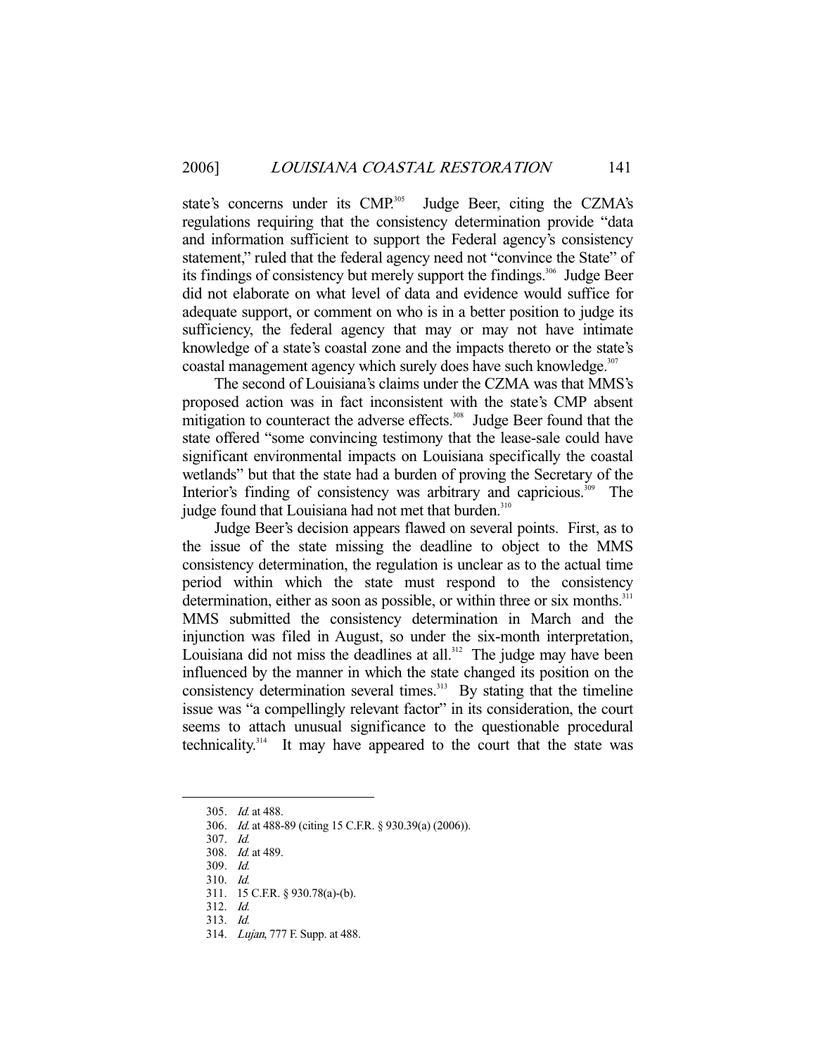state's concerns under its CMP.[305] Judge Beer, citing the CZMA's regulations requiring that the consistency determination provide "data and information sufficient to support the Federal agency's consistency statement," ruled that the federal agency need not "convince the State" of its findings of consistency but merely support the findings.[306] Judge Beer did not elaborate on what level of data and evidence would suffice for adequate support, or comment on who is in a better position to judge its sufficiency, the federal agency that may or may not have intimate knowledge of a state's coastal zone and the impacts thereto or the state's coastal management agency which surely does have such knowledge.[307]

The second of Louisiana's claims under the CZMA was that MMS's proposed action was in fact inconsistent with the state's CMP absent mitigation to counteract the adverse effects.[308] Judge Beer found that the state offered "some convincing testimony that the lease-sale could have significant environmental impacts on Louisiana specifically the coastal wetlands" but that the state had a burden of proving the Secretary of the Interior's finding of consistency was arbitrary and capricious.[309] The judge found that Louisiana had not met that burden.[310]

Judge Beer's decision appears flawed on several points. First, as to the issue of the state missing the deadline to object to the MMS consistency determination, the regulation is unclear as to the actual time period within which the state must respond to the consistency determination, either as soon as possible, or within three or six months.[311] MMS submitted the consistency determination in March and the injunction was filed in August, so under the six-month interpretation, Louisiana did not miss the deadlines at all.[312] The judge may have been influenced by the manner in which the state changed its position on the consistency determination several times.[313] By stating that the timeline issue was "a compellingly relevant factor" in its consideration, the court seems to attach unusual significance to the questionable procedural technicality.[314] It may have appeared to the court that the state was

---

305. *Id.* at 488.
306. *Id.* at 488-89 (citing 15 C.F.R. § 930.39(a) (2006)).
307. *Id.*
308. *Id.* at 489.
309. *Id.*
310. *Id.*
311. 15 C.F.R. § 930.78(a)-(b).
312. *Id.*
313. *Id.*
314. *Lujan*, 777 F. Supp. at 488.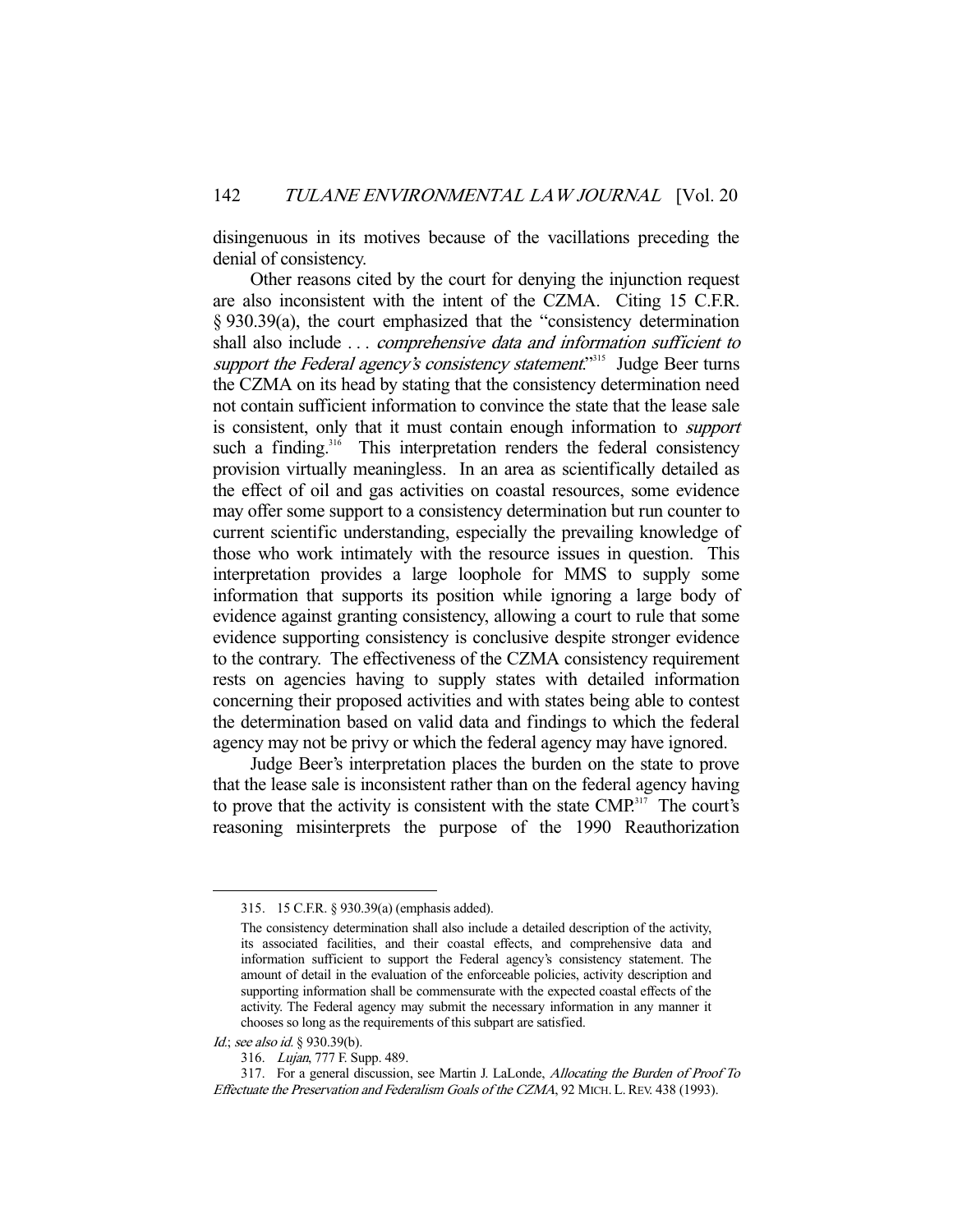disingenuous in its motives because of the vacillations preceding the denial of consistency.

Other reasons cited by the court for denying the injunction request are also inconsistent with the intent of the CZMA. Citing 15 C.F.R. § 930.39(a), the court emphasized that the "consistency determination shall also include . . . *comprehensive data and information sufficient to support the Federal agency's consistency statement*."[315] Judge Beer turns the CZMA on its head by stating that the consistency determination need not contain sufficient information to convince the state that the lease sale is consistent, only that it must contain enough information to *support* such a finding.[316] This interpretation renders the federal consistency provision virtually meaningless. In an area as scientifically detailed as the effect of oil and gas activities on coastal resources, some evidence may offer some support to a consistency determination but run counter to current scientific understanding, especially the prevailing knowledge of those who work intimately with the resource issues in question. This interpretation provides a large loophole for MMS to supply some information that supports its position while ignoring a large body of evidence against granting consistency, allowing a court to rule that some evidence supporting consistency is conclusive despite stronger evidence to the contrary. The effectiveness of the CZMA consistency requirement rests on agencies having to supply states with detailed information concerning their proposed activities and with states being able to contest the determination based on valid data and findings to which the federal agency may not be privy or which the federal agency may have ignored.

Judge Beer's interpretation places the burden on the state to prove that the lease sale is inconsistent rather than on the federal agency having to prove that the activity is consistent with the state CMP.[317] The court's reasoning misinterprets the purpose of the 1990 Reauthorization

---

315. 15 C.F.R. § 930.39(a) (emphasis added).

> The consistency determination shall also include a detailed description of the activity, its associated facilities, and their coastal effects, and comprehensive data and information sufficient to support the Federal agency's consistency statement. The amount of detail in the evaluation of the enforceable policies, activity description and supporting information shall be commensurate with the expected coastal effects of the activity. The Federal agency may submit the necessary information in any manner it chooses so long as the requirements of this subpart are satisfied.

*Id.*; *see also id.* § 930.39(b).

316. *Lujan*, 777 F. Supp. 489.

317. For a general discussion, see Martin J. LaLonde, *Allocating the Burden of Proof To Effectuate the Preservation and Federalism Goals of the CZMA*, 92 MICH. L. REV. 438 (1993).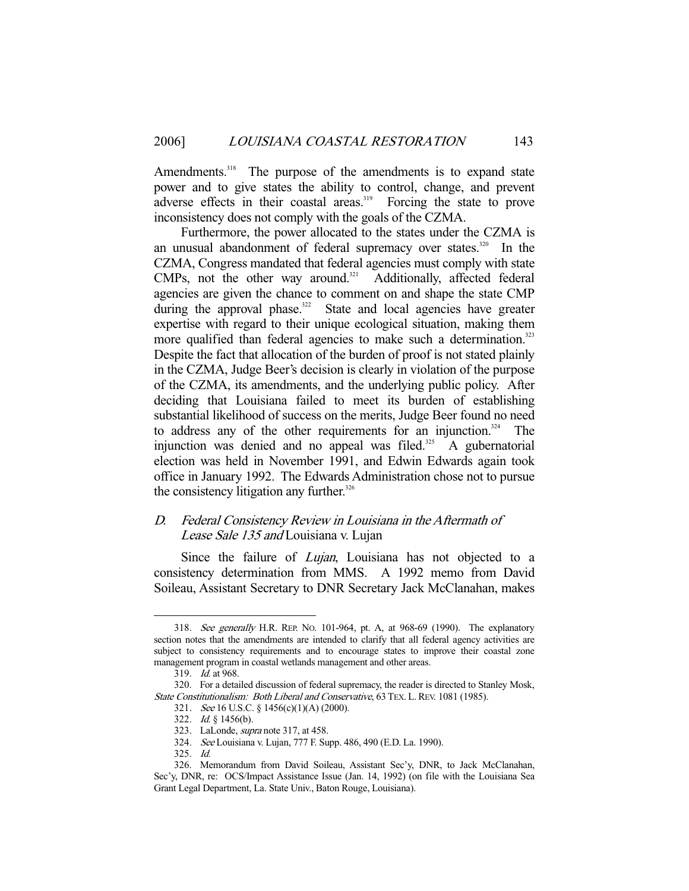Amendments.[318] The purpose of the amendments is to expand state power and to give states the ability to control, change, and prevent adverse effects in their coastal areas.[319] Forcing the state to prove inconsistency does not comply with the goals of the CZMA.

Furthermore, the power allocated to the states under the CZMA is an unusual abandonment of federal supremacy over states.[320] In the CZMA, Congress mandated that federal agencies must comply with state CMPs, not the other way around.[321] Additionally, affected federal agencies are given the chance to comment on and shape the state CMP during the approval phase.[322] State and local agencies have greater expertise with regard to their unique ecological situation, making them more qualified than federal agencies to make such a determination.[323] Despite the fact that allocation of the burden of proof is not stated plainly in the CZMA, Judge Beer's decision is clearly in violation of the purpose of the CZMA, its amendments, and the underlying public policy. After deciding that Louisiana failed to meet its burden of establishing substantial likelihood of success on the merits, Judge Beer found no need to address any of the other requirements for an injunction.[324] The injunction was denied and no appeal was filed.[325] A gubernatorial election was held in November 1991, and Edwin Edwards again took office in January 1992. The Edwards Administration chose not to pursue the consistency litigation any further.[326]

### D. *Federal Consistency Review in Louisiana in the Aftermath of Lease Sale 135 and* Louisiana v. Lujan

Since the failure of *Lujan*, Louisiana has not objected to a consistency determination from MMS. A 1992 memo from David Soileau, Assistant Secretary to DNR Secretary Jack McClanahan, makes

---

318. *See generally* H.R. REP. NO. 101-964, pt. A, at 968-69 (1990). The explanatory section notes that the amendments are intended to clarify that all federal agency activities are subject to consistency requirements and to encourage states to improve their coastal zone management program in coastal wetlands management and other areas.

319. *Id.* at 968.

320. For a detailed discussion of federal supremacy, the reader is directed to Stanley Mosk, *State Constitutionalism: Both Liberal and Conservative*, 63 TEX. L. REV. 1081 (1985).

321. *See* 16 U.S.C. § 1456(c)(1)(A) (2000).

322. *Id.* § 1456(b).

323. LaLonde, *supra* note 317, at 458.

324. *See* Louisiana v. Lujan, 777 F. Supp. 486, 490 (E.D. La. 1990).

325. *Id.*

326. Memorandum from David Soileau, Assistant Sec'y, DNR, to Jack McClanahan, Sec'y, DNR, re: OCS/Impact Assistance Issue (Jan. 14, 1992) (on file with the Louisiana Sea Grant Legal Department, La. State Univ., Baton Rouge, Louisiana).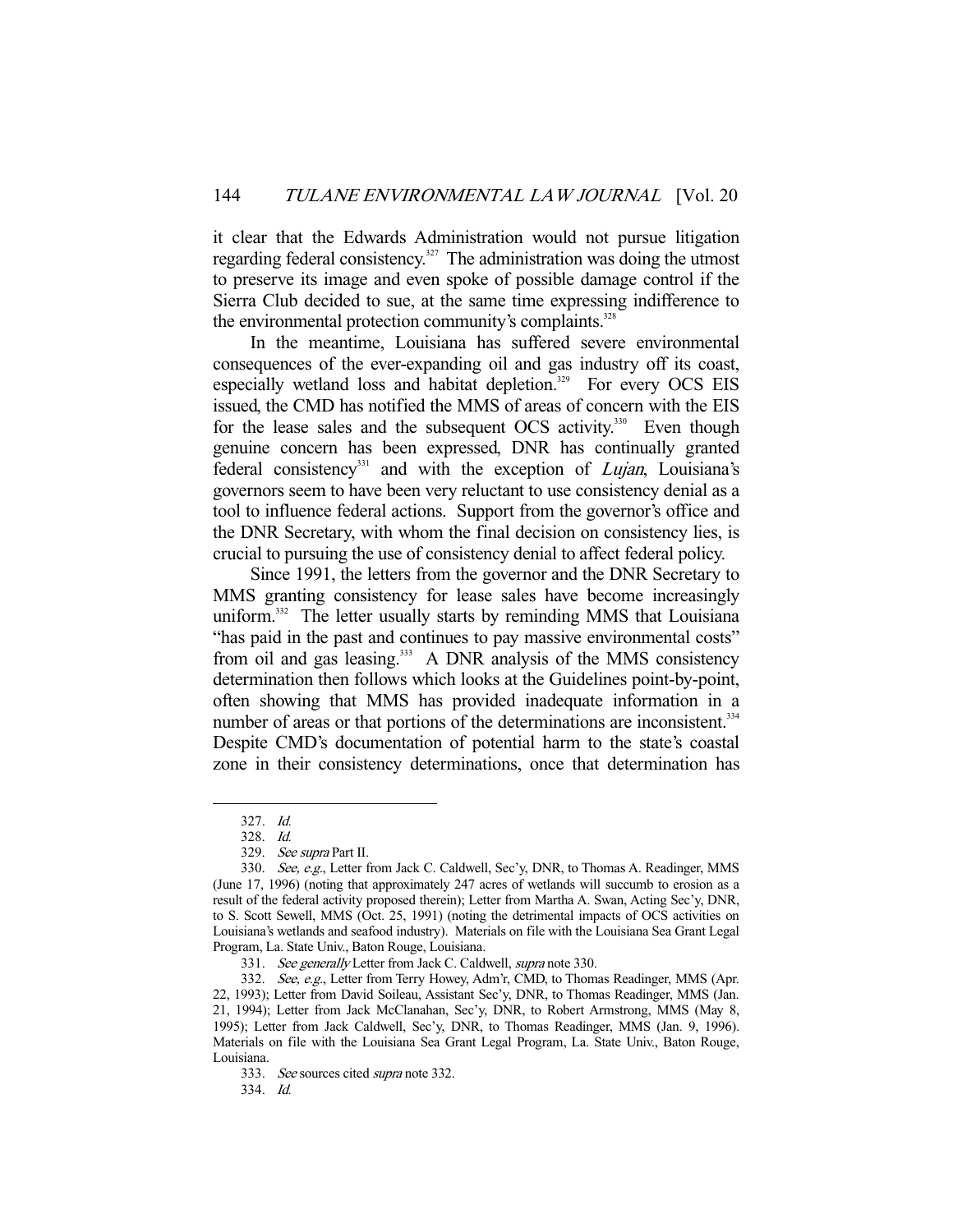it clear that the Edwards Administration would not pursue litigation regarding federal consistency.[327] The administration was doing the utmost to preserve its image and even spoke of possible damage control if the Sierra Club decided to sue, at the same time expressing indifference to the environmental protection community's complaints.[328]

In the meantime, Louisiana has suffered severe environmental consequences of the ever-expanding oil and gas industry off its coast, especially wetland loss and habitat depletion.[329] For every OCS EIS issued, the CMD has notified the MMS of areas of concern with the EIS for the lease sales and the subsequent OCS activity.[330] Even though genuine concern has been expressed, DNR has continually granted federal consistency[331] and with the exception of *Lujan*, Louisiana's governors seem to have been very reluctant to use consistency denial as a tool to influence federal actions. Support from the governor's office and the DNR Secretary, with whom the final decision on consistency lies, is crucial to pursuing the use of consistency denial to affect federal policy.

Since 1991, the letters from the governor and the DNR Secretary to MMS granting consistency for lease sales have become increasingly uniform.[332] The letter usually starts by reminding MMS that Louisiana "has paid in the past and continues to pay massive environmental costs" from oil and gas leasing.[333] A DNR analysis of the MMS consistency determination then follows which looks at the Guidelines point-by-point, often showing that MMS has provided inadequate information in a number of areas or that portions of the determinations are inconsistent.[334] Despite CMD's documentation of potential harm to the state's coastal zone in their consistency determinations, once that determination has

---

327. *Id.*

328. *Id.*

329. *See supra* Part II.

330. *See, e.g.*, Letter from Jack C. Caldwell, Sec'y, DNR, to Thomas A. Readinger, MMS (June 17, 1996) (noting that approximately 247 acres of wetlands will succumb to erosion as a result of the federal activity proposed therein); Letter from Martha A. Swan, Acting Sec'y, DNR, to S. Scott Sewell, MMS (Oct. 25, 1991) (noting the detrimental impacts of OCS activities on Louisiana's wetlands and seafood industry). Materials on file with the Louisiana Sea Grant Legal Program, La. State Univ., Baton Rouge, Louisiana.

331. *See generally* Letter from Jack C. Caldwell, *supra* note 330.

332. *See, e.g.*, Letter from Terry Howey, Adm'r, CMD, to Thomas Readinger, MMS (Apr. 22, 1993); Letter from David Soileau, Assistant Sec'y, DNR, to Thomas Readinger, MMS (Jan. 21, 1994); Letter from Jack McClanahan, Sec'y, DNR, to Robert Armstrong, MMS (May 8, 1995); Letter from Jack Caldwell, Sec'y, DNR, to Thomas Readinger, MMS (Jan. 9, 1996). Materials on file with the Louisiana Sea Grant Legal Program, La. State Univ., Baton Rouge, Louisiana.

333. *See* sources cited *supra* note 332.

334. *Id.*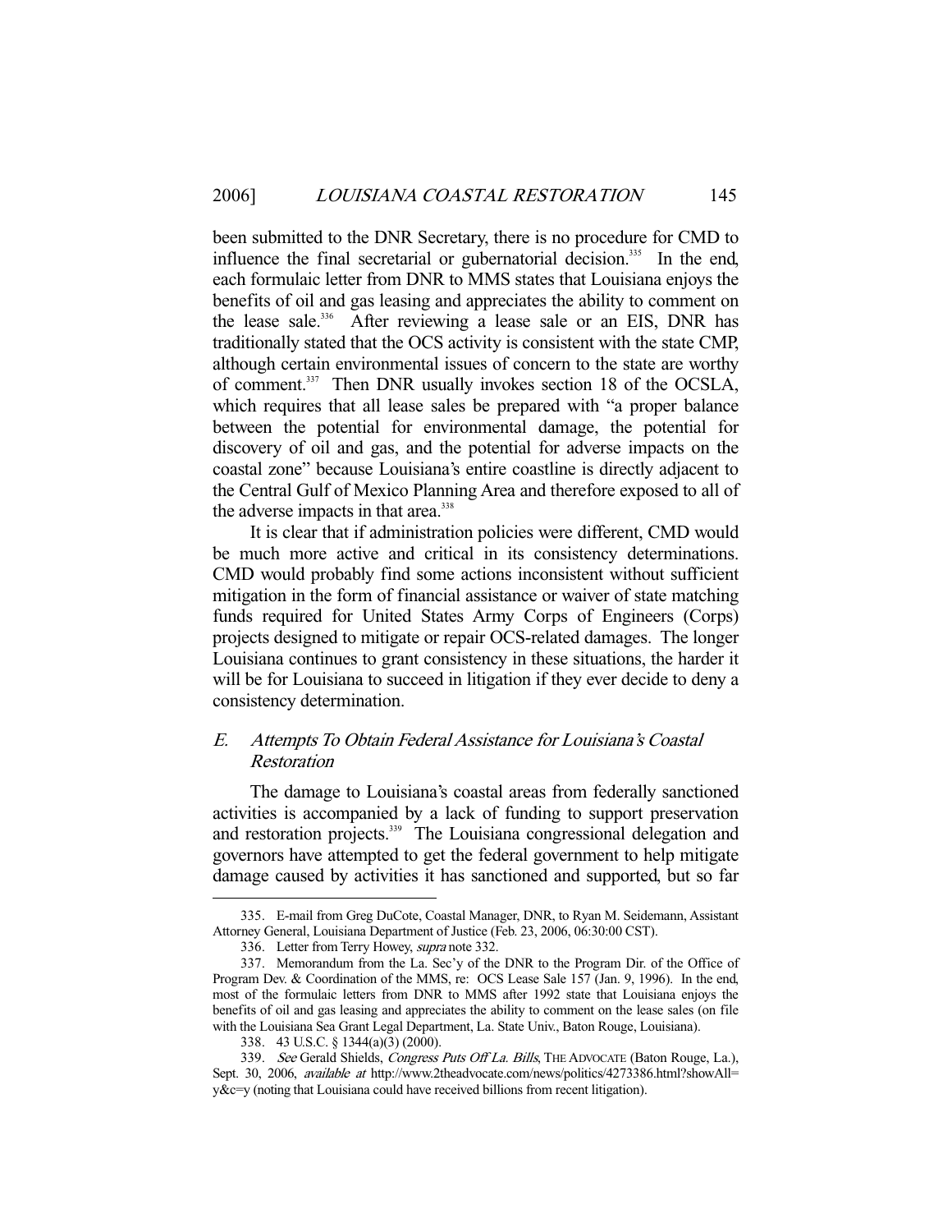been submitted to the DNR Secretary, there is no procedure for CMD to influence the final secretarial or gubernatorial decision.[335] In the end, each formulaic letter from DNR to MMS states that Louisiana enjoys the benefits of oil and gas leasing and appreciates the ability to comment on the lease sale.[336] After reviewing a lease sale or an EIS, DNR has traditionally stated that the OCS activity is consistent with the state CMP, although certain environmental issues of concern to the state are worthy of comment.[337] Then DNR usually invokes section 18 of the OCSLA, which requires that all lease sales be prepared with "a proper balance between the potential for environmental damage, the potential for discovery of oil and gas, and the potential for adverse impacts on the coastal zone" because Louisiana's entire coastline is directly adjacent to the Central Gulf of Mexico Planning Area and therefore exposed to all of the adverse impacts in that area.[338]

It is clear that if administration policies were different, CMD would be much more active and critical in its consistency determinations. CMD would probably find some actions inconsistent without sufficient mitigation in the form of financial assistance or waiver of state matching funds required for United States Army Corps of Engineers (Corps) projects designed to mitigate or repair OCS-related damages. The longer Louisiana continues to grant consistency in these situations, the harder it will be for Louisiana to succeed in litigation if they ever decide to deny a consistency determination.

### E. *Attempts To Obtain Federal Assistance for Louisiana's Coastal Restoration*

The damage to Louisiana's coastal areas from federally sanctioned activities is accompanied by a lack of funding to support preservation and restoration projects.[339] The Louisiana congressional delegation and governors have attempted to get the federal government to help mitigate damage caused by activities it has sanctioned and supported, but so far

---

335. E-mail from Greg DuCote, Coastal Manager, DNR, to Ryan M. Seidemann, Assistant Attorney General, Louisiana Department of Justice (Feb. 23, 2006, 06:30:00 CST).

336. Letter from Terry Howey, *supra* note 332.

337. Memorandum from the La. Sec'y of the DNR to the Program Dir. of the Office of Program Dev. & Coordination of the MMS, re: OCS Lease Sale 157 (Jan. 9, 1996). In the end, most of the formulaic letters from DNR to MMS after 1992 state that Louisiana enjoys the benefits of oil and gas leasing and appreciates the ability to comment on the lease sales (on file with the Louisiana Sea Grant Legal Department, La. State Univ., Baton Rouge, Louisiana).

338. 43 U.S.C. § 1344(a)(3) (2000).

339. *See* Gerald Shields, *Congress Puts Off La. Bills*, THE ADVOCATE (Baton Rouge, La.), Sept. 30, 2006, *available at* http://www.2theadvocate.com/news/politics/4273386.html?showAll=y&c=y (noting that Louisiana could have received billions from recent litigation).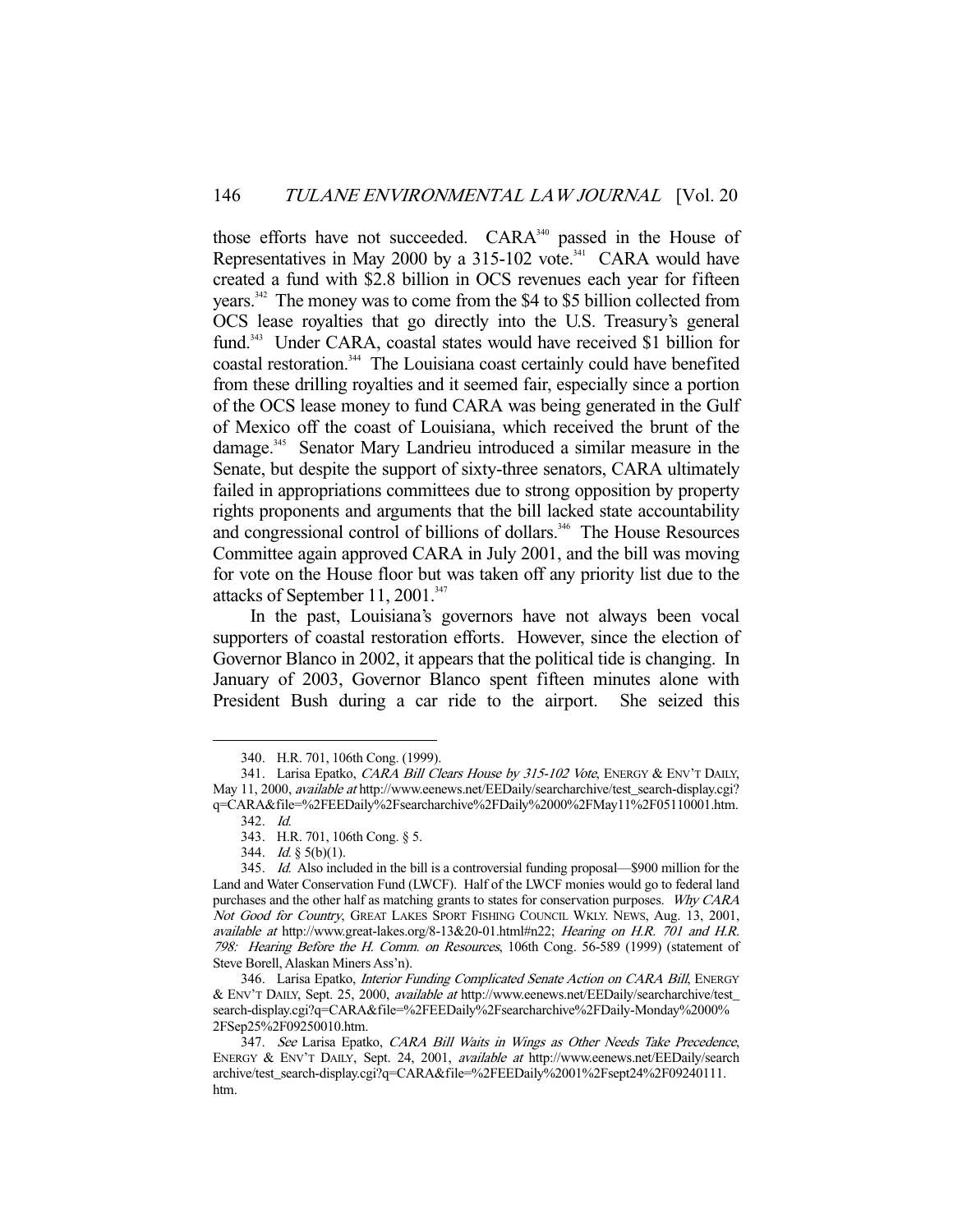those efforts have not succeeded. CARA[340] passed in the House of Representatives in May 2000 by a 315-102 vote.[341] CARA would have created a fund with $2.8 billion in OCS revenues each year for fifteen years.[342] The money was to come from the $4 to $5 billion collected from OCS lease royalties that go directly into the U.S. Treasury's general fund.[343] Under CARA, coastal states would have received $1 billion for coastal restoration.[344] The Louisiana coast certainly could have benefited from these drilling royalties and it seemed fair, especially since a portion of the OCS lease money to fund CARA was being generated in the Gulf of Mexico off the coast of Louisiana, which received the brunt of the damage.[345] Senator Mary Landrieu introduced a similar measure in the Senate, but despite the support of sixty-three senators, CARA ultimately failed in appropriations committees due to strong opposition by property rights proponents and arguments that the bill lacked state accountability and congressional control of billions of dollars.[346] The House Resources Committee again approved CARA in July 2001, and the bill was moving for vote on the House floor but was taken off any priority list due to the attacks of September 11, 2001.[347]

In the past, Louisiana's governors have not always been vocal supporters of coastal restoration efforts. However, since the election of Governor Blanco in 2002, it appears that the political tide is changing. In January of 2003, Governor Blanco spent fifteen minutes alone with President Bush during a car ride to the airport. She seized this

---

340. H.R. 701, 106th Cong. (1999).

341. Larisa Epatko, *CARA Bill Clears House by 315-102 Vote*, ENERGY & ENV'T DAILY, May 11, 2000, *available at* http://www.eenews.net/EEDaily/searcharchive/test_search-display.cgi?q=CARA&file=%2FEEDaily%2Fsearcharchive%2FDaily%2000%2FMay11%2F05110001.htm.

342. *Id.*

343. H.R. 701, 106th Cong. § 5.

344. *Id.* § 5(b)(1).

345. *Id.* Also included in the bill is a controversial funding proposal—$900 million for the Land and Water Conservation Fund (LWCF). Half of the LWCF monies would go to federal land purchases and the other half as matching grants to states for conservation purposes. *Why CARA Not Good for Country*, GREAT LAKES SPORT FISHING COUNCIL WKLY. NEWS, Aug. 13, 2001, *available at* http://www.great-lakes.org/8-13&20-01.html#n22; *Hearing on H.R. 701 and H.R. 798: Hearing Before the H. Comm. on Resources*, 106th Cong. 56-589 (1999) (statement of Steve Borell, Alaskan Miners Ass'n).

346. Larisa Epatko, *Interior Funding Complicated Senate Action on CARA Bill*, ENERGY & ENV'T DAILY, Sept. 25, 2000, *available at* http://www.eenews.net/EEDaily/searcharchive/test_search-display.cgi?q=CARA&file=%2FEEDaily%2Fsearcharchive%2FDaily-Monday%2000%2FSep25%2F09250010.htm.

347. *See* Larisa Epatko, *CARA Bill Waits in Wings as Other Needs Take Precedence*, ENERGY & ENV'T DAILY, Sept. 24, 2001, *available at* http://www.eenews.net/EEDaily/searcharchive/test_search-display.cgi?q=CARA&file=%2FEEDaily%2001%2Fsept24%2F09240111.htm.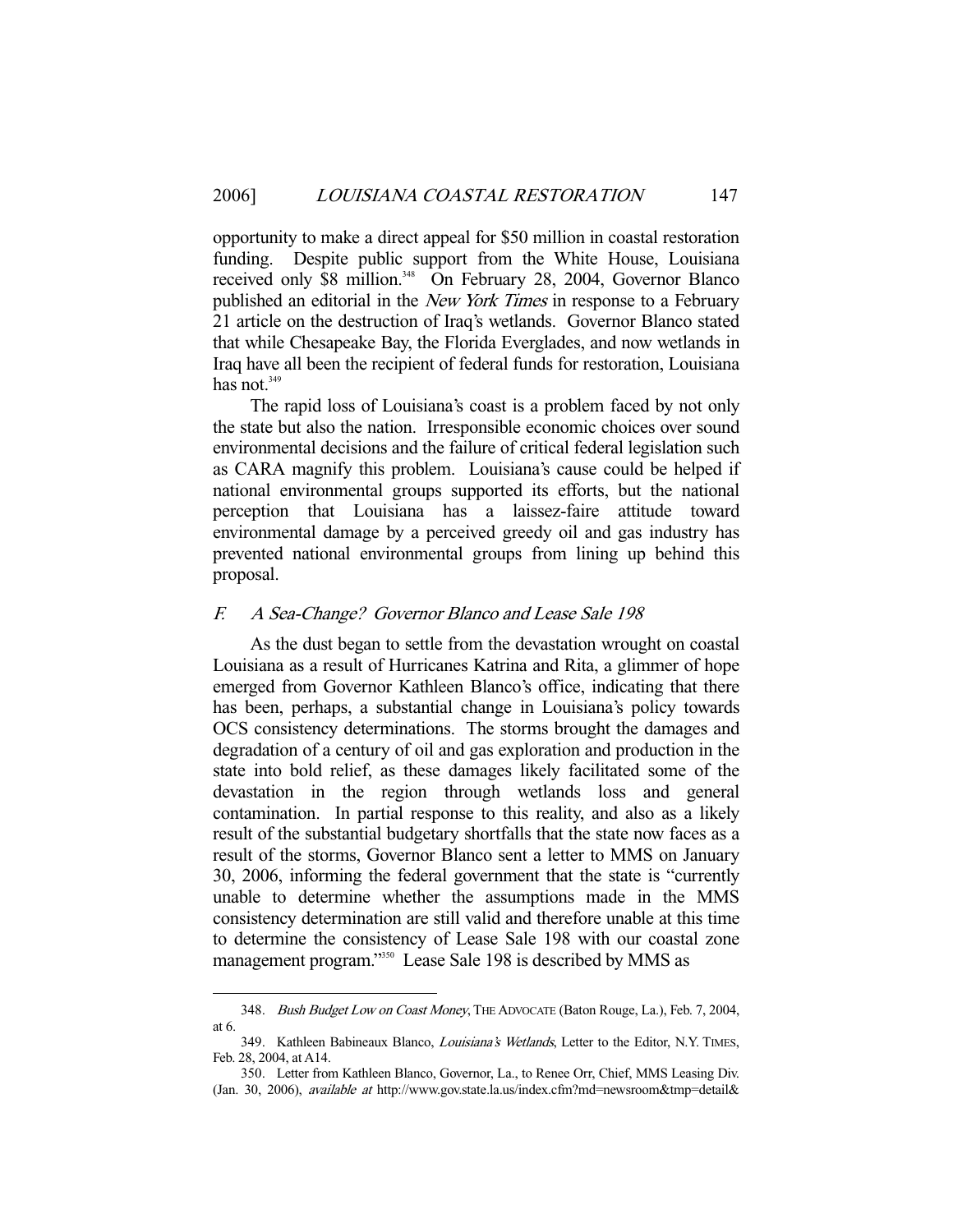opportunity to make a direct appeal for $50 million in coastal restoration funding. Despite public support from the White House, Louisiana received only $8 million.[348] On February 28, 2004, Governor Blanco published an editorial in the *New York Times* in response to a February 21 article on the destruction of Iraq's wetlands. Governor Blanco stated that while Chesapeake Bay, the Florida Everglades, and now wetlands in Iraq have all been the recipient of federal funds for restoration, Louisiana has not.[349]

The rapid loss of Louisiana's coast is a problem faced by not only the state but also the nation. Irresponsible economic choices over sound environmental decisions and the failure of critical federal legislation such as CARA magnify this problem. Louisiana's cause could be helped if national environmental groups supported its efforts, but the national perception that Louisiana has a laissez-faire attitude toward environmental damage by a perceived greedy oil and gas industry has prevented national environmental groups from lining up behind this proposal.

### *F. A Sea-Change? Governor Blanco and Lease Sale 198*

As the dust began to settle from the devastation wrought on coastal Louisiana as a result of Hurricanes Katrina and Rita, a glimmer of hope emerged from Governor Kathleen Blanco's office, indicating that there has been, perhaps, a substantial change in Louisiana's policy towards OCS consistency determinations. The storms brought the damages and degradation of a century of oil and gas exploration and production in the state into bold relief, as these damages likely facilitated some of the devastation in the region through wetlands loss and general contamination. In partial response to this reality, and also as a likely result of the substantial budgetary shortfalls that the state now faces as a result of the storms, Governor Blanco sent a letter to MMS on January 30, 2006, informing the federal government that the state is "currently unable to determine whether the assumptions made in the MMS consistency determination are still valid and therefore unable at this time to determine the consistency of Lease Sale 198 with our coastal zone management program."[350] Lease Sale 198 is described by MMS as

---

348. *Bush Budget Low on Coast Money*, THE ADVOCATE (Baton Rouge, La.), Feb. 7, 2004, at 6.

349. Kathleen Babineaux Blanco, *Louisiana's Wetlands*, Letter to the Editor, N.Y. TIMES, Feb. 28, 2004, at A14.

350. Letter from Kathleen Blanco, Governor, La., to Renee Orr, Chief, MMS Leasing Div. (Jan. 30, 2006), *available at* http://www.gov.state.la.us/index.cfm?md=newsroom&tmp=detail&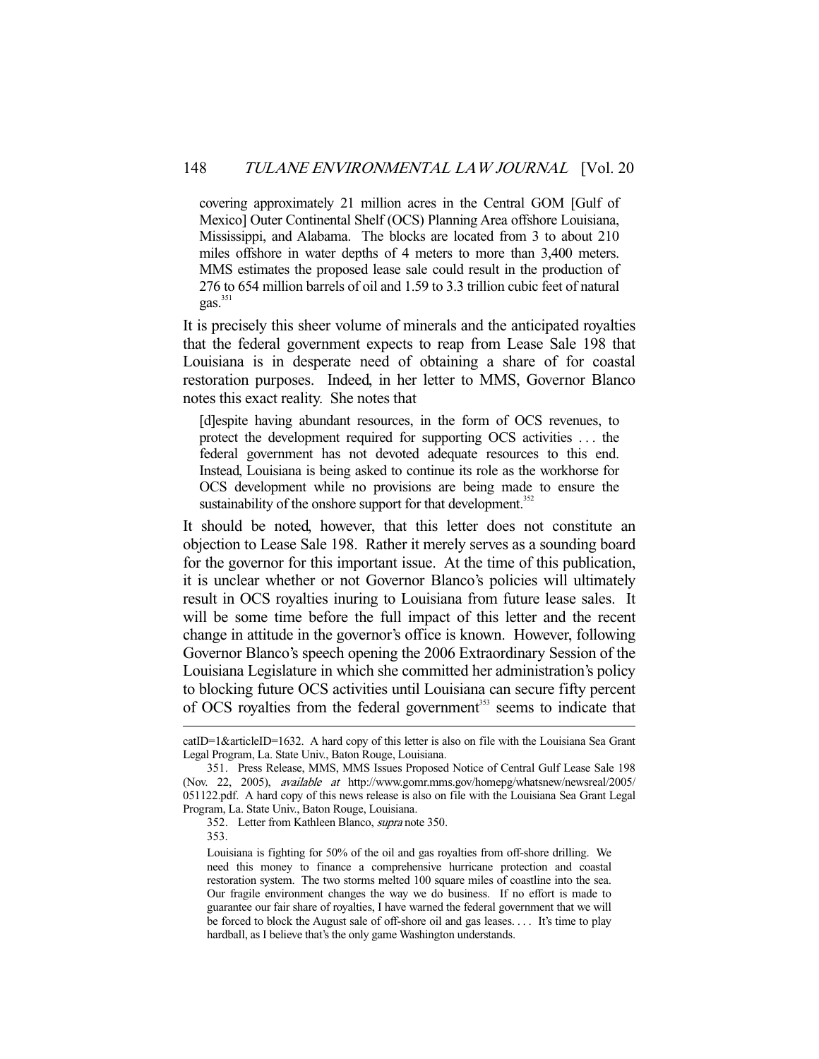> covering approximately 21 million acres in the Central GOM [Gulf of Mexico] Outer Continental Shelf (OCS) Planning Area offshore Louisiana, Mississippi, and Alabama. The blocks are located from 3 to about 210 miles offshore in water depths of 4 meters to more than 3,400 meters. MMS estimates the proposed lease sale could result in the production of 276 to 654 million barrels of oil and 1.59 to 3.3 trillion cubic feet of natural gas.[351]

It is precisely this sheer volume of minerals and the anticipated royalties that the federal government expects to reap from Lease Sale 198 that Louisiana is in desperate need of obtaining a share of for coastal restoration purposes. Indeed, in her letter to MMS, Governor Blanco notes this exact reality. She notes that

> [d]espite having abundant resources, in the form of OCS revenues, to protect the development required for supporting OCS activities . . . the federal government has not devoted adequate resources to this end. Instead, Louisiana is being asked to continue its role as the workhorse for OCS development while no provisions are being made to ensure the sustainability of the onshore support for that development.[352]

It should be noted, however, that this letter does not constitute an objection to Lease Sale 198. Rather it merely serves as a sounding board for the governor for this important issue. At the time of this publication, it is unclear whether or not Governor Blanco's policies will ultimately result in OCS royalties inuring to Louisiana from future lease sales. It will be some time before the full impact of this letter and the recent change in attitude in the governor's office is known. However, following Governor Blanco's speech opening the 2006 Extraordinary Session of the Louisiana Legislature in which she committed her administration's policy to blocking future OCS activities until Louisiana can secure fifty percent of OCS royalties from the federal government[353] seems to indicate that

---

catID=1&articleID=1632. A hard copy of this letter is also on file with the Louisiana Sea Grant Legal Program, La. State Univ., Baton Rouge, Louisiana.

351. Press Release, MMS, MMS Issues Proposed Notice of Central Gulf Lease Sale 198 (Nov. 22, 2005), *available at* http://www.gomr.mms.gov/homepg/whatsnew/newsreal/2005/051122.pdf. A hard copy of this news release is also on file with the Louisiana Sea Grant Legal Program, La. State Univ., Baton Rouge, Louisiana.

352. Letter from Kathleen Blanco, *supra* note 350.

353.

> Louisiana is fighting for 50% of the oil and gas royalties from off-shore drilling. We need this money to finance a comprehensive hurricane protection and coastal restoration system. The two storms melted 100 square miles of coastline into the sea. Our fragile environment changes the way we do business. If no effort is made to guarantee our fair share of royalties, I have warned the federal government that we will be forced to block the August sale of off-shore oil and gas leases. . . . It's time to play hardball, as I believe that's the only game Washington understands.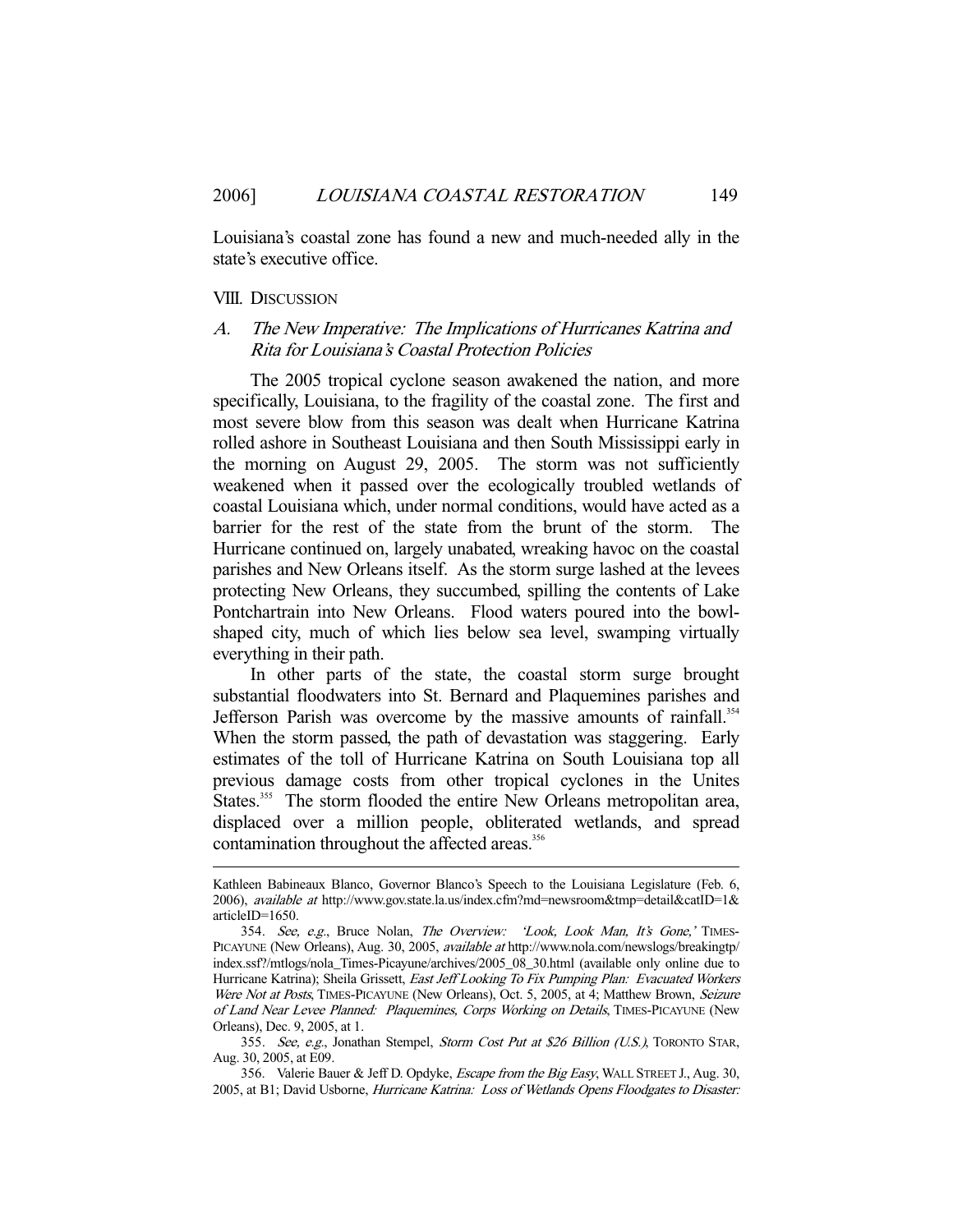Louisiana's coastal zone has found a new and much-needed ally in the state's executive office.

## VIII. DISCUSSION

### A. *The New Imperative: The Implications of Hurricanes Katrina and Rita for Louisiana's Coastal Protection Policies*

The 2005 tropical cyclone season awakened the nation, and more specifically, Louisiana, to the fragility of the coastal zone. The first and most severe blow from this season was dealt when Hurricane Katrina rolled ashore in Southeast Louisiana and then South Mississippi early in the morning on August 29, 2005. The storm was not sufficiently weakened when it passed over the ecologically troubled wetlands of coastal Louisiana which, under normal conditions, would have acted as a barrier for the rest of the state from the brunt of the storm. The Hurricane continued on, largely unabated, wreaking havoc on the coastal parishes and New Orleans itself. As the storm surge lashed at the levees protecting New Orleans, they succumbed, spilling the contents of Lake Pontchartrain into New Orleans. Flood waters poured into the bowl-shaped city, much of which lies below sea level, swamping virtually everything in their path.

In other parts of the state, the coastal storm surge brought substantial floodwaters into St. Bernard and Plaquemines parishes and Jefferson Parish was overcome by the massive amounts of rainfall.[354] When the storm passed, the path of devastation was staggering. Early estimates of the toll of Hurricane Katrina on South Louisiana top all previous damage costs from other tropical cyclones in the Unites States.[355] The storm flooded the entire New Orleans metropolitan area, displaced over a million people, obliterated wetlands, and spread contamination throughout the affected areas.[356]

---

Kathleen Babineaux Blanco, Governor Blanco's Speech to the Louisiana Legislature (Feb. 6, 2006), *available at* http://www.gov.state.la.us/index.cfm?md=newsroom&tmp=detail&catID=1&articleID=1650.

354. *See, e.g.*, Bruce Nolan, *The Overview: 'Look, Look Man, It's Gone,'* TIMES-PICAYUNE (New Orleans), Aug. 30, 2005, *available at* http://www.nola.com/newslogs/breakingtp/index.ssf?/mtlogs/nola_Times-Picayune/archives/2005_08_30.html (available only online due to Hurricane Katrina); Sheila Grissett, *East Jeff Looking To Fix Pumping Plan: Evacuated Workers Were Not at Posts*, TIMES-PICAYUNE (New Orleans), Oct. 5, 2005, at 4; Matthew Brown, *Seizure of Land Near Levee Planned: Plaquemines, Corps Working on Details*, TIMES-PICAYUNE (New Orleans), Dec. 9, 2005, at 1.

355. *See, e.g.*, Jonathan Stempel, *Storm Cost Put at $26 Billion (U.S.)*, TORONTO STAR, Aug. 30, 2005, at E09.

356. Valerie Bauer & Jeff D. Opdyke, *Escape from the Big Easy*, WALL STREET J., Aug. 30, 2005, at B1; David Usborne, *Hurricane Katrina: Loss of Wetlands Opens Floodgates to Disaster:*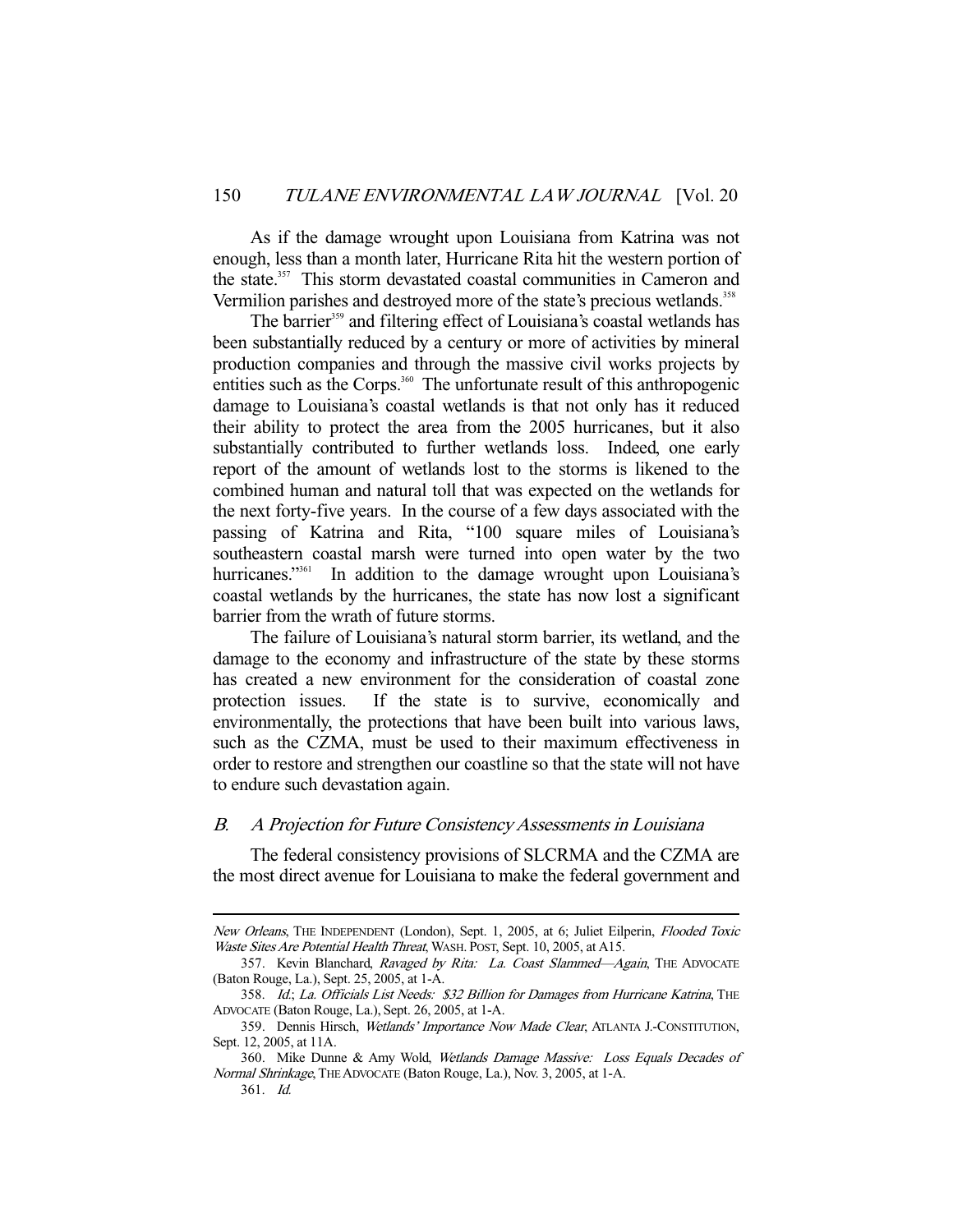As if the damage wrought upon Louisiana from Katrina was not enough, less than a month later, Hurricane Rita hit the western portion of the state.[357] This storm devastated coastal communities in Cameron and Vermilion parishes and destroyed more of the state's precious wetlands.[358]

The barrier[359] and filtering effect of Louisiana's coastal wetlands has been substantially reduced by a century or more of activities by mineral production companies and through the massive civil works projects by entities such as the Corps.[360] The unfortunate result of this anthropogenic damage to Louisiana's coastal wetlands is that not only has it reduced their ability to protect the area from the 2005 hurricanes, but it also substantially contributed to further wetlands loss. Indeed, one early report of the amount of wetlands lost to the storms is likened to the combined human and natural toll that was expected on the wetlands for the next forty-five years. In the course of a few days associated with the passing of Katrina and Rita, "100 square miles of Louisiana's southeastern coastal marsh were turned into open water by the two hurricanes."[361] In addition to the damage wrought upon Louisiana's coastal wetlands by the hurricanes, the state has now lost a significant barrier from the wrath of future storms.

The failure of Louisiana's natural storm barrier, its wetland, and the damage to the economy and infrastructure of the state by these storms has created a new environment for the consideration of coastal zone protection issues. If the state is to survive, economically and environmentally, the protections that have been built into various laws, such as the CZMA, must be used to their maximum effectiveness in order to restore and strengthen our coastline so that the state will not have to endure such devastation again.

### B. *A Projection for Future Consistency Assessments in Louisiana*

The federal consistency provisions of SLCRMA and the CZMA are the most direct avenue for Louisiana to make the federal government and

---

*New Orleans*, THE INDEPENDENT (London), Sept. 1, 2005, at 6; Juliet Eilperin, *Flooded Toxic Waste Sites Are Potential Health Threat*, WASH. POST, Sept. 10, 2005, at A15.

357. Kevin Blanchard, *Ravaged by Rita: La. Coast Slammed—Again*, THE ADVOCATE (Baton Rouge, La.), Sept. 25, 2005, at 1-A.

358. *Id.*; *La. Officials List Needs: $32 Billion for Damages from Hurricane Katrina*, THE ADVOCATE (Baton Rouge, La.), Sept. 26, 2005, at 1-A.

359. Dennis Hirsch, *Wetlands' Importance Now Made Clear*, ATLANTA J.-CONSTITUTION, Sept. 12, 2005, at 11A.

360. Mike Dunne & Amy Wold, *Wetlands Damage Massive: Loss Equals Decades of Normal Shrinkage*, THE ADVOCATE (Baton Rouge, La.), Nov. 3, 2005, at 1-A.

361. *Id.*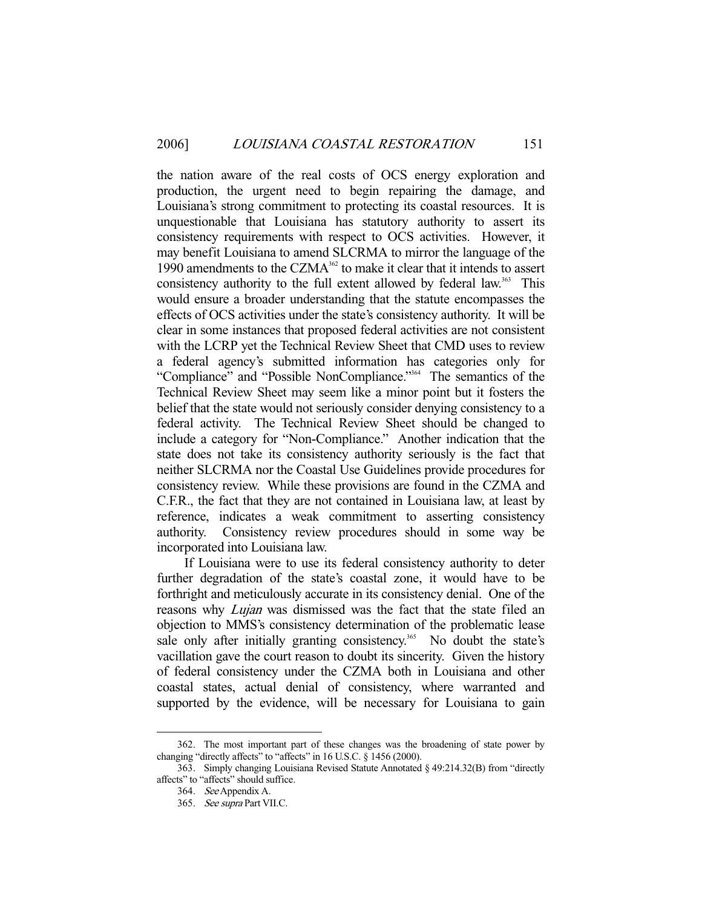the nation aware of the real costs of OCS energy exploration and production, the urgent need to begin repairing the damage, and Louisiana's strong commitment to protecting its coastal resources. It is unquestionable that Louisiana has statutory authority to assert its consistency requirements with respect to OCS activities. However, it may benefit Louisiana to amend SLCRMA to mirror the language of the 1990 amendments to the CZMA[362] to make it clear that it intends to assert consistency authority to the full extent allowed by federal law.[363] This would ensure a broader understanding that the statute encompasses the effects of OCS activities under the state's consistency authority. It will be clear in some instances that proposed federal activities are not consistent with the LCRP yet the Technical Review Sheet that CMD uses to review a federal agency's submitted information has categories only for "Compliance" and "Possible NonCompliance."[364] The semantics of the Technical Review Sheet may seem like a minor point but it fosters the belief that the state would not seriously consider denying consistency to a federal activity. The Technical Review Sheet should be changed to include a category for "Non-Compliance." Another indication that the state does not take its consistency authority seriously is the fact that neither SLCRMA nor the Coastal Use Guidelines provide procedures for consistency review. While these provisions are found in the CZMA and C.F.R., the fact that they are not contained in Louisiana law, at least by reference, indicates a weak commitment to asserting consistency authority. Consistency review procedures should in some way be incorporated into Louisiana law.

If Louisiana were to use its federal consistency authority to deter further degradation of the state's coastal zone, it would have to be forthright and meticulously accurate in its consistency denial. One of the reasons why *Lujan* was dismissed was the fact that the state filed an objection to MMS's consistency determination of the problematic lease sale only after initially granting consistency.[365] No doubt the state's vacillation gave the court reason to doubt its sincerity. Given the history of federal consistency under the CZMA both in Louisiana and other coastal states, actual denial of consistency, where warranted and supported by the evidence, will be necessary for Louisiana to gain

---

362. The most important part of these changes was the broadening of state power by changing "directly affects" to "affects" in 16 U.S.C. § 1456 (2000).

363. Simply changing Louisiana Revised Statute Annotated § 49:214.32(B) from "directly affects" to "affects" should suffice.

364. *See* Appendix A.

365. *See supra* Part VII.C.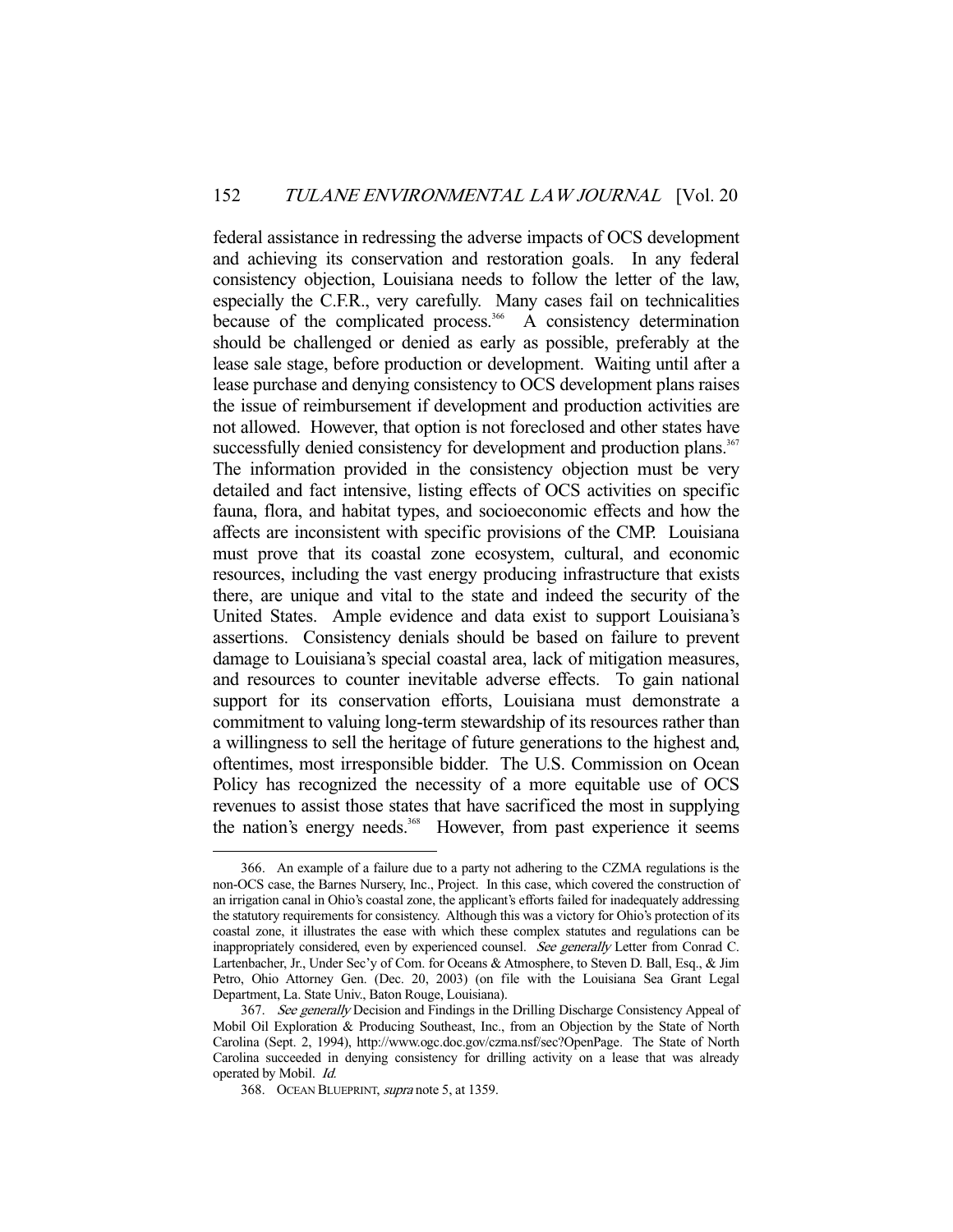federal assistance in redressing the adverse impacts of OCS development and achieving its conservation and restoration goals. In any federal consistency objection, Louisiana needs to follow the letter of the law, especially the C.F.R., very carefully. Many cases fail on technicalities because of the complicated process.[366] A consistency determination should be challenged or denied as early as possible, preferably at the lease sale stage, before production or development. Waiting until after a lease purchase and denying consistency to OCS development plans raises the issue of reimbursement if development and production activities are not allowed. However, that option is not foreclosed and other states have successfully denied consistency for development and production plans.[367] The information provided in the consistency objection must be very detailed and fact intensive, listing effects of OCS activities on specific fauna, flora, and habitat types, and socioeconomic effects and how the affects are inconsistent with specific provisions of the CMP. Louisiana must prove that its coastal zone ecosystem, cultural, and economic resources, including the vast energy producing infrastructure that exists there, are unique and vital to the state and indeed the security of the United States. Ample evidence and data exist to support Louisiana's assertions. Consistency denials should be based on failure to prevent damage to Louisiana's special coastal area, lack of mitigation measures, and resources to counter inevitable adverse effects. To gain national support for its conservation efforts, Louisiana must demonstrate a commitment to valuing long-term stewardship of its resources rather than a willingness to sell the heritage of future generations to the highest and, oftentimes, most irresponsible bidder. The U.S. Commission on Ocean Policy has recognized the necessity of a more equitable use of OCS revenues to assist those states that have sacrificed the most in supplying the nation's energy needs.[368] However, from past experience it seems

---

366. An example of a failure due to a party not adhering to the CZMA regulations is the non-OCS case, the Barnes Nursery, Inc., Project. In this case, which covered the construction of an irrigation canal in Ohio's coastal zone, the applicant's efforts failed for inadequately addressing the statutory requirements for consistency. Although this was a victory for Ohio's protection of its coastal zone, it illustrates the ease with which these complex statutes and regulations can be inappropriately considered, even by experienced counsel. *See generally* Letter from Conrad C. Lartenbacher, Jr., Under Sec'y of Com. for Oceans & Atmosphere, to Steven D. Ball, Esq., & Jim Petro, Ohio Attorney Gen. (Dec. 20, 2003) (on file with the Louisiana Sea Grant Legal Department, La. State Univ., Baton Rouge, Louisiana).

367. *See generally* Decision and Findings in the Drilling Discharge Consistency Appeal of Mobil Oil Exploration & Producing Southeast, Inc., from an Objection by the State of North Carolina (Sept. 2, 1994), http://www.ogc.doc.gov/czma.nsf/sec?OpenPage. The State of North Carolina succeeded in denying consistency for drilling activity on a lease that was already operated by Mobil. *Id.*

368. OCEAN BLUEPRINT, *supra* note 5, at 1359.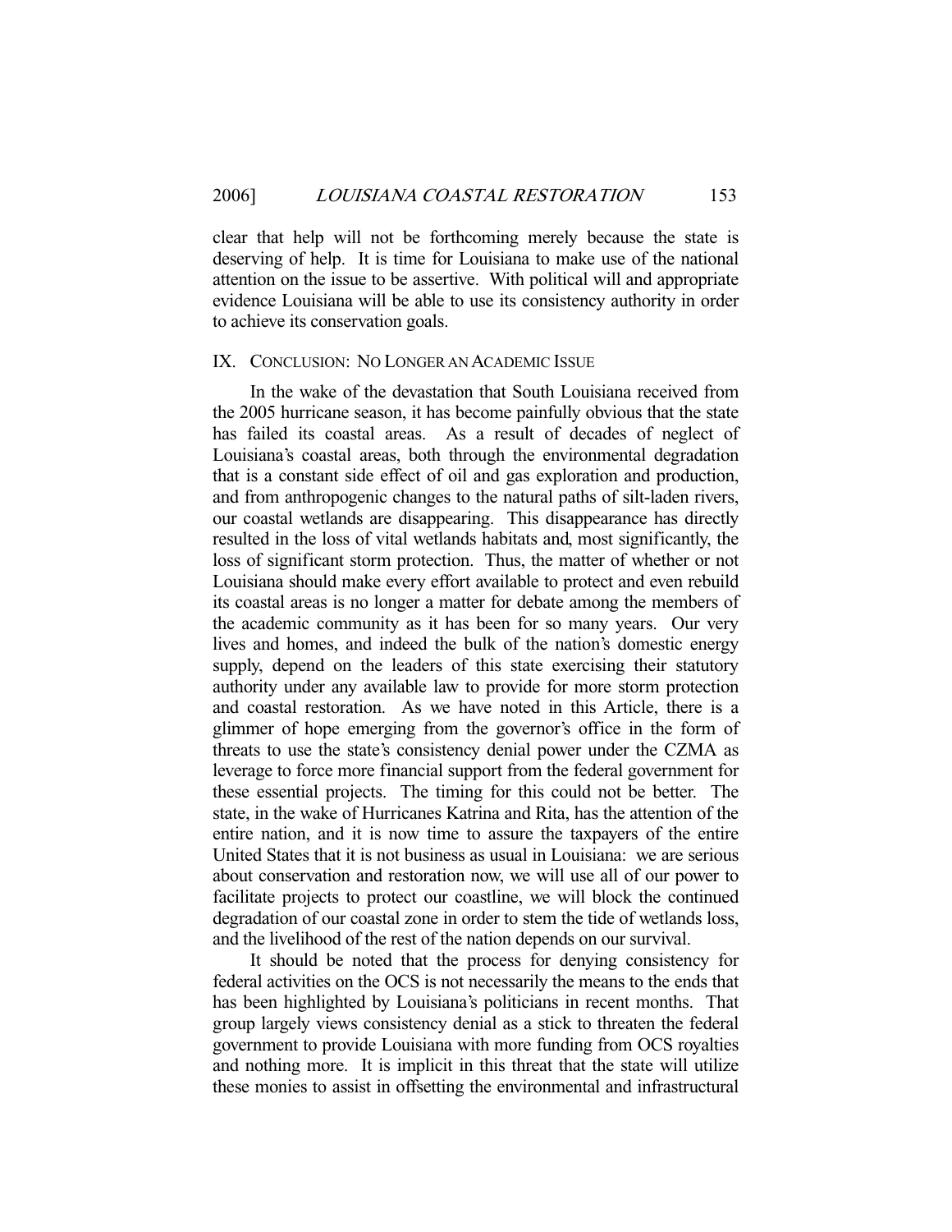clear that help will not be forthcoming merely because the state is deserving of help. It is time for Louisiana to make use of the national attention on the issue to be assertive. With political will and appropriate evidence Louisiana will be able to use its consistency authority in order to achieve its conservation goals.

## IX. CONCLUSION: NO LONGER AN ACADEMIC ISSUE

In the wake of the devastation that South Louisiana received from the 2005 hurricane season, it has become painfully obvious that the state has failed its coastal areas. As a result of decades of neglect of Louisiana's coastal areas, both through the environmental degradation that is a constant side effect of oil and gas exploration and production, and from anthropogenic changes to the natural paths of silt-laden rivers, our coastal wetlands are disappearing. This disappearance has directly resulted in the loss of vital wetlands habitats and, most significantly, the loss of significant storm protection. Thus, the matter of whether or not Louisiana should make every effort available to protect and even rebuild its coastal areas is no longer a matter for debate among the members of the academic community as it has been for so many years. Our very lives and homes, and indeed the bulk of the nation's domestic energy supply, depend on the leaders of this state exercising their statutory authority under any available law to provide for more storm protection and coastal restoration. As we have noted in this Article, there is a glimmer of hope emerging from the governor's office in the form of threats to use the state's consistency denial power under the CZMA as leverage to force more financial support from the federal government for these essential projects. The timing for this could not be better. The state, in the wake of Hurricanes Katrina and Rita, has the attention of the entire nation, and it is now time to assure the taxpayers of the entire United States that it is not business as usual in Louisiana: we are serious about conservation and restoration now, we will use all of our power to facilitate projects to protect our coastline, we will block the continued degradation of our coastal zone in order to stem the tide of wetlands loss, and the livelihood of the rest of the nation depends on our survival.

It should be noted that the process for denying consistency for federal activities on the OCS is not necessarily the means to the ends that has been highlighted by Louisiana's politicians in recent months. That group largely views consistency denial as a stick to threaten the federal government to provide Louisiana with more funding from OCS royalties and nothing more. It is implicit in this threat that the state will utilize these monies to assist in offsetting the environmental and infrastructural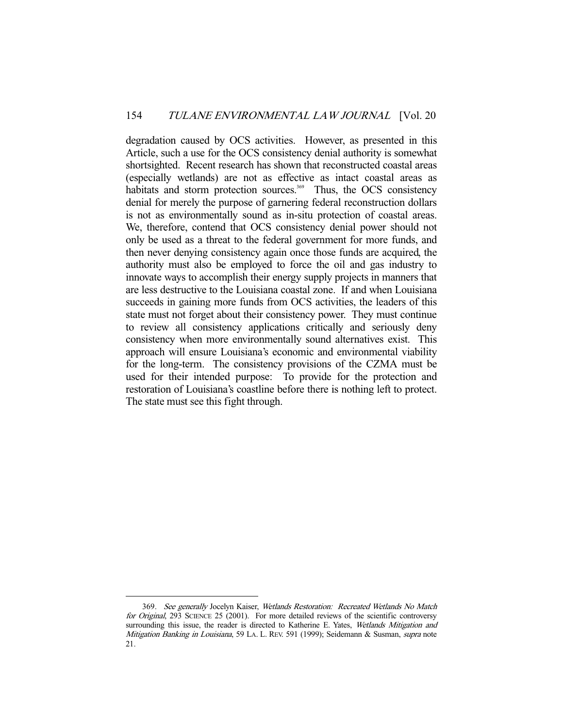degradation caused by OCS activities. However, as presented in this Article, such a use for the OCS consistency denial authority is somewhat shortsighted. Recent research has shown that reconstructed coastal areas (especially wetlands) are not as effective as intact coastal areas as habitats and storm protection sources.[369] Thus, the OCS consistency denial for merely the purpose of garnering federal reconstruction dollars is not as environmentally sound as in-situ protection of coastal areas. We, therefore, contend that OCS consistency denial power should not only be used as a threat to the federal government for more funds, and then never denying consistency again once those funds are acquired, the authority must also be employed to force the oil and gas industry to innovate ways to accomplish their energy supply projects in manners that are less destructive to the Louisiana coastal zone. If and when Louisiana succeeds in gaining more funds from OCS activities, the leaders of this state must not forget about their consistency power. They must continue to review all consistency applications critically and seriously deny consistency when more environmentally sound alternatives exist. This approach will ensure Louisiana's economic and environmental viability for the long-term. The consistency provisions of the CZMA must be used for their intended purpose: To provide for the protection and restoration of Louisiana's coastline before there is nothing left to protect. The state must see this fight through.

---

369. *See generally* Jocelyn Kaiser, *Wetlands Restoration: Recreated Wetlands No Match for Original*, 293 SCIENCE 25 (2001). For more detailed reviews of the scientific controversy surrounding this issue, the reader is directed to Katherine E. Yates, *Wetlands Mitigation and Mitigation Banking in Louisiana*, 59 LA. L. REV. 591 (1999); Seidemann & Susman, *supra* note 21.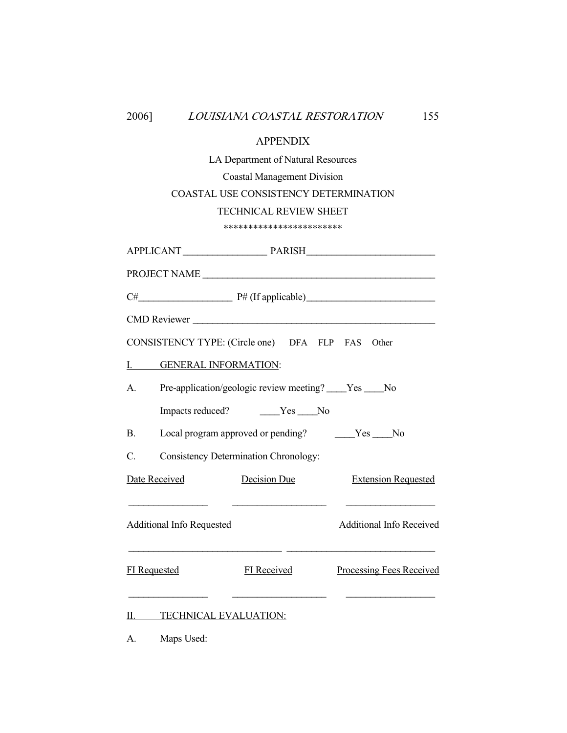# APPENDIX

LA Department of Natural Resources

Coastal Management Division

COASTAL USE CONSISTENCY DETERMINATION

TECHNICAL REVIEW SHEET

************************

APPLICANT _________________ PARISH _________________________

PROJECT NAME ________________________________________________

C# ___________________ P# (If applicable) __________________________

CMD Reviewer __________________________________________________

CONSISTENCY TYPE: (Circle one) DFA FLP FAS Other

I. GENERAL INFORMATION:

A. Pre-application/geologic review meeting? ____Yes ____No

Impacts reduced? ____Yes ____No

B. Local program approved or pending? ____Yes ____No

C. Consistency Determination Chronology:

| Date Received | Decision Due | Extension Requested |
|---|---|---|
| ________________ | ___________________ | __________________ |

| Additional Info Requested | Additional Info Received |
|---|---|
| ______________________________ | ______________________________ |

| FI Requested | FI Received | Processing Fees Received |
|---|---|---|
| ________________ | ___________________ | __________________ |

II. TECHNICAL EVALUATION:

A. Maps Used: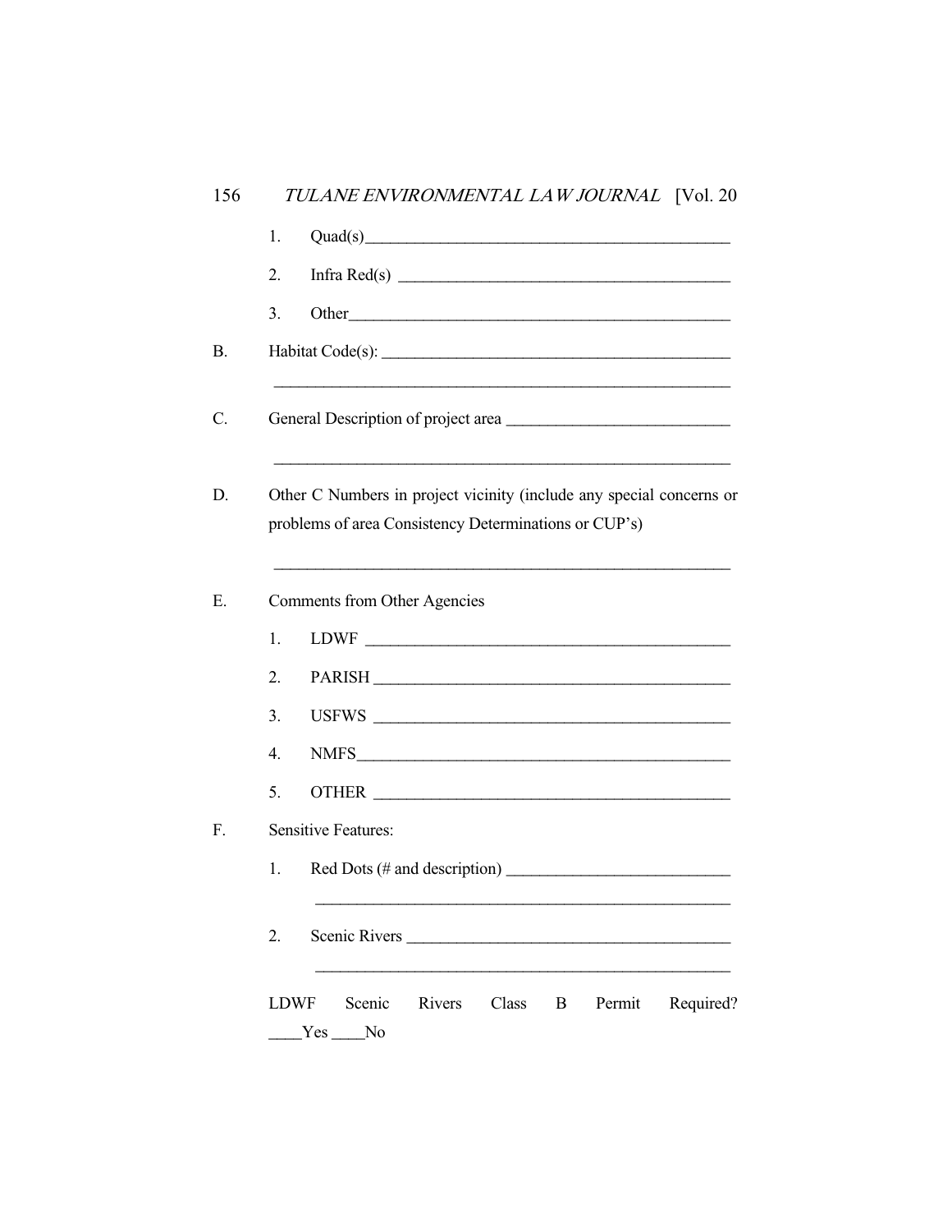1. Quad(s)______________________________________________

2. Infra Red(s) _________________________________________

3. Other________________________________________________

B. Habitat Code(s): ___________________________________________

_____________________________________________________________

C. General Description of project area ____________________________

_____________________________________________________________

D. Other C Numbers in project vicinity (include any special concerns or problems of area Consistency Determinations or CUP's)

_____________________________________________________________

E. Comments from Other Agencies

1. LDWF _______________________________________________

2. PARISH ______________________________________________

3. USFWS ______________________________________________

4. NMFS________________________________________________

5. OTHER ______________________________________________

F. Sensitive Features:

1. Red Dots (# and description) ____________________________

_____________________________________________________

2. Scenic Rivers _________________________________________

_____________________________________________________

LDWF Scenic Rivers Class B Permit Required? ____Yes ____No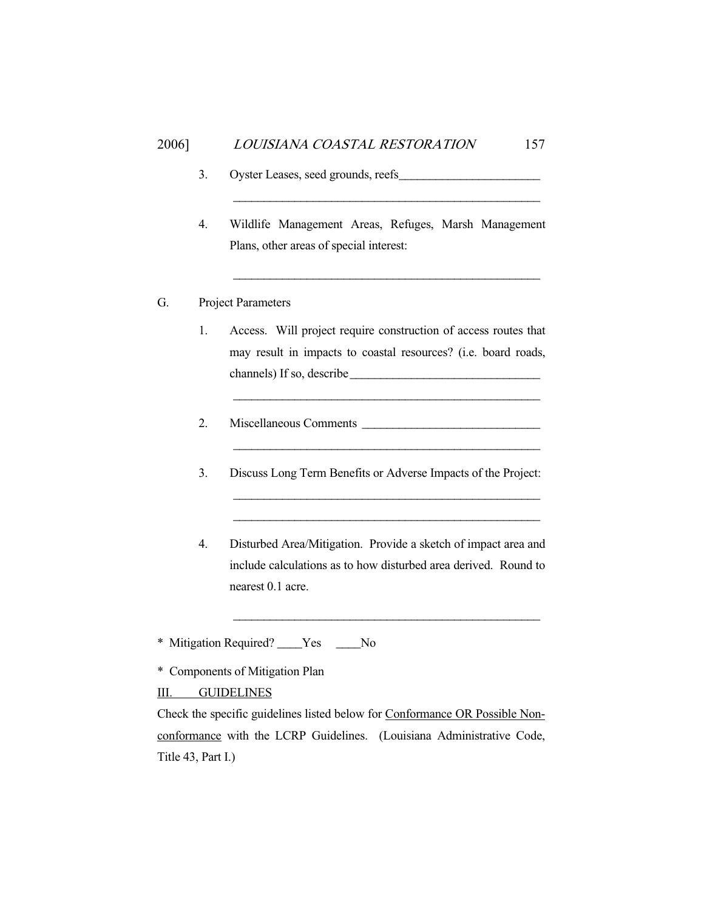3. Oyster Leases, seed grounds, reefs_______________________

   ____________________________________________________

4. Wildlife Management Areas, Refuges, Marsh Management Plans, other areas of special interest:

   ____________________________________________________

G. Project Parameters

1. Access. Will project require construction of access routes that may result in impacts to coastal resources? (i.e. board roads, channels) If so, describe_______________________________

   ____________________________________________________

2. Miscellaneous Comments _____________________________

   ____________________________________________________

3. Discuss Long Term Benefits or Adverse Impacts of the Project:

   ____________________________________________________

   ____________________________________________________

4. Disturbed Area/Mitigation. Provide a sketch of impact area and include calculations as to how disturbed area derived. Round to nearest 0.1 acre.

   ____________________________________________________

* Mitigation Required? ____Yes ____No

* Components of Mitigation Plan

<u>III. GUIDELINES</u>

Check the specific guidelines listed below for <u>Conformance OR Possible Non-conformance</u> with the LCRP Guidelines. (Louisiana Administrative Code, Title 43, Part I.)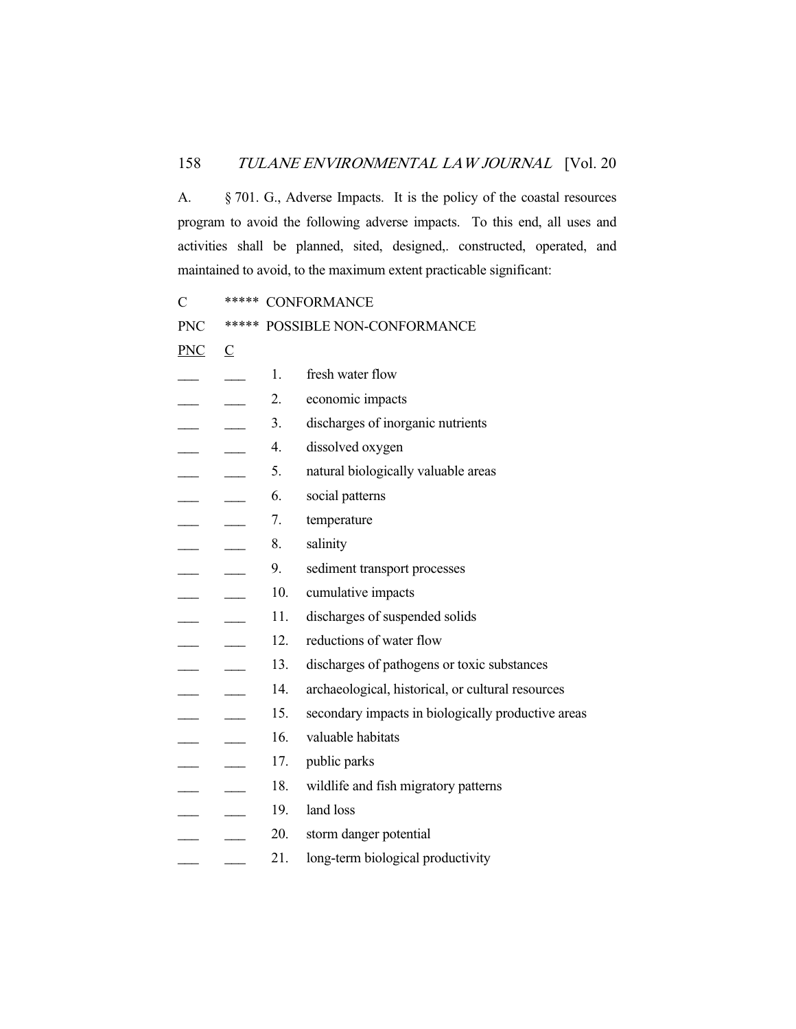A. § 701. G., Adverse Impacts. It is the policy of the coastal resources program to avoid the following adverse impacts. To this end, all uses and activities shall be planned, sited, designed,. constructed, operated, and maintained to avoid, to the maximum extent practicable significant:

C ***** CONFORMANCE

PNC ***** POSSIBLE NON-CONFORMANCE

| PNC | C | | |
|---|---|---|---|
| ___ | ___ | 1. | fresh water flow |
| ___ | ___ | 2. | economic impacts |
| ___ | ___ | 3. | discharges of inorganic nutrients |
| ___ | ___ | 4. | dissolved oxygen |
| ___ | ___ | 5. | natural biologically valuable areas |
| ___ | ___ | 6. | social patterns |
| ___ | ___ | 7. | temperature |
| ___ | ___ | 8. | salinity |
| ___ | ___ | 9. | sediment transport processes |
| ___ | ___ | 10. | cumulative impacts |
| ___ | ___ | 11. | discharges of suspended solids |
| ___ | ___ | 12. | reductions of water flow |
| ___ | ___ | 13. | discharges of pathogens or toxic substances |
| ___ | ___ | 14. | archaeological, historical, or cultural resources |
| ___ | ___ | 15. | secondary impacts in biologically productive areas |
| ___ | ___ | 16. | valuable habitats |
| ___ | ___ | 17. | public parks |
| ___ | ___ | 18. | wildlife and fish migratory patterns |
| ___ | ___ | 19. | land loss |
| ___ | ___ | 20. | storm danger potential |
| ___ | ___ | 21. | long-term biological productivity |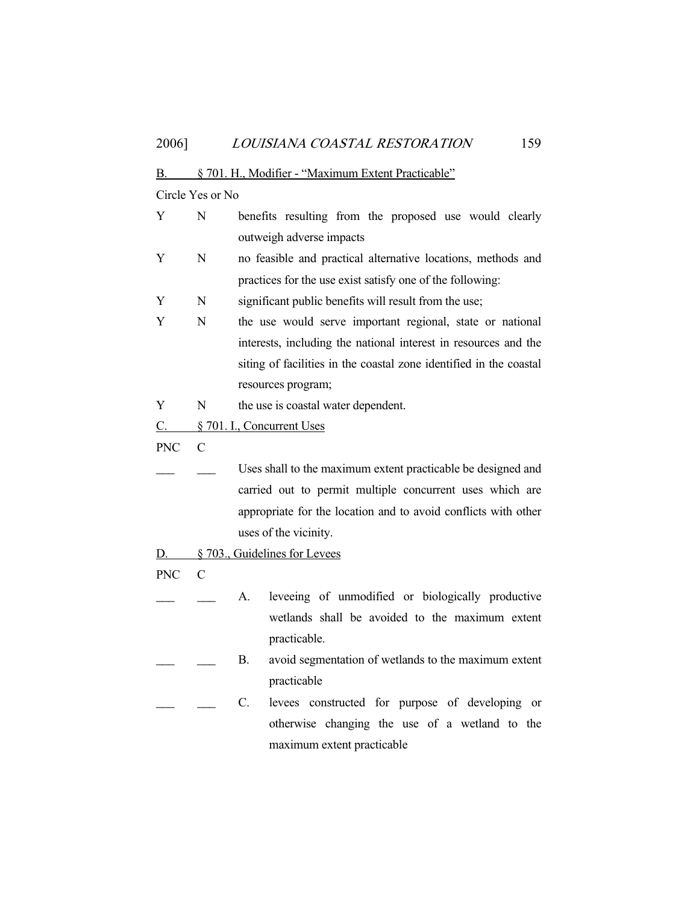<u>B. § 701. H., Modifier - "Maximum Extent Practicable"</u>

Circle Yes or No

| | | |
|---|---|---|
| Y | N | benefits resulting from the proposed use would clearly outweigh adverse impacts |
| Y | N | no feasible and practical alternative locations, methods and practices for the use exist satisfy one of the following: |
| Y | N | significant public benefits will result from the use; |
| Y | N | the use would serve important regional, state or national interests, including the national interest in resources and the siting of facilities in the coastal zone identified in the coastal resources program; |
| Y | N | the use is coastal water dependent. |

<u>C. § 701. I., Concurrent Uses</u>

| PNC | C | |
|---|---|---|
| ___ | ___ | Uses shall to the maximum extent practicable be designed and carried out to permit multiple concurrent uses which are appropriate for the location and to avoid conflicts with other uses of the vicinity. |

<u>D. § 703., Guidelines for Levees</u>

| PNC | C | | |
|---|---|---|---|
| ___ | ___ | A. | leveeing of unmodified or biologically productive wetlands shall be avoided to the maximum extent practicable. |
| ___ | ___ | B. | avoid segmentation of wetlands to the maximum extent practicable |
| ___ | ___ | C. | levees constructed for purpose of developing or otherwise changing the use of a wetland to the maximum extent practicable |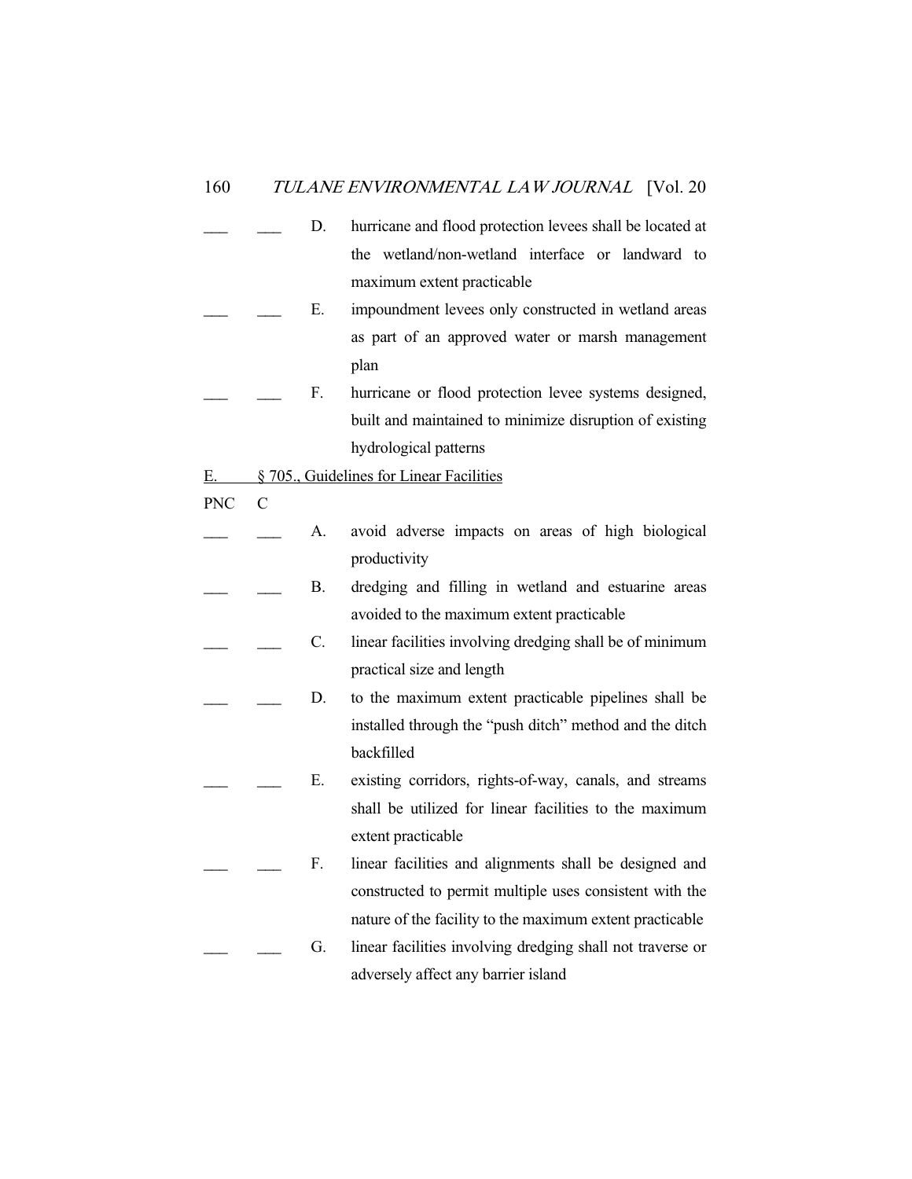___ ___ D. hurricane and flood protection levees shall be located at the wetland/non-wetland interface or landward to maximum extent practicable

___ ___ E. impoundment levees only constructed in wetland areas as part of an approved water or marsh management plan

___ ___ F. hurricane or flood protection levee systems designed, built and maintained to minimize disruption of existing hydrological patterns

E. <u>§ 705., Guidelines for Linear Facilities</u>

PNC C

___ ___ A. avoid adverse impacts on areas of high biological productivity

___ ___ B. dredging and filling in wetland and estuarine areas avoided to the maximum extent practicable

___ ___ C. linear facilities involving dredging shall be of minimum practical size and length

___ ___ D. to the maximum extent practicable pipelines shall be installed through the "push ditch" method and the ditch backfilled

___ ___ E. existing corridors, rights-of-way, canals, and streams shall be utilized for linear facilities to the maximum extent practicable

___ ___ F. linear facilities and alignments shall be designed and constructed to permit multiple uses consistent with the nature of the facility to the maximum extent practicable

___ ___ G. linear facilities involving dredging shall not traverse or adversely affect any barrier island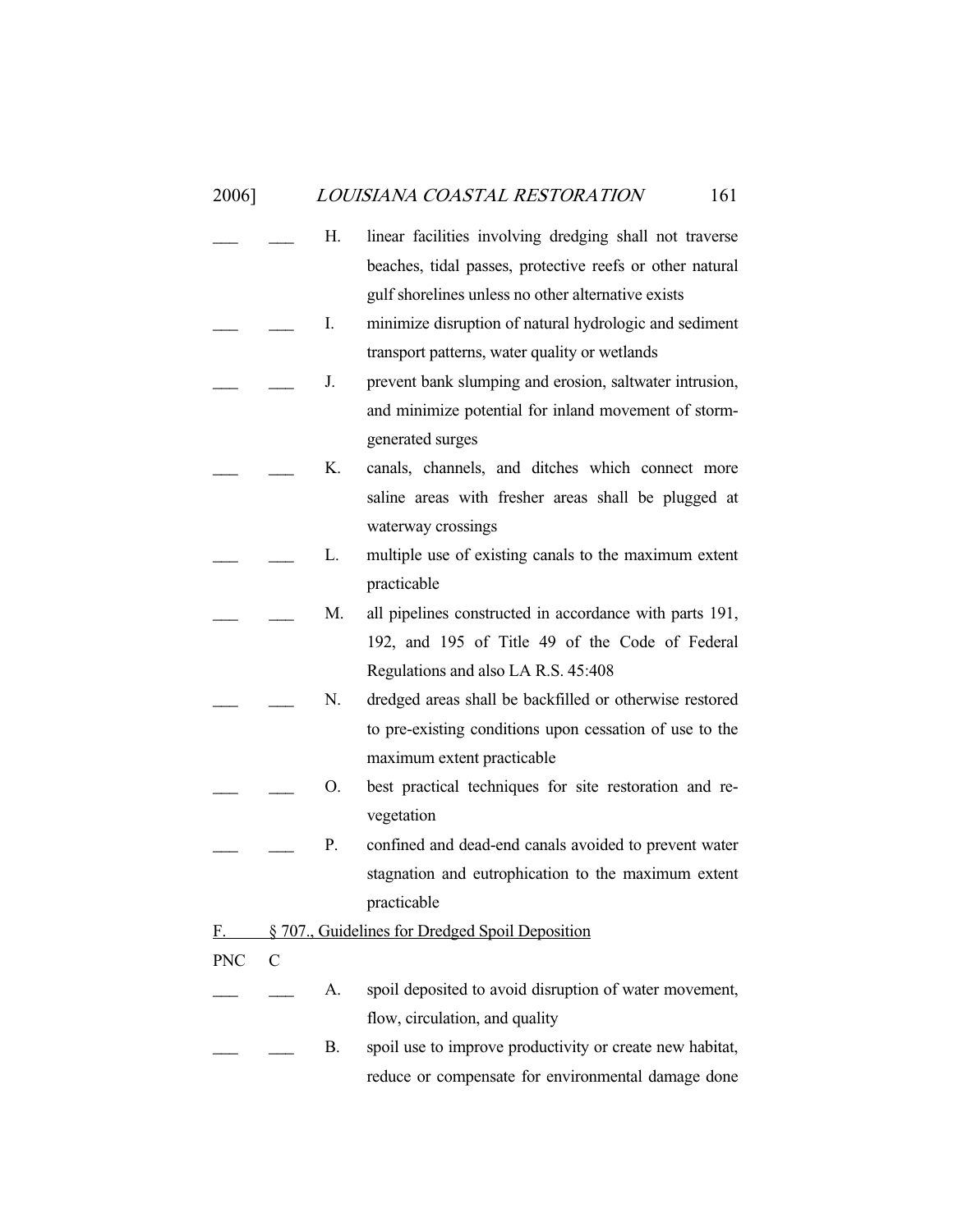___ ___ H. linear facilities involving dredging shall not traverse beaches, tidal passes, protective reefs or other natural gulf shorelines unless no other alternative exists

___ ___ I. minimize disruption of natural hydrologic and sediment transport patterns, water quality or wetlands

___ ___ J. prevent bank slumping and erosion, saltwater intrusion, and minimize potential for inland movement of storm-generated surges

___ ___ K. canals, channels, and ditches which connect more saline areas with fresher areas shall be plugged at waterway crossings

___ ___ L. multiple use of existing canals to the maximum extent practicable

___ ___ M. all pipelines constructed in accordance with parts 191, 192, and 195 of Title 49 of the Code of Federal Regulations and also LA R.S. 45:408

___ ___ N. dredged areas shall be backfilled or otherwise restored to pre-existing conditions upon cessation of use to the maximum extent practicable

___ ___ O. best practical techniques for site restoration and re-vegetation

___ ___ P. confined and dead-end canals avoided to prevent water stagnation and eutrophication to the maximum extent practicable

F. § 707., Guidelines for Dredged Spoil Deposition

PNC C

___ ___ A. spoil deposited to avoid disruption of water movement, flow, circulation, and quality

___ ___ B. spoil use to improve productivity or create new habitat, reduce or compensate for environmental damage done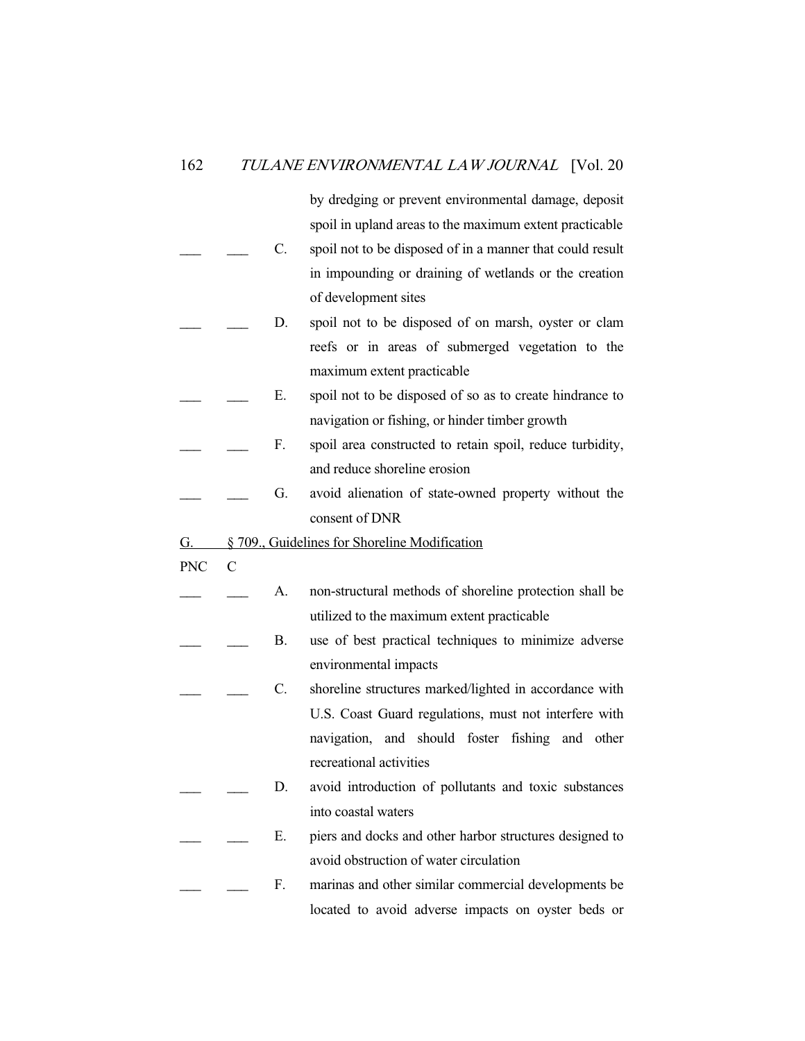by dredging or prevent environmental damage, deposit spoil in upland areas to the maximum extent practicable

___ ___ C. spoil not to be disposed of in a manner that could result in impounding or draining of wetlands or the creation of development sites

___ ___ D. spoil not to be disposed of on marsh, oyster or clam reefs or in areas of submerged vegetation to the maximum extent practicable

___ ___ E. spoil not to be disposed of so as to create hindrance to navigation or fishing, or hinder timber growth

___ ___ F. spoil area constructed to retain spoil, reduce turbidity, and reduce shoreline erosion

___ ___ G. avoid alienation of state-owned property without the consent of DNR

<u>G. § 709., Guidelines for Shoreline Modification</u>

PNC C

___ ___ A. non-structural methods of shoreline protection shall be utilized to the maximum extent practicable

___ ___ B. use of best practical techniques to minimize adverse environmental impacts

___ ___ C. shoreline structures marked/lighted in accordance with U.S. Coast Guard regulations, must not interfere with navigation, and should foster fishing and other recreational activities

___ ___ D. avoid introduction of pollutants and toxic substances into coastal waters

___ ___ E. piers and docks and other harbor structures designed to avoid obstruction of water circulation

___ ___ F. marinas and other similar commercial developments be located to avoid adverse impacts on oyster beds or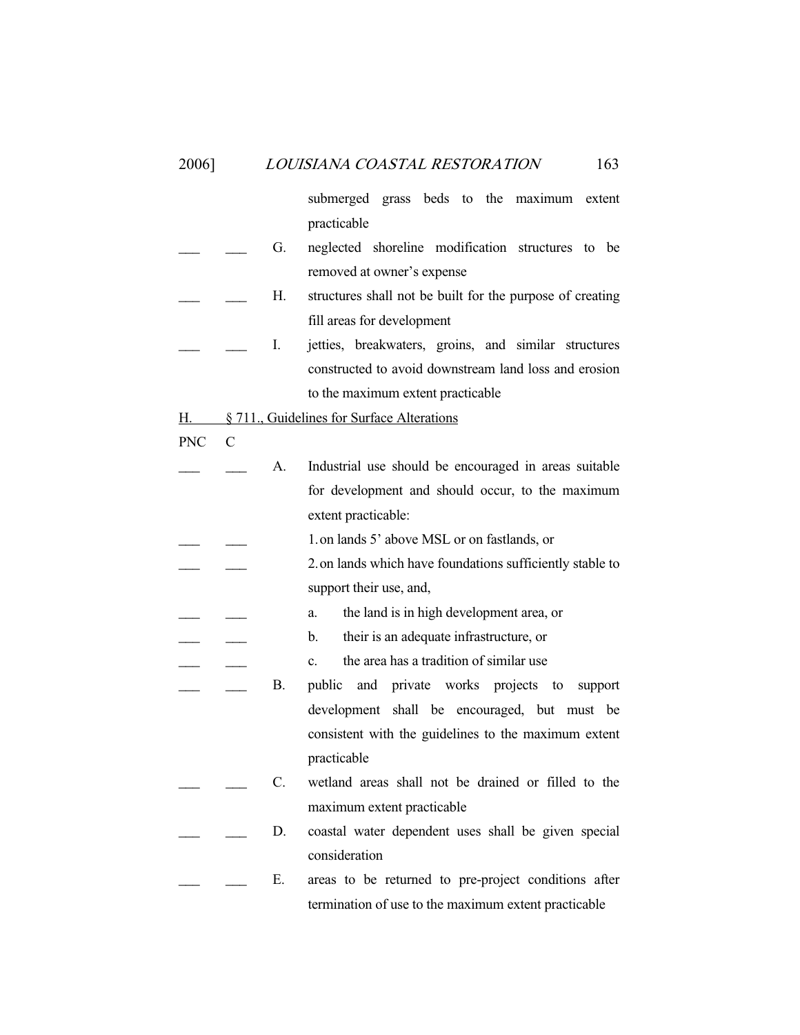submerged grass beds to the maximum extent practicable

___ ___ G. neglected shoreline modification structures to be removed at owner's expense

___ ___ H. structures shall not be built for the purpose of creating fill areas for development

___ ___ I. jetties, breakwaters, groins, and similar structures constructed to avoid downstream land loss and erosion to the maximum extent practicable

<u>H. § 711., Guidelines for Surface Alterations</u>

PNC C

___ ___ A. Industrial use should be encouraged in areas suitable for development and should occur, to the maximum extent practicable:

___ ___ 1. on lands 5' above MSL or on fastlands, or

___ ___ 2. on lands which have foundations sufficiently stable to support their use, and,

___ ___ a. the land is in high development area, or

___ ___ b. their is an adequate infrastructure, or

___ ___ c. the area has a tradition of similar use

___ ___ B. public and private works projects to support development shall be encouraged, but must be consistent with the guidelines to the maximum extent practicable

___ ___ C. wetland areas shall not be drained or filled to the maximum extent practicable

___ ___ D. coastal water dependent uses shall be given special consideration

___ ___ E. areas to be returned to pre-project conditions after termination of use to the maximum extent practicable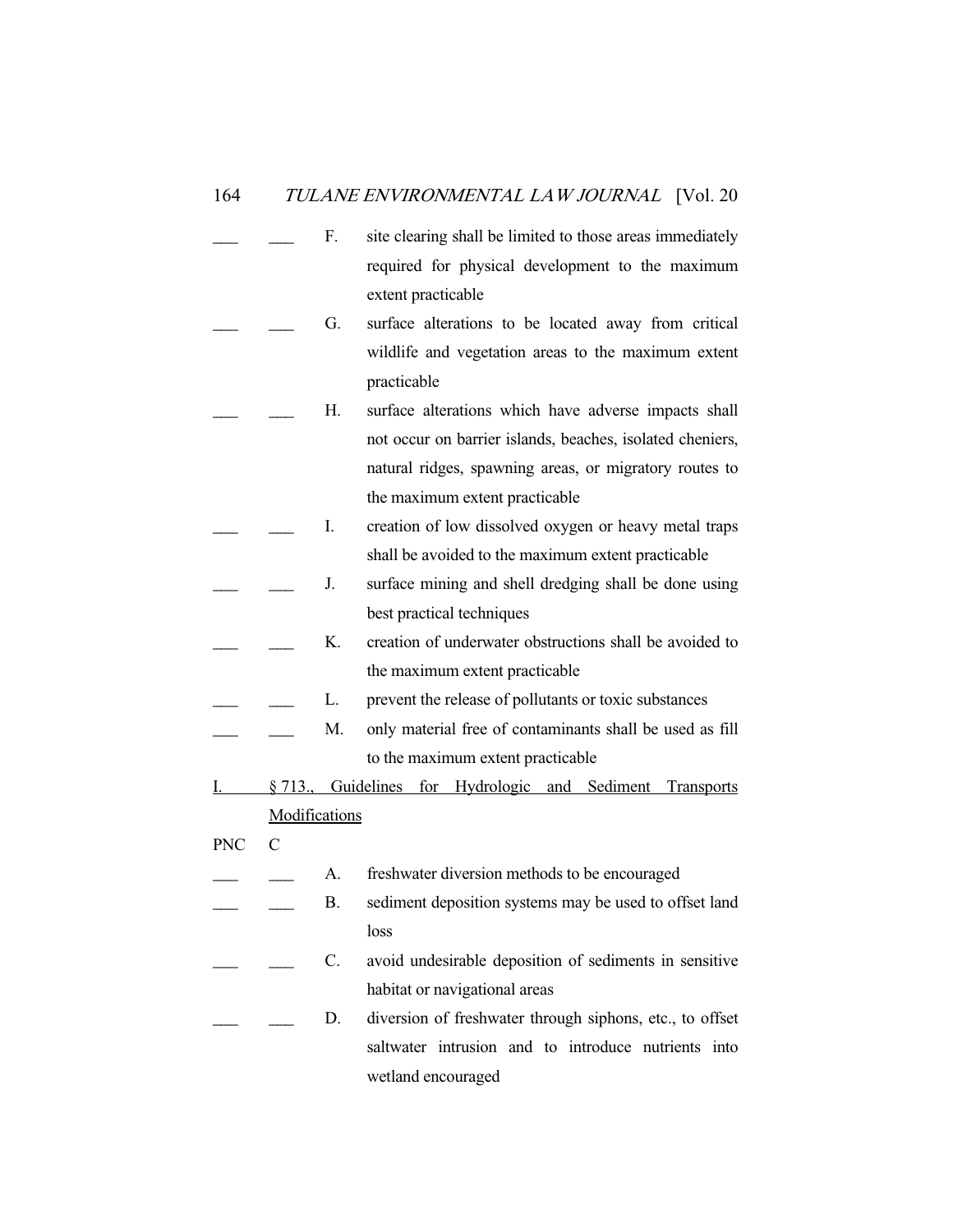___ ___ F. site clearing shall be limited to those areas immediately required for physical development to the maximum extent practicable

___ ___ G. surface alterations to be located away from critical wildlife and vegetation areas to the maximum extent practicable

___ ___ H. surface alterations which have adverse impacts shall not occur on barrier islands, beaches, isolated cheniers, natural ridges, spawning areas, or migratory routes to the maximum extent practicable

___ ___ I. creation of low dissolved oxygen or heavy metal traps shall be avoided to the maximum extent practicable

___ ___ J. surface mining and shell dredging shall be done using best practical techniques

___ ___ K. creation of underwater obstructions shall be avoided to the maximum extent practicable

___ ___ L. prevent the release of pollutants or toxic substances

___ ___ M. only material free of contaminants shall be used as fill to the maximum extent practicable

<u>I. § 713., Guidelines for Hydrologic and Sediment Transports Modifications</u>

PNC C

___ ___ A. freshwater diversion methods to be encouraged

___ ___ B. sediment deposition systems may be used to offset land loss

___ ___ C. avoid undesirable deposition of sediments in sensitive habitat or navigational areas

___ ___ D. diversion of freshwater through siphons, etc., to offset saltwater intrusion and to introduce nutrients into wetland encouraged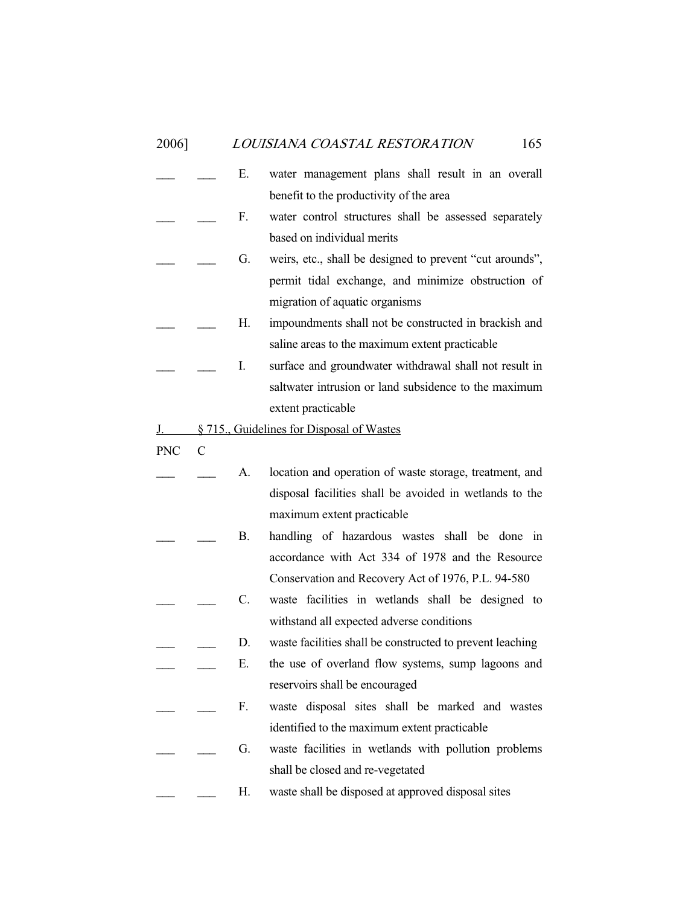___ ___ E. water management plans shall result in an overall benefit to the productivity of the area

___ ___ F. water control structures shall be assessed separately based on individual merits

___ ___ G. weirs, etc., shall be designed to prevent "cut arounds", permit tidal exchange, and minimize obstruction of migration of aquatic organisms

___ ___ H. impoundments shall not be constructed in brackish and saline areas to the maximum extent practicable

___ ___ I. surface and groundwater withdrawal shall not result in saltwater intrusion or land subsidence to the maximum extent practicable

<u>J. § 715., Guidelines for Disposal of Wastes</u>

PNC C

___ ___ A. location and operation of waste storage, treatment, and disposal facilities shall be avoided in wetlands to the maximum extent practicable

___ ___ B. handling of hazardous wastes shall be done in accordance with Act 334 of 1978 and the Resource Conservation and Recovery Act of 1976, P.L. 94-580

___ ___ C. waste facilities in wetlands shall be designed to withstand all expected adverse conditions

___ ___ D. waste facilities shall be constructed to prevent leaching

___ ___ E. the use of overland flow systems, sump lagoons and reservoirs shall be encouraged

___ ___ F. waste disposal sites shall be marked and wastes identified to the maximum extent practicable

___ ___ G. waste facilities in wetlands with pollution problems shall be closed and re-vegetated

___ ___ H. waste shall be disposed at approved disposal sites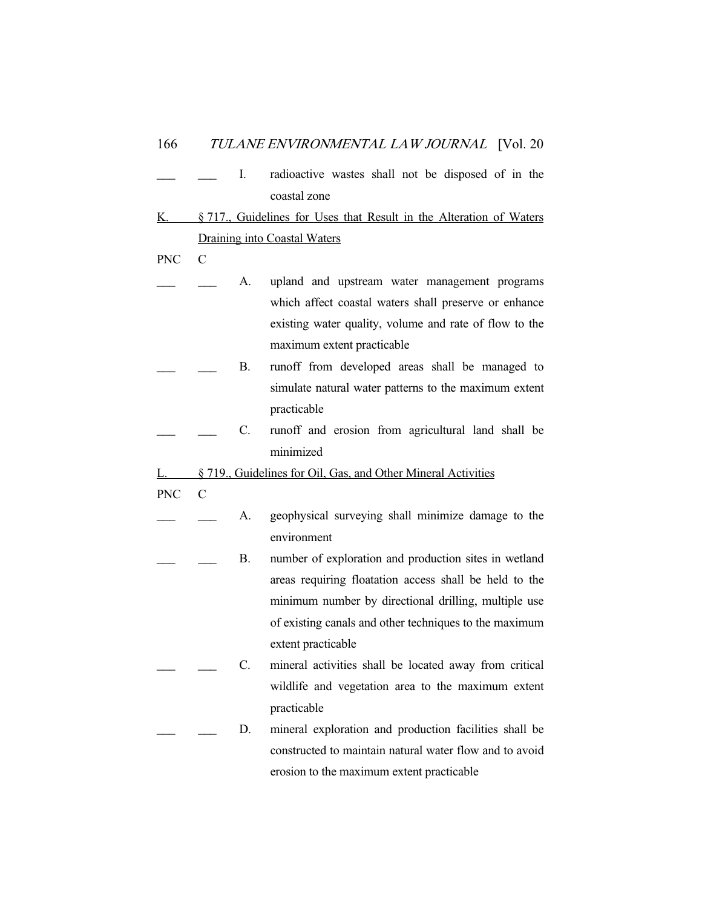___ ___ I. radioactive wastes shall not be disposed of in the coastal zone

<u>K. § 717., Guidelines for Uses that Result in the Alteration of Waters Draining into Coastal Waters</u>

PNC C

___ ___ A. upland and upstream water management programs which affect coastal waters shall preserve or enhance existing water quality, volume and rate of flow to the maximum extent practicable

___ ___ B. runoff from developed areas shall be managed to simulate natural water patterns to the maximum extent practicable

___ ___ C. runoff and erosion from agricultural land shall be minimized

<u>L. § 719., Guidelines for Oil, Gas, and Other Mineral Activities</u>

PNC C

___ ___ A. geophysical surveying shall minimize damage to the environment

___ ___ B. number of exploration and production sites in wetland areas requiring floatation access shall be held to the minimum number by directional drilling, multiple use of existing canals and other techniques to the maximum extent practicable

___ ___ C. mineral activities shall be located away from critical wildlife and vegetation area to the maximum extent practicable

___ ___ D. mineral exploration and production facilities shall be constructed to maintain natural water flow and to avoid erosion to the maximum extent practicable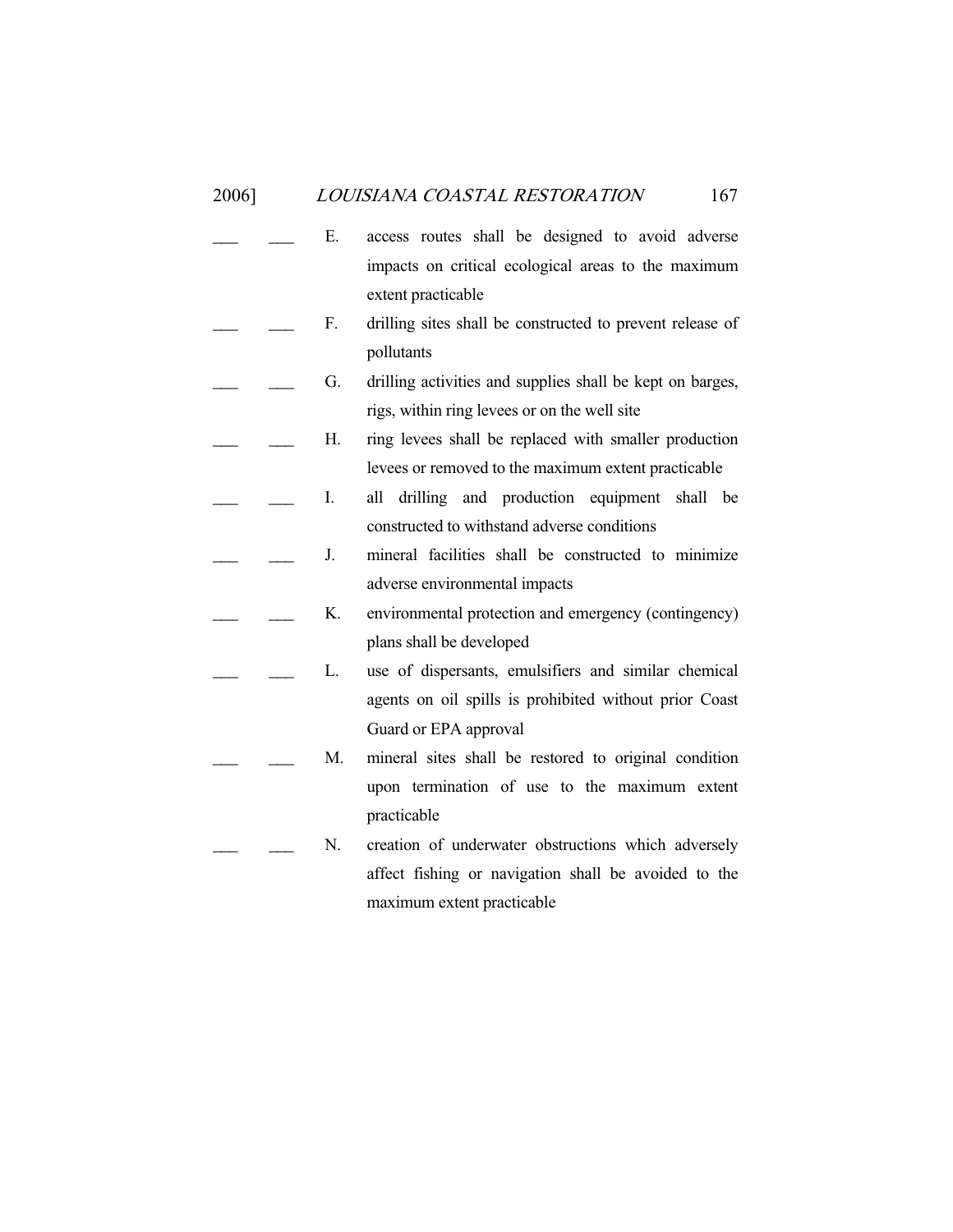___ ___ E. access routes shall be designed to avoid adverse impacts on critical ecological areas to the maximum extent practicable

___ ___ F. drilling sites shall be constructed to prevent release of pollutants

___ ___ G. drilling activities and supplies shall be kept on barges, rigs, within ring levees or on the well site

___ ___ H. ring levees shall be replaced with smaller production levees or removed to the maximum extent practicable

___ ___ I. all drilling and production equipment shall be constructed to withstand adverse conditions

___ ___ J. mineral facilities shall be constructed to minimize adverse environmental impacts

___ ___ K. environmental protection and emergency (contingency) plans shall be developed

___ ___ L. use of dispersants, emulsifiers and similar chemical agents on oil spills is prohibited without prior Coast Guard or EPA approval

___ ___ M. mineral sites shall be restored to original condition upon termination of use to the maximum extent practicable

___ ___ N. creation of underwater obstructions which adversely affect fishing or navigation shall be avoided to the maximum extent practicable